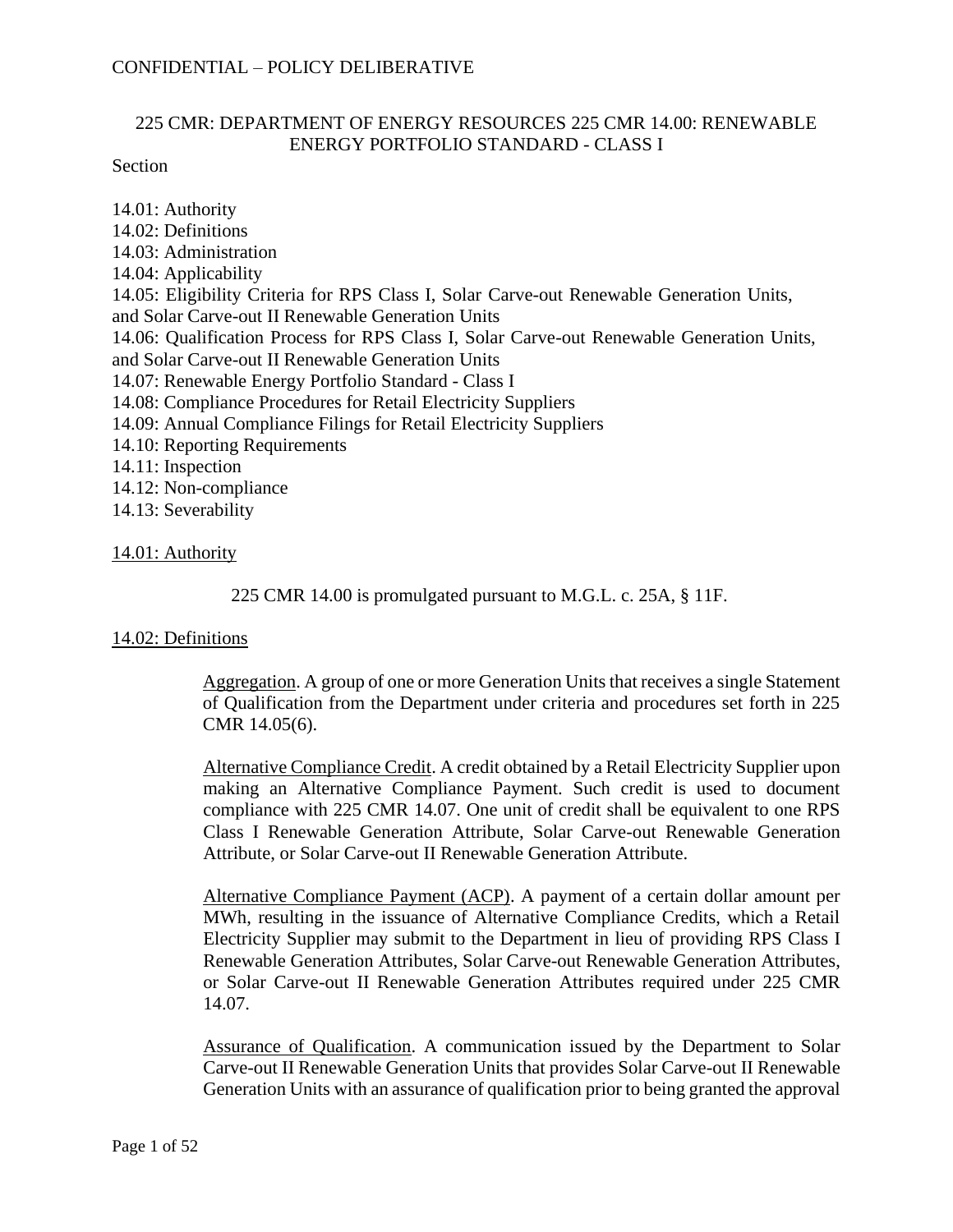CONFIDENTIAL – POLICY DELIBERATIVE

# 225 CMR: DEPARTMENT OF ENERGY RESOURCES 225 CMR 14.00: RENEWABLE ENERGY PORTFOLIO STANDARD - CLASS I

Section

14.01: Authority
14.02: Definitions
14.03: Administration
14.04: Applicability
14.05: Eligibility Criteria for RPS Class I, Solar Carve-out Renewable Generation Units, and Solar Carve-out II Renewable Generation Units
14.06: Qualification Process for RPS Class I, Solar Carve-out Renewable Generation Units, and Solar Carve-out II Renewable Generation Units
14.07: Renewable Energy Portfolio Standard - Class I
14.08: Compliance Procedures for Retail Electricity Suppliers
14.09: Annual Compliance Filings for Retail Electricity Suppliers
14.10: Reporting Requirements
14.11: Inspection
14.12: Non-compliance
14.13: Severability

## 14.01: Authority

225 CMR 14.00 is promulgated pursuant to M.G.L. c. 25A, § 11F.

## 14.02: Definitions

Aggregation. A group of one or more Generation Units that receives a single Statement of Qualification from the Department under criteria and procedures set forth in 225 CMR 14.05(6).

Alternative Compliance Credit. A credit obtained by a Retail Electricity Supplier upon making an Alternative Compliance Payment. Such credit is used to document compliance with 225 CMR 14.07. One unit of credit shall be equivalent to one RPS Class I Renewable Generation Attribute, Solar Carve-out Renewable Generation Attribute, or Solar Carve-out II Renewable Generation Attribute.

Alternative Compliance Payment (ACP). A payment of a certain dollar amount per MWh, resulting in the issuance of Alternative Compliance Credits, which a Retail Electricity Supplier may submit to the Department in lieu of providing RPS Class I Renewable Generation Attributes, Solar Carve-out Renewable Generation Attributes, or Solar Carve-out II Renewable Generation Attributes required under 225 CMR 14.07.

Assurance of Qualification. A communication issued by the Department to Solar Carve-out II Renewable Generation Units that provides Solar Carve-out II Renewable Generation Units with an assurance of qualification prior to being granted the approval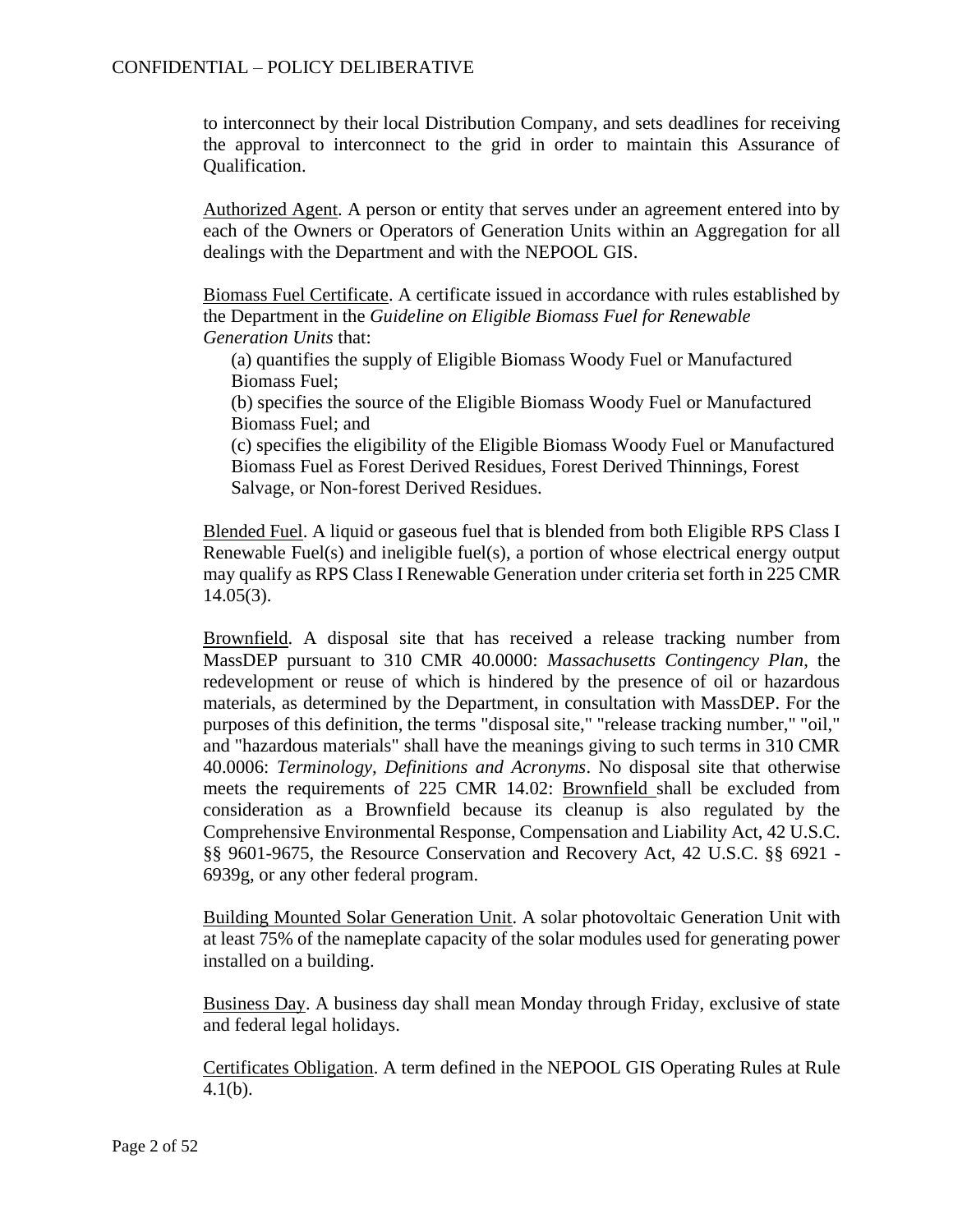to interconnect by their local Distribution Company, and sets deadlines for receiving the approval to interconnect to the grid in order to maintain this Assurance of Qualification.

Authorized Agent. A person or entity that serves under an agreement entered into by each of the Owners or Operators of Generation Units within an Aggregation for all dealings with the Department and with the NEPOOL GIS.

Biomass Fuel Certificate. A certificate issued in accordance with rules established by the Department in the *Guideline on Eligible Biomass Fuel for Renewable Generation Units* that:

(a) quantifies the supply of Eligible Biomass Woody Fuel or Manufactured Biomass Fuel;
(b) specifies the source of the Eligible Biomass Woody Fuel or Manufactured Biomass Fuel; and
(c) specifies the eligibility of the Eligible Biomass Woody Fuel or Manufactured Biomass Fuel as Forest Derived Residues, Forest Derived Thinnings, Forest Salvage, or Non-forest Derived Residues.

Blended Fuel. A liquid or gaseous fuel that is blended from both Eligible RPS Class I Renewable Fuel(s) and ineligible fuel(s), a portion of whose electrical energy output may qualify as RPS Class I Renewable Generation under criteria set forth in 225 CMR 14.05(3).

Brownfield. A disposal site that has received a release tracking number from MassDEP pursuant to 310 CMR 40.0000: *Massachusetts Contingency Plan*, the redevelopment or reuse of which is hindered by the presence of oil or hazardous materials, as determined by the Department, in consultation with MassDEP. For the purposes of this definition, the terms "disposal site," "release tracking number," "oil," and "hazardous materials" shall have the meanings giving to such terms in 310 CMR 40.0006: *Terminology, Definitions and Acronyms*. No disposal site that otherwise meets the requirements of 225 CMR 14.02: Brownfield shall be excluded from consideration as a Brownfield because its cleanup is also regulated by the Comprehensive Environmental Response, Compensation and Liability Act, 42 U.S.C. §§ 9601-9675, the Resource Conservation and Recovery Act, 42 U.S.C. §§ 6921 - 6939g, or any other federal program.

Building Mounted Solar Generation Unit. A solar photovoltaic Generation Unit with at least 75% of the nameplate capacity of the solar modules used for generating power installed on a building.

Business Day. A business day shall mean Monday through Friday, exclusive of state and federal legal holidays.

Certificates Obligation. A term defined in the NEPOOL GIS Operating Rules at Rule 4.1(b).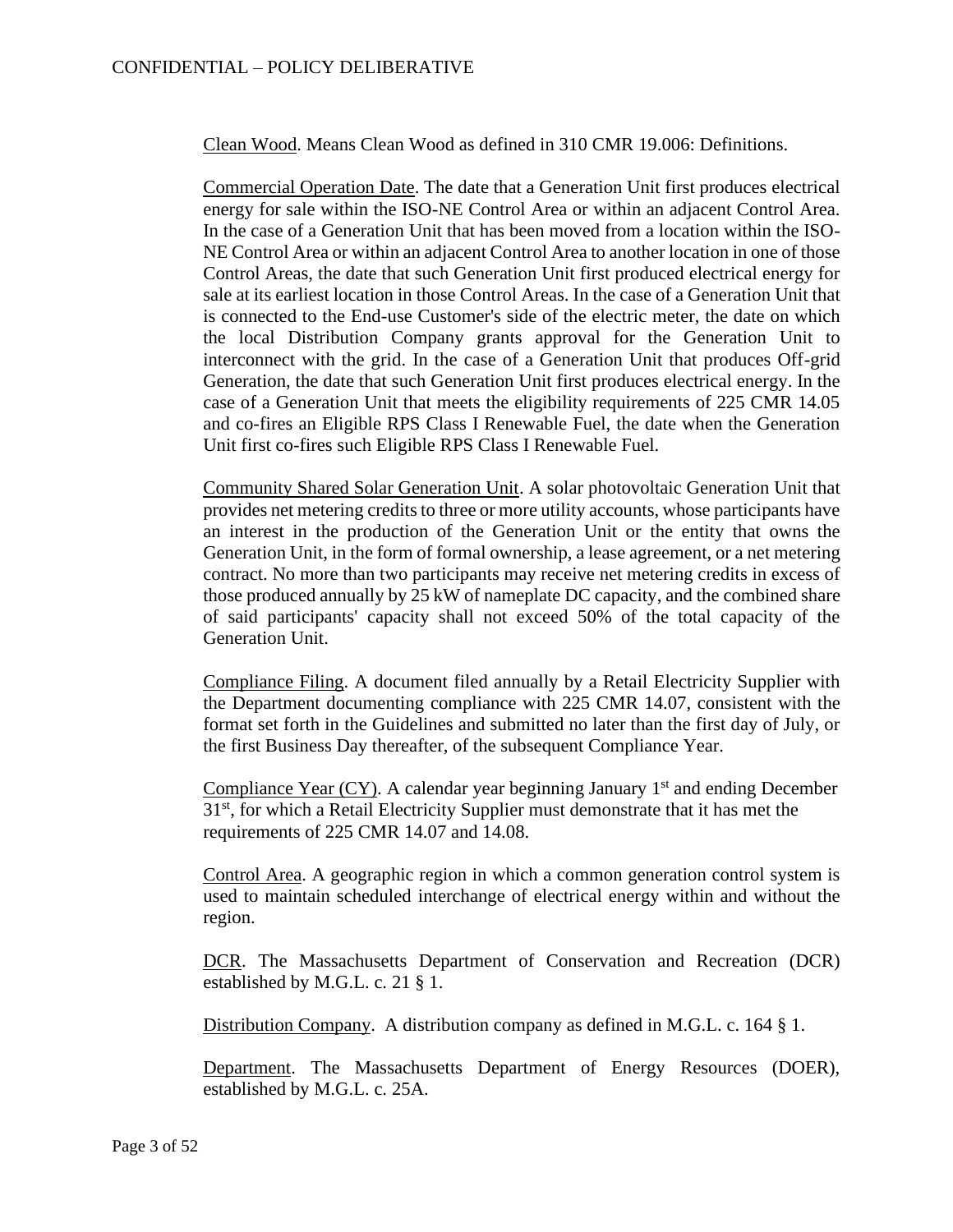Clean Wood. Means Clean Wood as defined in 310 CMR 19.006: Definitions.

Commercial Operation Date. The date that a Generation Unit first produces electrical energy for sale within the ISO-NE Control Area or within an adjacent Control Area. In the case of a Generation Unit that has been moved from a location within the ISO-NE Control Area or within an adjacent Control Area to another location in one of those Control Areas, the date that such Generation Unit first produced electrical energy for sale at its earliest location in those Control Areas. In the case of a Generation Unit that is connected to the End-use Customer's side of the electric meter, the date on which the local Distribution Company grants approval for the Generation Unit to interconnect with the grid. In the case of a Generation Unit that produces Off-grid Generation, the date that such Generation Unit first produces electrical energy. In the case of a Generation Unit that meets the eligibility requirements of 225 CMR 14.05 and co-fires an Eligible RPS Class I Renewable Fuel, the date when the Generation Unit first co-fires such Eligible RPS Class I Renewable Fuel.

Community Shared Solar Generation Unit. A solar photovoltaic Generation Unit that provides net metering credits to three or more utility accounts, whose participants have an interest in the production of the Generation Unit or the entity that owns the Generation Unit, in the form of formal ownership, a lease agreement, or a net metering contract. No more than two participants may receive net metering credits in excess of those produced annually by 25 kW of nameplate DC capacity, and the combined share of said participants' capacity shall not exceed 50% of the total capacity of the Generation Unit.

Compliance Filing. A document filed annually by a Retail Electricity Supplier with the Department documenting compliance with 225 CMR 14.07, consistent with the format set forth in the Guidelines and submitted no later than the first day of July, or the first Business Day thereafter, of the subsequent Compliance Year.

Compliance Year (CY). A calendar year beginning January 1st and ending December 31st, for which a Retail Electricity Supplier must demonstrate that it has met the requirements of 225 CMR 14.07 and 14.08.

Control Area. A geographic region in which a common generation control system is used to maintain scheduled interchange of electrical energy within and without the region.

DCR. The Massachusetts Department of Conservation and Recreation (DCR) established by M.G.L. c. 21 § 1.

Distribution Company. A distribution company as defined in M.G.L. c. 164 § 1.

Department. The Massachusetts Department of Energy Resources (DOER), established by M.G.L. c. 25A.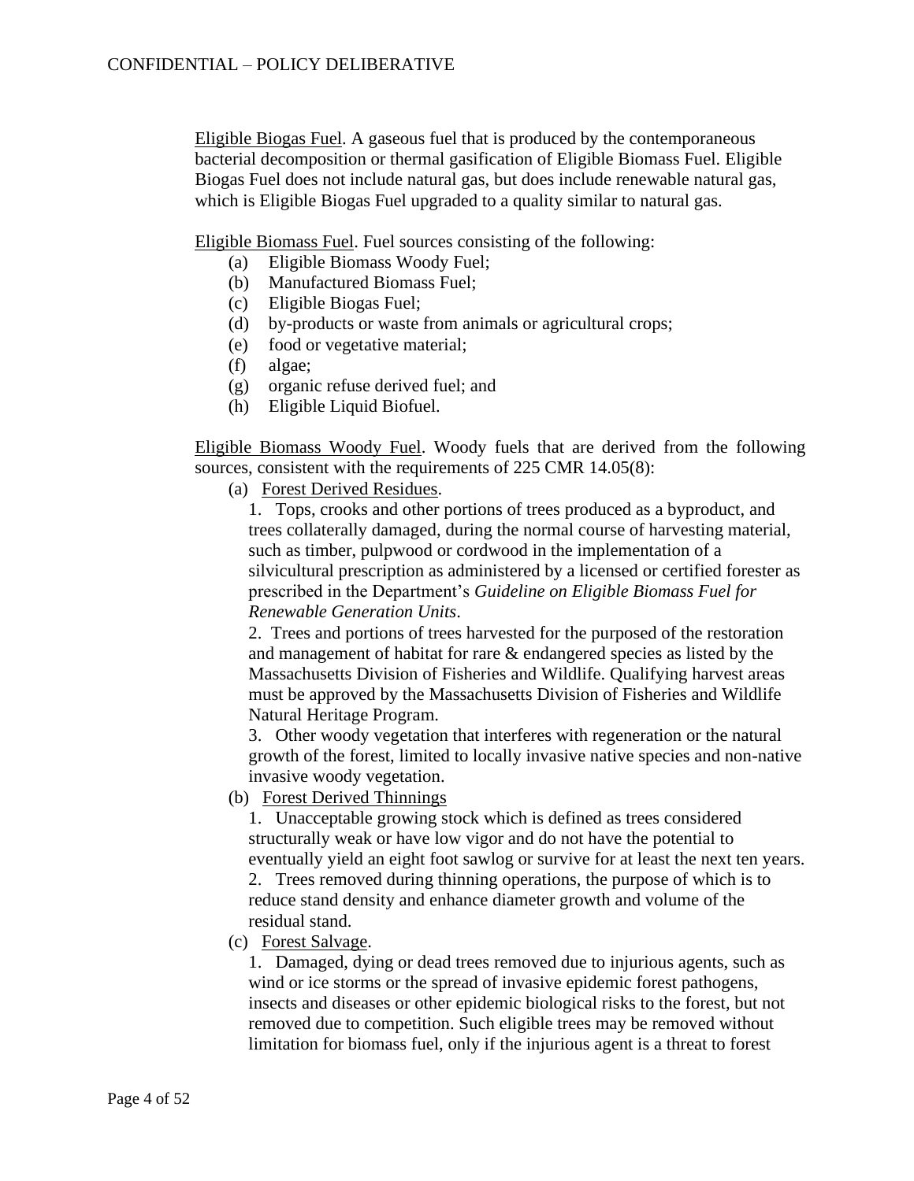Eligible Biogas Fuel. A gaseous fuel that is produced by the contemporaneous bacterial decomposition or thermal gasification of Eligible Biomass Fuel. Eligible Biogas Fuel does not include natural gas, but does include renewable natural gas, which is Eligible Biogas Fuel upgraded to a quality similar to natural gas.

Eligible Biomass Fuel. Fuel sources consisting of the following:

(a) Eligible Biomass Woody Fuel;
(b) Manufactured Biomass Fuel;
(c) Eligible Biogas Fuel;
(d) by-products or waste from animals or agricultural crops;
(e) food or vegetative material;
(f) algae;
(g) organic refuse derived fuel; and
(h) Eligible Liquid Biofuel.

Eligible Biomass Woody Fuel. Woody fuels that are derived from the following sources, consistent with the requirements of 225 CMR 14.05(8):

(a) Forest Derived Residues.

1. Tops, crooks and other portions of trees produced as a byproduct, and trees collaterally damaged, during the normal course of harvesting material, such as timber, pulpwood or cordwood in the implementation of a silvicultural prescription as administered by a licensed or certified forester as prescribed in the Department's *Guideline on Eligible Biomass Fuel for Renewable Generation Units*.

2. Trees and portions of trees harvested for the purposed of the restoration and management of habitat for rare & endangered species as listed by the Massachusetts Division of Fisheries and Wildlife. Qualifying harvest areas must be approved by the Massachusetts Division of Fisheries and Wildlife Natural Heritage Program.

3. Other woody vegetation that interferes with regeneration or the natural growth of the forest, limited to locally invasive native species and non-native invasive woody vegetation.

(b) Forest Derived Thinnings

1. Unacceptable growing stock which is defined as trees considered structurally weak or have low vigor and do not have the potential to eventually yield an eight foot sawlog or survive for at least the next ten years.

2. Trees removed during thinning operations, the purpose of which is to reduce stand density and enhance diameter growth and volume of the residual stand.

(c) Forest Salvage.

1. Damaged, dying or dead trees removed due to injurious agents, such as wind or ice storms or the spread of invasive epidemic forest pathogens, insects and diseases or other epidemic biological risks to the forest, but not removed due to competition. Such eligible trees may be removed without limitation for biomass fuel, only if the injurious agent is a threat to forest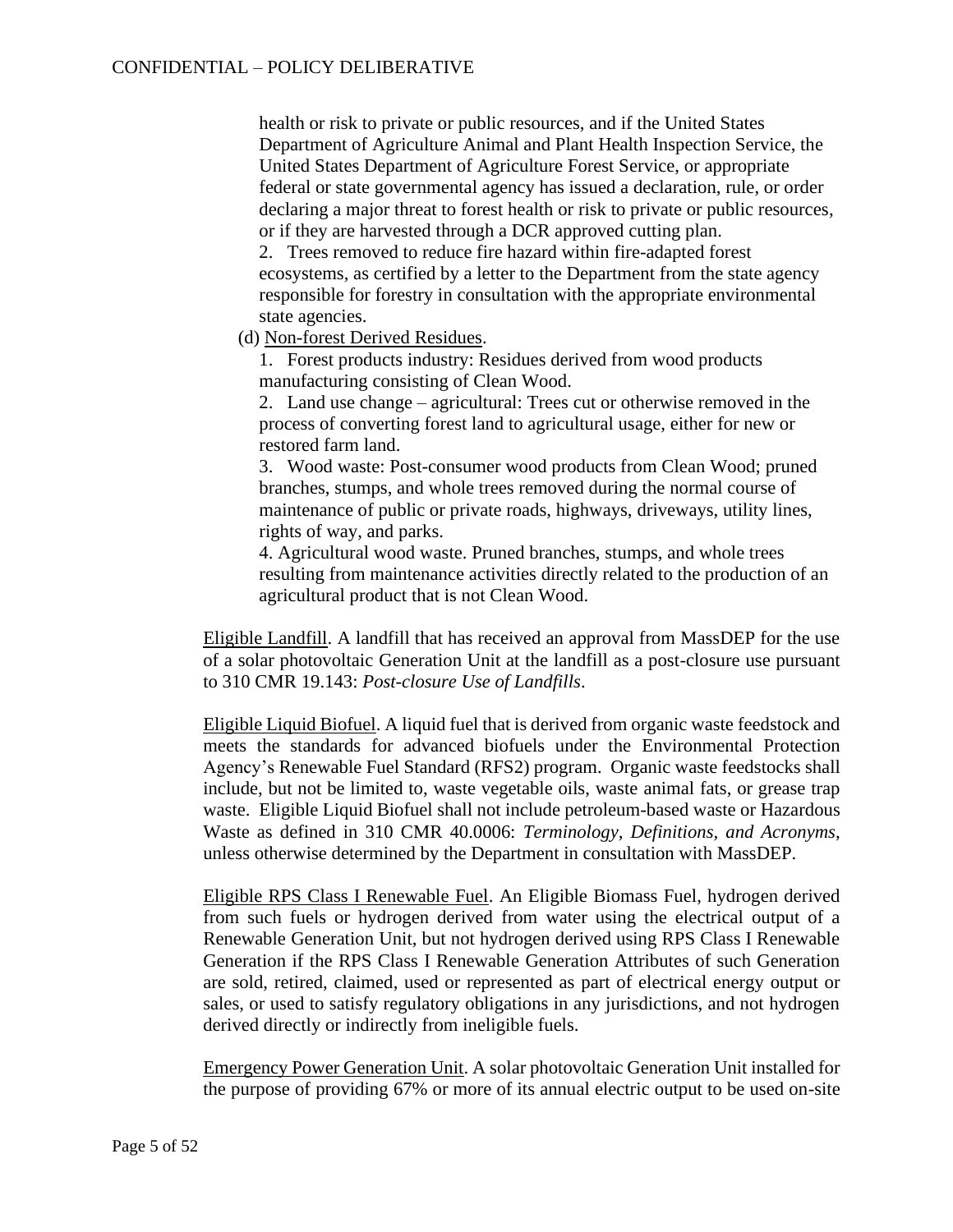health or risk to private or public resources, and if the United States Department of Agriculture Animal and Plant Health Inspection Service, the United States Department of Agriculture Forest Service, or appropriate federal or state governmental agency has issued a declaration, rule, or order declaring a major threat to forest health or risk to private or public resources, or if they are harvested through a DCR approved cutting plan.

2. Trees removed to reduce fire hazard within fire-adapted forest ecosystems, as certified by a letter to the Department from the state agency responsible for forestry in consultation with the appropriate environmental state agencies.

(d) Non-forest Derived Residues.

1. Forest products industry: Residues derived from wood products manufacturing consisting of Clean Wood.

2. Land use change – agricultural: Trees cut or otherwise removed in the process of converting forest land to agricultural usage, either for new or restored farm land.

3. Wood waste: Post-consumer wood products from Clean Wood; pruned branches, stumps, and whole trees removed during the normal course of maintenance of public or private roads, highways, driveways, utility lines, rights of way, and parks.

4. Agricultural wood waste. Pruned branches, stumps, and whole trees resulting from maintenance activities directly related to the production of an agricultural product that is not Clean Wood.

Eligible Landfill. A landfill that has received an approval from MassDEP for the use of a solar photovoltaic Generation Unit at the landfill as a post-closure use pursuant to 310 CMR 19.143: *Post-closure Use of Landfills*.

Eligible Liquid Biofuel. A liquid fuel that is derived from organic waste feedstock and meets the standards for advanced biofuels under the Environmental Protection Agency's Renewable Fuel Standard (RFS2) program. Organic waste feedstocks shall include, but not be limited to, waste vegetable oils, waste animal fats, or grease trap waste. Eligible Liquid Biofuel shall not include petroleum-based waste or Hazardous Waste as defined in 310 CMR 40.0006: *Terminology, Definitions, and Acronyms*, unless otherwise determined by the Department in consultation with MassDEP.

Eligible RPS Class I Renewable Fuel. An Eligible Biomass Fuel, hydrogen derived from such fuels or hydrogen derived from water using the electrical output of a Renewable Generation Unit, but not hydrogen derived using RPS Class I Renewable Generation if the RPS Class I Renewable Generation Attributes of such Generation are sold, retired, claimed, used or represented as part of electrical energy output or sales, or used to satisfy regulatory obligations in any jurisdictions, and not hydrogen derived directly or indirectly from ineligible fuels.

Emergency Power Generation Unit. A solar photovoltaic Generation Unit installed for the purpose of providing 67% or more of its annual electric output to be used on-site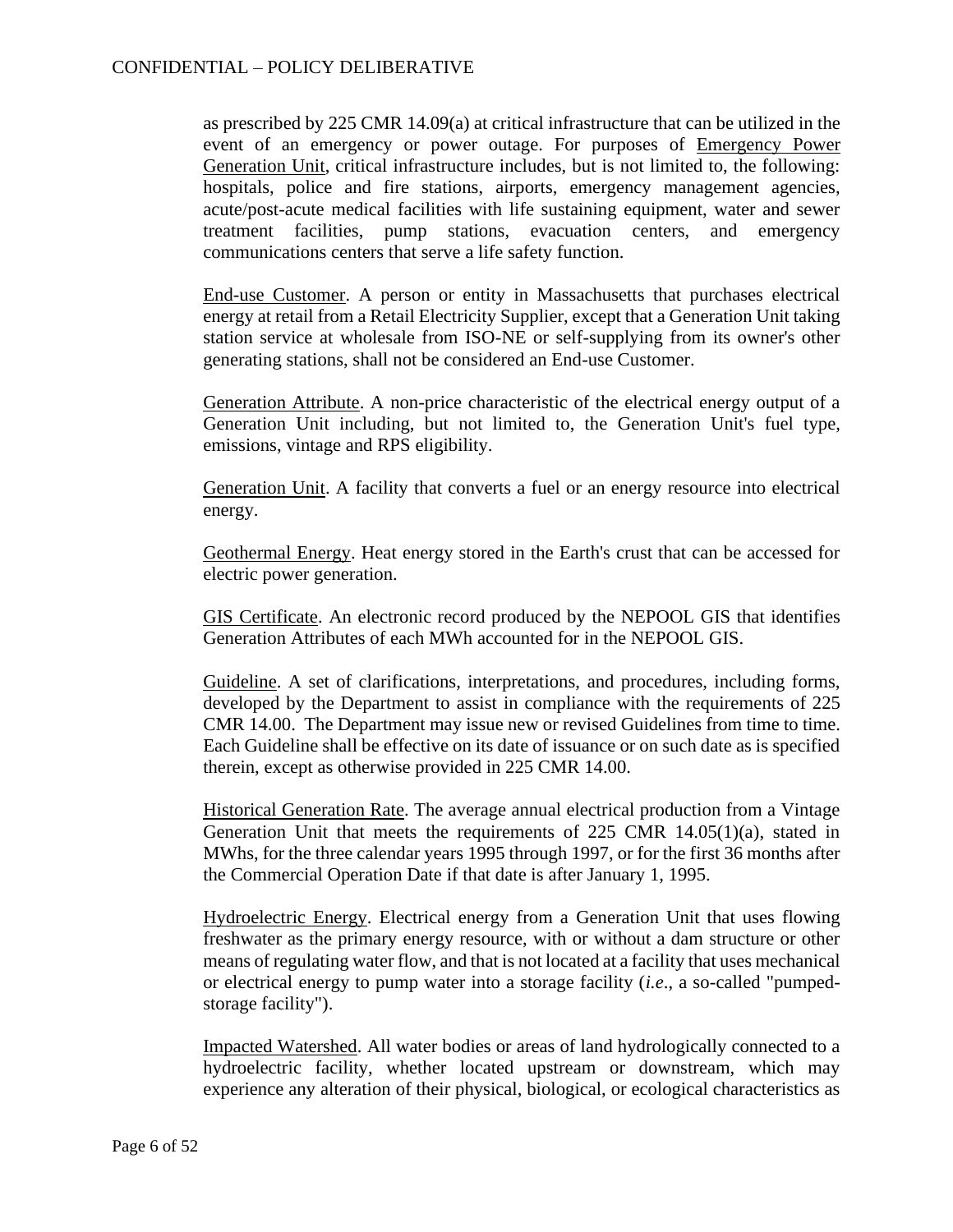as prescribed by 225 CMR 14.09(a) at critical infrastructure that can be utilized in the event of an emergency or power outage. For purposes of Emergency Power Generation Unit, critical infrastructure includes, but is not limited to, the following: hospitals, police and fire stations, airports, emergency management agencies, acute/post-acute medical facilities with life sustaining equipment, water and sewer treatment facilities, pump stations, evacuation centers, and emergency communications centers that serve a life safety function.

End-use Customer. A person or entity in Massachusetts that purchases electrical energy at retail from a Retail Electricity Supplier, except that a Generation Unit taking station service at wholesale from ISO-NE or self-supplying from its owner's other generating stations, shall not be considered an End-use Customer.

Generation Attribute. A non-price characteristic of the electrical energy output of a Generation Unit including, but not limited to, the Generation Unit's fuel type, emissions, vintage and RPS eligibility.

Generation Unit. A facility that converts a fuel or an energy resource into electrical energy.

Geothermal Energy. Heat energy stored in the Earth's crust that can be accessed for electric power generation.

GIS Certificate. An electronic record produced by the NEPOOL GIS that identifies Generation Attributes of each MWh accounted for in the NEPOOL GIS.

Guideline. A set of clarifications, interpretations, and procedures, including forms, developed by the Department to assist in compliance with the requirements of 225 CMR 14.00. The Department may issue new or revised Guidelines from time to time. Each Guideline shall be effective on its date of issuance or on such date as is specified therein, except as otherwise provided in 225 CMR 14.00.

Historical Generation Rate. The average annual electrical production from a Vintage Generation Unit that meets the requirements of 225 CMR 14.05(1)(a), stated in MWhs, for the three calendar years 1995 through 1997, or for the first 36 months after the Commercial Operation Date if that date is after January 1, 1995.

Hydroelectric Energy. Electrical energy from a Generation Unit that uses flowing freshwater as the primary energy resource, with or without a dam structure or other means of regulating water flow, and that is not located at a facility that uses mechanical or electrical energy to pump water into a storage facility (*i.e*., a so-called "pumped-storage facility").

Impacted Watershed. All water bodies or areas of land hydrologically connected to a hydroelectric facility, whether located upstream or downstream, which may experience any alteration of their physical, biological, or ecological characteristics as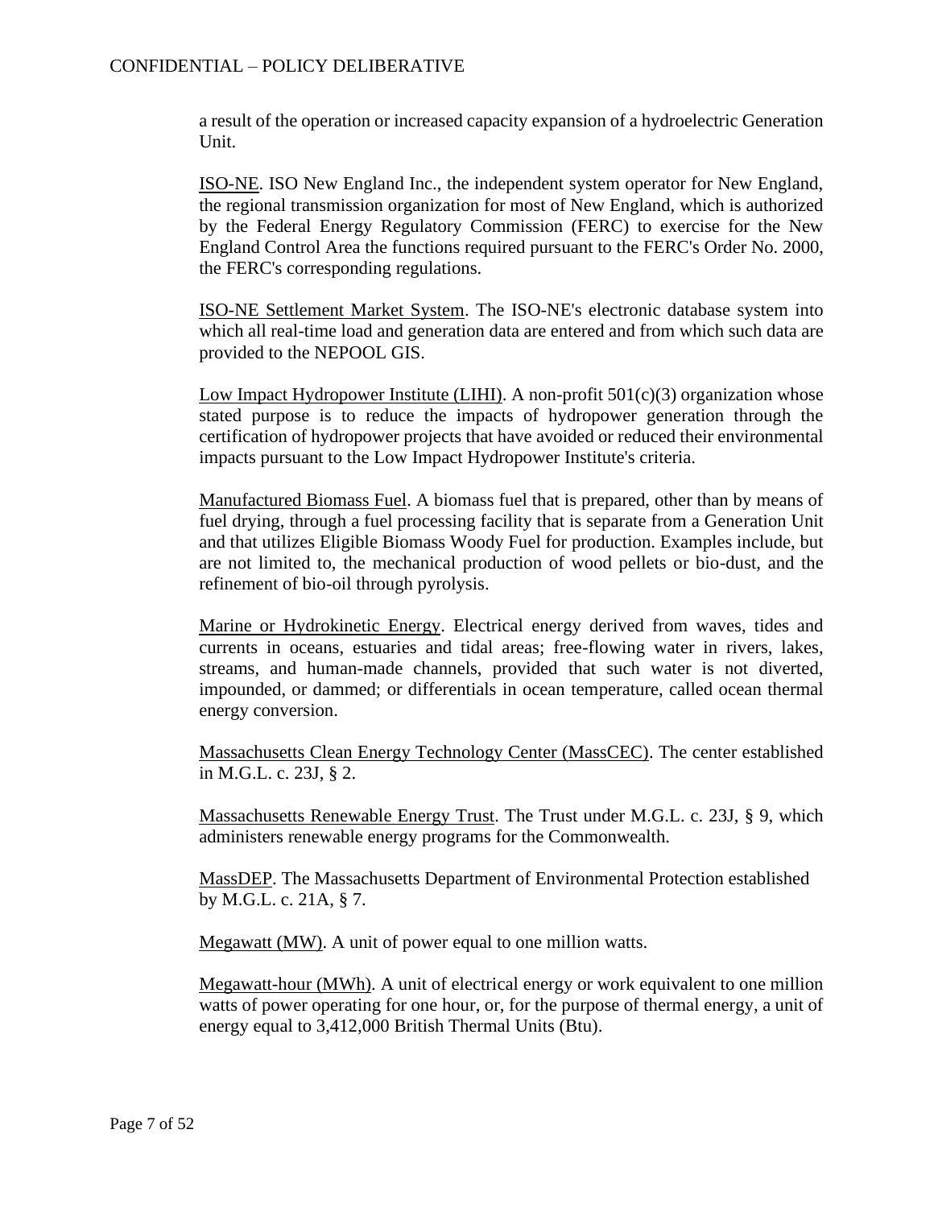a result of the operation or increased capacity expansion of a hydroelectric Generation Unit.

ISO-NE. ISO New England Inc., the independent system operator for New England, the regional transmission organization for most of New England, which is authorized by the Federal Energy Regulatory Commission (FERC) to exercise for the New England Control Area the functions required pursuant to the FERC's Order No. 2000, the FERC's corresponding regulations.

ISO-NE Settlement Market System. The ISO-NE's electronic database system into which all real-time load and generation data are entered and from which such data are provided to the NEPOOL GIS.

Low Impact Hydropower Institute (LIHI). A non-profit 501(c)(3) organization whose stated purpose is to reduce the impacts of hydropower generation through the certification of hydropower projects that have avoided or reduced their environmental impacts pursuant to the Low Impact Hydropower Institute's criteria.

Manufactured Biomass Fuel. A biomass fuel that is prepared, other than by means of fuel drying, through a fuel processing facility that is separate from a Generation Unit and that utilizes Eligible Biomass Woody Fuel for production. Examples include, but are not limited to, the mechanical production of wood pellets or bio-dust, and the refinement of bio-oil through pyrolysis.

Marine or Hydrokinetic Energy. Electrical energy derived from waves, tides and currents in oceans, estuaries and tidal areas; free-flowing water in rivers, lakes, streams, and human-made channels, provided that such water is not diverted, impounded, or dammed; or differentials in ocean temperature, called ocean thermal energy conversion.

Massachusetts Clean Energy Technology Center (MassCEC). The center established in M.G.L. c. 23J, § 2.

Massachusetts Renewable Energy Trust. The Trust under M.G.L. c. 23J, § 9, which administers renewable energy programs for the Commonwealth.

MassDEP. The Massachusetts Department of Environmental Protection established by M.G.L. c. 21A, § 7.

Megawatt (MW). A unit of power equal to one million watts.

Megawatt-hour (MWh). A unit of electrical energy or work equivalent to one million watts of power operating for one hour, or, for the purpose of thermal energy, a unit of energy equal to 3,412,000 British Thermal Units (Btu).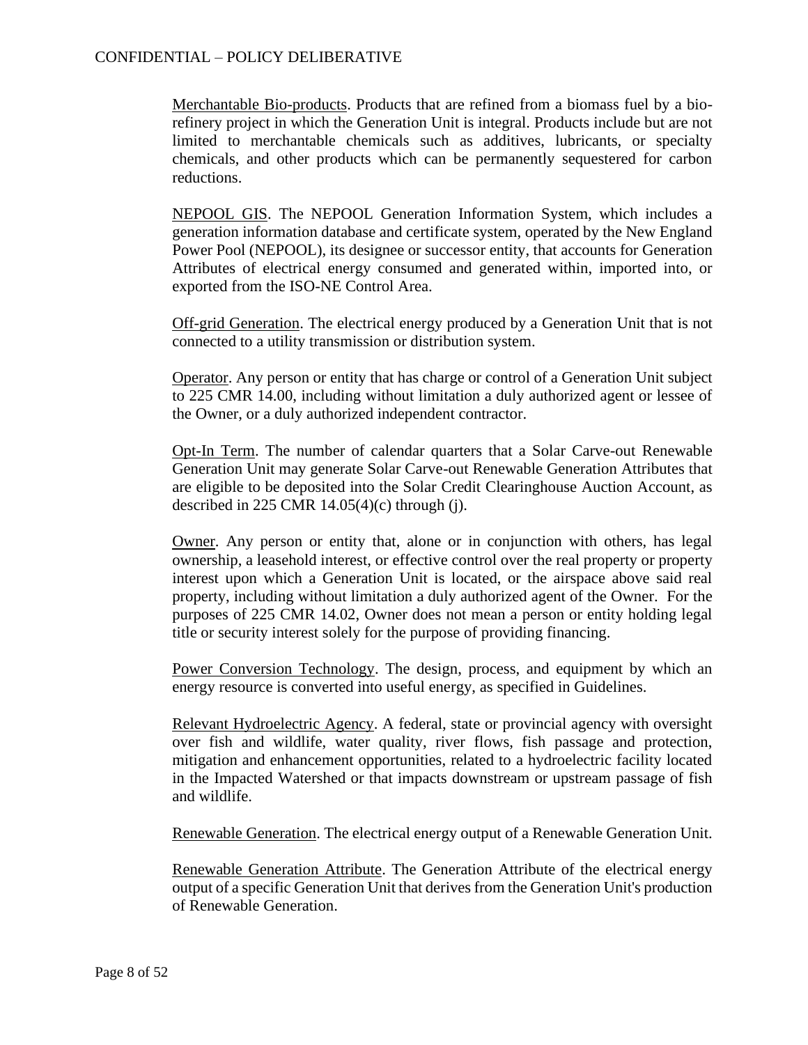Merchantable Bio-products. Products that are refined from a biomass fuel by a bio-refinery project in which the Generation Unit is integral. Products include but are not limited to merchantable chemicals such as additives, lubricants, or specialty chemicals, and other products which can be permanently sequestered for carbon reductions.

NEPOOL GIS. The NEPOOL Generation Information System, which includes a generation information database and certificate system, operated by the New England Power Pool (NEPOOL), its designee or successor entity, that accounts for Generation Attributes of electrical energy consumed and generated within, imported into, or exported from the ISO-NE Control Area.

Off-grid Generation. The electrical energy produced by a Generation Unit that is not connected to a utility transmission or distribution system.

Operator. Any person or entity that has charge or control of a Generation Unit subject to 225 CMR 14.00, including without limitation a duly authorized agent or lessee of the Owner, or a duly authorized independent contractor.

Opt-In Term. The number of calendar quarters that a Solar Carve-out Renewable Generation Unit may generate Solar Carve-out Renewable Generation Attributes that are eligible to be deposited into the Solar Credit Clearinghouse Auction Account, as described in 225 CMR 14.05(4)(c) through (j).

Owner. Any person or entity that, alone or in conjunction with others, has legal ownership, a leasehold interest, or effective control over the real property or property interest upon which a Generation Unit is located, or the airspace above said real property, including without limitation a duly authorized agent of the Owner. For the purposes of 225 CMR 14.02, Owner does not mean a person or entity holding legal title or security interest solely for the purpose of providing financing.

Power Conversion Technology. The design, process, and equipment by which an energy resource is converted into useful energy, as specified in Guidelines.

Relevant Hydroelectric Agency. A federal, state or provincial agency with oversight over fish and wildlife, water quality, river flows, fish passage and protection, mitigation and enhancement opportunities, related to a hydroelectric facility located in the Impacted Watershed or that impacts downstream or upstream passage of fish and wildlife.

Renewable Generation. The electrical energy output of a Renewable Generation Unit.

Renewable Generation Attribute. The Generation Attribute of the electrical energy output of a specific Generation Unit that derives from the Generation Unit's production of Renewable Generation.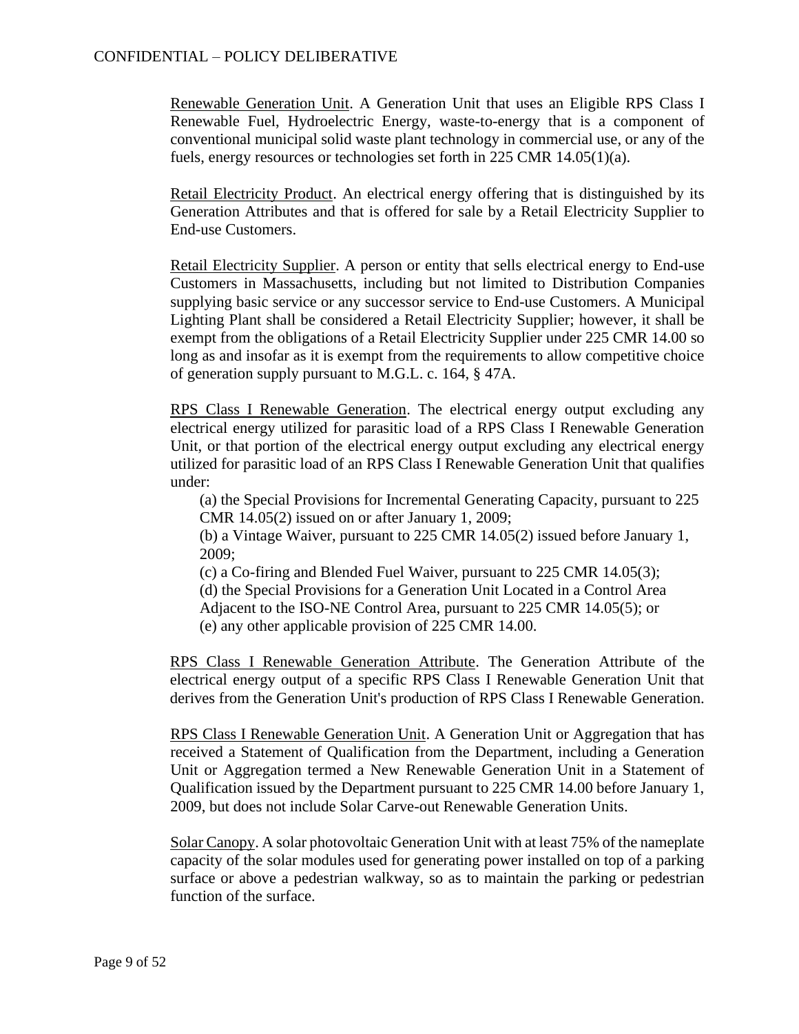Renewable Generation Unit. A Generation Unit that uses an Eligible RPS Class I Renewable Fuel, Hydroelectric Energy, waste-to-energy that is a component of conventional municipal solid waste plant technology in commercial use, or any of the fuels, energy resources or technologies set forth in 225 CMR 14.05(1)(a).

Retail Electricity Product. An electrical energy offering that is distinguished by its Generation Attributes and that is offered for sale by a Retail Electricity Supplier to End-use Customers.

Retail Electricity Supplier. A person or entity that sells electrical energy to End-use Customers in Massachusetts, including but not limited to Distribution Companies supplying basic service or any successor service to End-use Customers. A Municipal Lighting Plant shall be considered a Retail Electricity Supplier; however, it shall be exempt from the obligations of a Retail Electricity Supplier under 225 CMR 14.00 so long as and insofar as it is exempt from the requirements to allow competitive choice of generation supply pursuant to M.G.L. c. 164, § 47A.

RPS Class I Renewable Generation. The electrical energy output excluding any electrical energy utilized for parasitic load of a RPS Class I Renewable Generation Unit, or that portion of the electrical energy output excluding any electrical energy utilized for parasitic load of an RPS Class I Renewable Generation Unit that qualifies under:

(a) the Special Provisions for Incremental Generating Capacity, pursuant to 225 CMR 14.05(2) issued on or after January 1, 2009;
(b) a Vintage Waiver, pursuant to 225 CMR 14.05(2) issued before January 1, 2009;
(c) a Co-firing and Blended Fuel Waiver, pursuant to 225 CMR 14.05(3);
(d) the Special Provisions for a Generation Unit Located in a Control Area Adjacent to the ISO-NE Control Area, pursuant to 225 CMR 14.05(5); or
(e) any other applicable provision of 225 CMR 14.00.

RPS Class I Renewable Generation Attribute. The Generation Attribute of the electrical energy output of a specific RPS Class I Renewable Generation Unit that derives from the Generation Unit's production of RPS Class I Renewable Generation.

RPS Class I Renewable Generation Unit. A Generation Unit or Aggregation that has received a Statement of Qualification from the Department, including a Generation Unit or Aggregation termed a New Renewable Generation Unit in a Statement of Qualification issued by the Department pursuant to 225 CMR 14.00 before January 1, 2009, but does not include Solar Carve-out Renewable Generation Units.

Solar Canopy. A solar photovoltaic Generation Unit with at least 75% of the nameplate capacity of the solar modules used for generating power installed on top of a parking surface or above a pedestrian walkway, so as to maintain the parking or pedestrian function of the surface.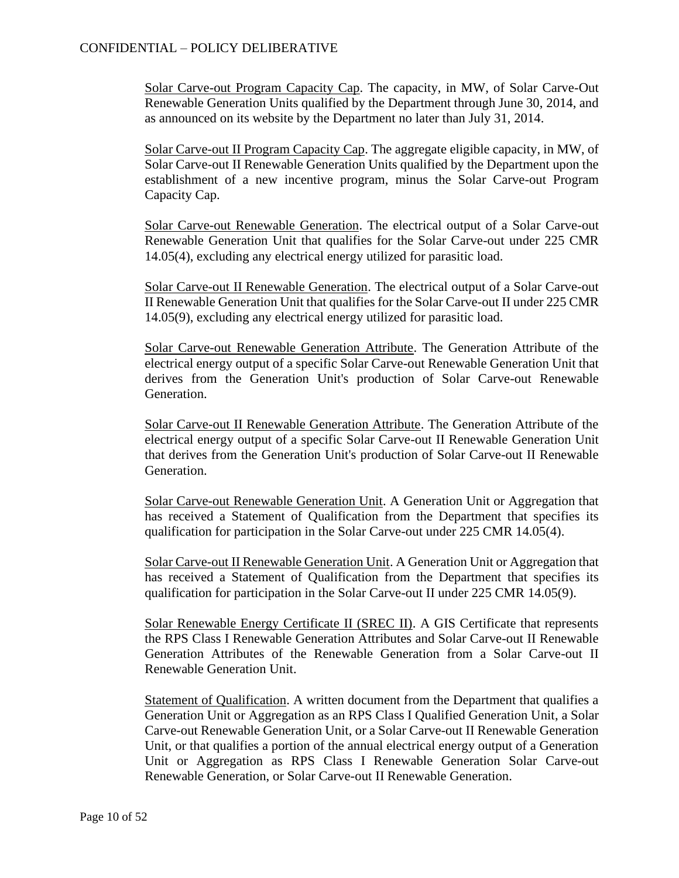CONFIDENTIAL – POLICY DELIBERATIVE

Solar Carve-out Program Capacity Cap. The capacity, in MW, of Solar Carve-Out Renewable Generation Units qualified by the Department through June 30, 2014, and as announced on its website by the Department no later than July 31, 2014.

Solar Carve-out II Program Capacity Cap. The aggregate eligible capacity, in MW, of Solar Carve-out II Renewable Generation Units qualified by the Department upon the establishment of a new incentive program, minus the Solar Carve-out Program Capacity Cap.

Solar Carve-out Renewable Generation. The electrical output of a Solar Carve-out Renewable Generation Unit that qualifies for the Solar Carve-out under 225 CMR 14.05(4), excluding any electrical energy utilized for parasitic load.

Solar Carve-out II Renewable Generation. The electrical output of a Solar Carve-out II Renewable Generation Unit that qualifies for the Solar Carve-out II under 225 CMR 14.05(9), excluding any electrical energy utilized for parasitic load.

Solar Carve-out Renewable Generation Attribute. The Generation Attribute of the electrical energy output of a specific Solar Carve-out Renewable Generation Unit that derives from the Generation Unit's production of Solar Carve-out Renewable Generation.

Solar Carve-out II Renewable Generation Attribute. The Generation Attribute of the electrical energy output of a specific Solar Carve-out II Renewable Generation Unit that derives from the Generation Unit's production of Solar Carve-out II Renewable Generation.

Solar Carve-out Renewable Generation Unit. A Generation Unit or Aggregation that has received a Statement of Qualification from the Department that specifies its qualification for participation in the Solar Carve-out under 225 CMR 14.05(4).

Solar Carve-out II Renewable Generation Unit. A Generation Unit or Aggregation that has received a Statement of Qualification from the Department that specifies its qualification for participation in the Solar Carve-out II under 225 CMR 14.05(9).

Solar Renewable Energy Certificate II (SREC II). A GIS Certificate that represents the RPS Class I Renewable Generation Attributes and Solar Carve-out II Renewable Generation Attributes of the Renewable Generation from a Solar Carve-out II Renewable Generation Unit.

Statement of Qualification. A written document from the Department that qualifies a Generation Unit or Aggregation as an RPS Class I Qualified Generation Unit, a Solar Carve-out Renewable Generation Unit, or a Solar Carve-out II Renewable Generation Unit, or that qualifies a portion of the annual electrical energy output of a Generation Unit or Aggregation as RPS Class I Renewable Generation Solar Carve-out Renewable Generation, or Solar Carve-out II Renewable Generation.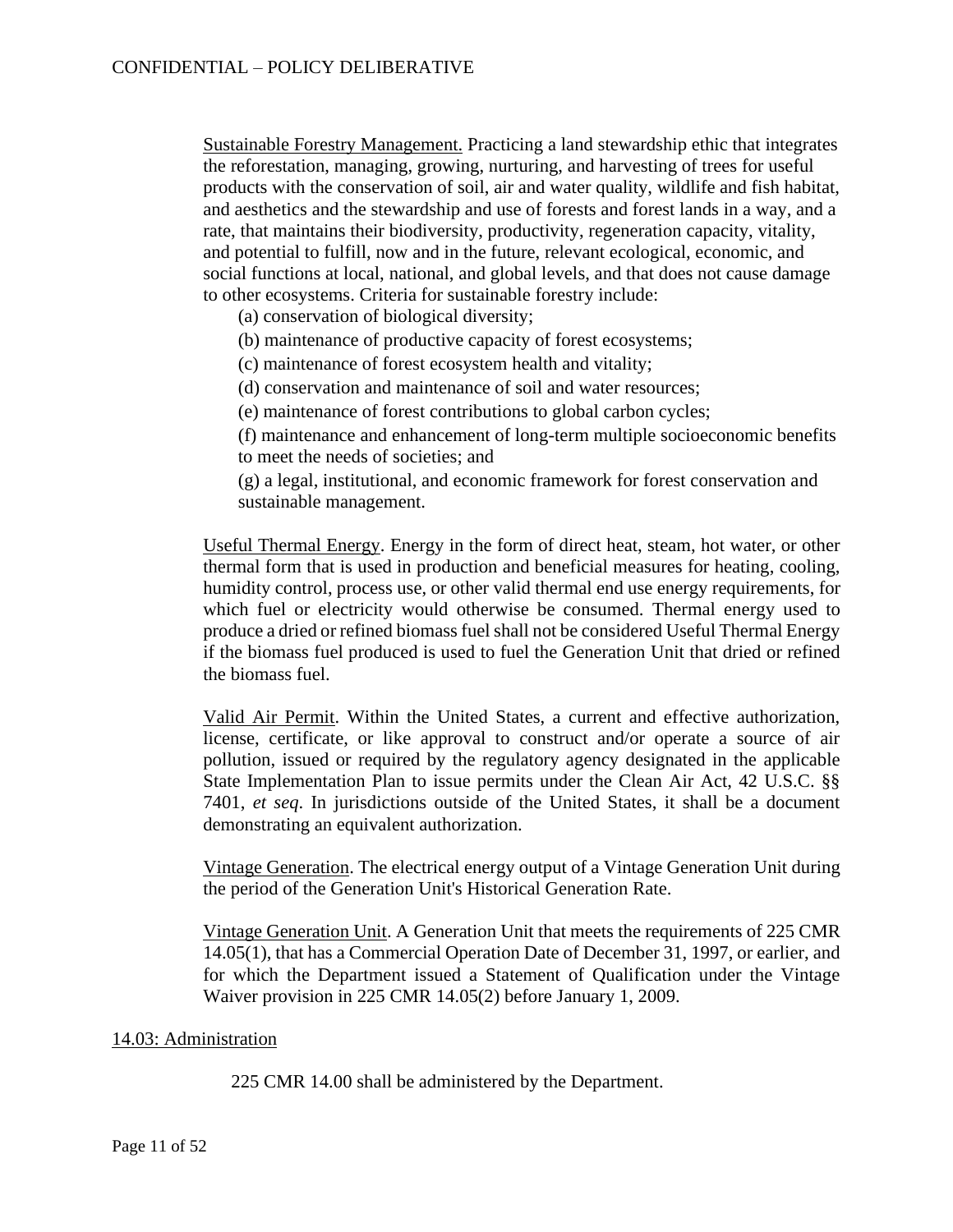Sustainable Forestry Management. Practicing a land stewardship ethic that integrates the reforestation, managing, growing, nurturing, and harvesting of trees for useful products with the conservation of soil, air and water quality, wildlife and fish habitat, and aesthetics and the stewardship and use of forests and forest lands in a way, and a rate, that maintains their biodiversity, productivity, regeneration capacity, vitality, and potential to fulfill, now and in the future, relevant ecological, economic, and social functions at local, national, and global levels, and that does not cause damage to other ecosystems. Criteria for sustainable forestry include:

(a) conservation of biological diversity;

(b) maintenance of productive capacity of forest ecosystems;

(c) maintenance of forest ecosystem health and vitality;

(d) conservation and maintenance of soil and water resources;

(e) maintenance of forest contributions to global carbon cycles;

(f) maintenance and enhancement of long-term multiple socioeconomic benefits to meet the needs of societies; and

(g) a legal, institutional, and economic framework for forest conservation and sustainable management.

Useful Thermal Energy. Energy in the form of direct heat, steam, hot water, or other thermal form that is used in production and beneficial measures for heating, cooling, humidity control, process use, or other valid thermal end use energy requirements, for which fuel or electricity would otherwise be consumed. Thermal energy used to produce a dried or refined biomass fuel shall not be considered Useful Thermal Energy if the biomass fuel produced is used to fuel the Generation Unit that dried or refined the biomass fuel.

Valid Air Permit. Within the United States, a current and effective authorization, license, certificate, or like approval to construct and/or operate a source of air pollution, issued or required by the regulatory agency designated in the applicable State Implementation Plan to issue permits under the Clean Air Act, 42 U.S.C. §§ 7401, *et seq*. In jurisdictions outside of the United States, it shall be a document demonstrating an equivalent authorization.

Vintage Generation. The electrical energy output of a Vintage Generation Unit during the period of the Generation Unit's Historical Generation Rate.

Vintage Generation Unit. A Generation Unit that meets the requirements of 225 CMR 14.05(1), that has a Commercial Operation Date of December 31, 1997, or earlier, and for which the Department issued a Statement of Qualification under the Vintage Waiver provision in 225 CMR 14.05(2) before January 1, 2009.

## 14.03: Administration

225 CMR 14.00 shall be administered by the Department.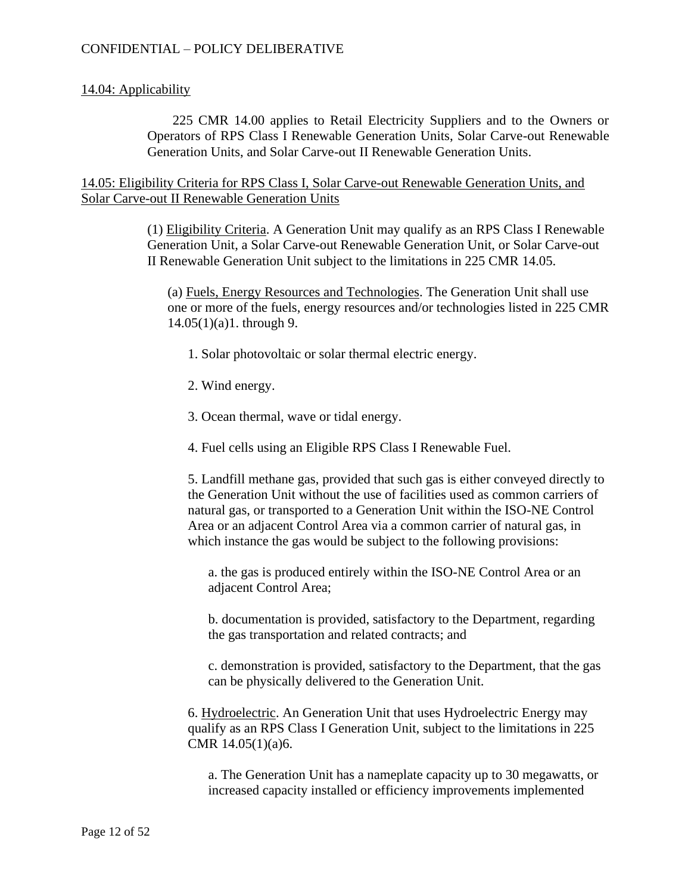14.04: Applicability

225 CMR 14.00 applies to Retail Electricity Suppliers and to the Owners or Operators of RPS Class I Renewable Generation Units, Solar Carve-out Renewable Generation Units, and Solar Carve-out II Renewable Generation Units.

14.05: Eligibility Criteria for RPS Class I, Solar Carve-out Renewable Generation Units, and Solar Carve-out II Renewable Generation Units

(1) Eligibility Criteria. A Generation Unit may qualify as an RPS Class I Renewable Generation Unit, a Solar Carve-out Renewable Generation Unit, or Solar Carve-out II Renewable Generation Unit subject to the limitations in 225 CMR 14.05.

(a) Fuels, Energy Resources and Technologies. The Generation Unit shall use one or more of the fuels, energy resources and/or technologies listed in 225 CMR 14.05(1)(a)1. through 9.

1. Solar photovoltaic or solar thermal electric energy.

2. Wind energy.

3. Ocean thermal, wave or tidal energy.

4. Fuel cells using an Eligible RPS Class I Renewable Fuel.

5. Landfill methane gas, provided that such gas is either conveyed directly to the Generation Unit without the use of facilities used as common carriers of natural gas, or transported to a Generation Unit within the ISO-NE Control Area or an adjacent Control Area via a common carrier of natural gas, in which instance the gas would be subject to the following provisions:

a. the gas is produced entirely within the ISO-NE Control Area or an adjacent Control Area;

b. documentation is provided, satisfactory to the Department, regarding the gas transportation and related contracts; and

c. demonstration is provided, satisfactory to the Department, that the gas can be physically delivered to the Generation Unit.

6. Hydroelectric. An Generation Unit that uses Hydroelectric Energy may qualify as an RPS Class I Generation Unit, subject to the limitations in 225 CMR 14.05(1)(a)6.

a. The Generation Unit has a nameplate capacity up to 30 megawatts, or increased capacity installed or efficiency improvements implemented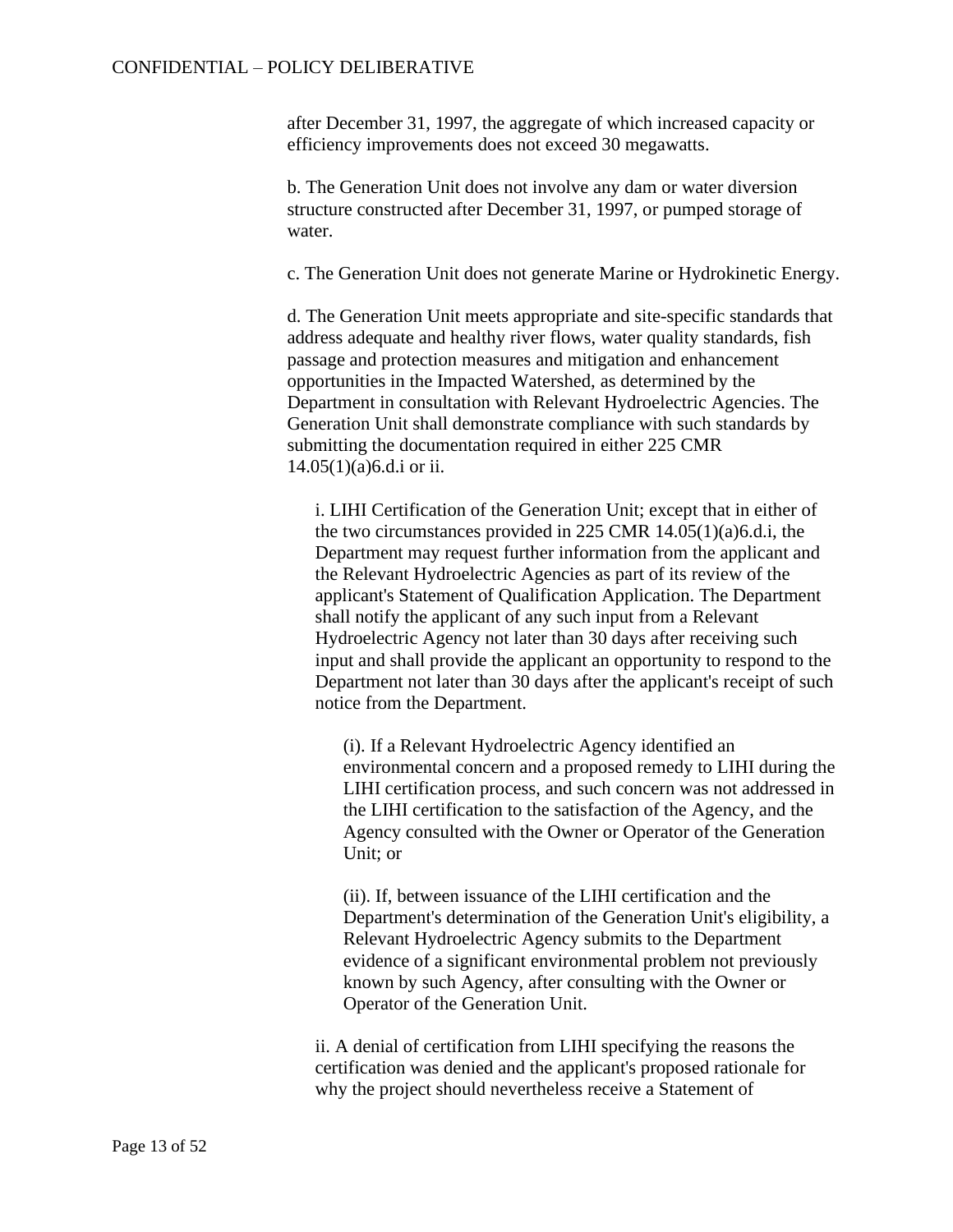after December 31, 1997, the aggregate of which increased capacity or efficiency improvements does not exceed 30 megawatts.

b. The Generation Unit does not involve any dam or water diversion structure constructed after December 31, 1997, or pumped storage of water.

c. The Generation Unit does not generate Marine or Hydrokinetic Energy.

d. The Generation Unit meets appropriate and site-specific standards that address adequate and healthy river flows, water quality standards, fish passage and protection measures and mitigation and enhancement opportunities in the Impacted Watershed, as determined by the Department in consultation with Relevant Hydroelectric Agencies. The Generation Unit shall demonstrate compliance with such standards by submitting the documentation required in either 225 CMR 14.05(1)(a)6.d.i or ii.

> i. LIHI Certification of the Generation Unit; except that in either of the two circumstances provided in 225 CMR 14.05(1)(a)6.d.i, the Department may request further information from the applicant and the Relevant Hydroelectric Agencies as part of its review of the applicant's Statement of Qualification Application. The Department shall notify the applicant of any such input from a Relevant Hydroelectric Agency not later than 30 days after receiving such input and shall provide the applicant an opportunity to respond to the Department not later than 30 days after the applicant's receipt of such notice from the Department.
>
> > (i). If a Relevant Hydroelectric Agency identified an environmental concern and a proposed remedy to LIHI during the LIHI certification process, and such concern was not addressed in the LIHI certification to the satisfaction of the Agency, and the Agency consulted with the Owner or Operator of the Generation Unit; or
> >
> > (ii). If, between issuance of the LIHI certification and the Department's determination of the Generation Unit's eligibility, a Relevant Hydroelectric Agency submits to the Department evidence of a significant environmental problem not previously known by such Agency, after consulting with the Owner or Operator of the Generation Unit.
>
> ii. A denial of certification from LIHI specifying the reasons the certification was denied and the applicant's proposed rationale for why the project should nevertheless receive a Statement of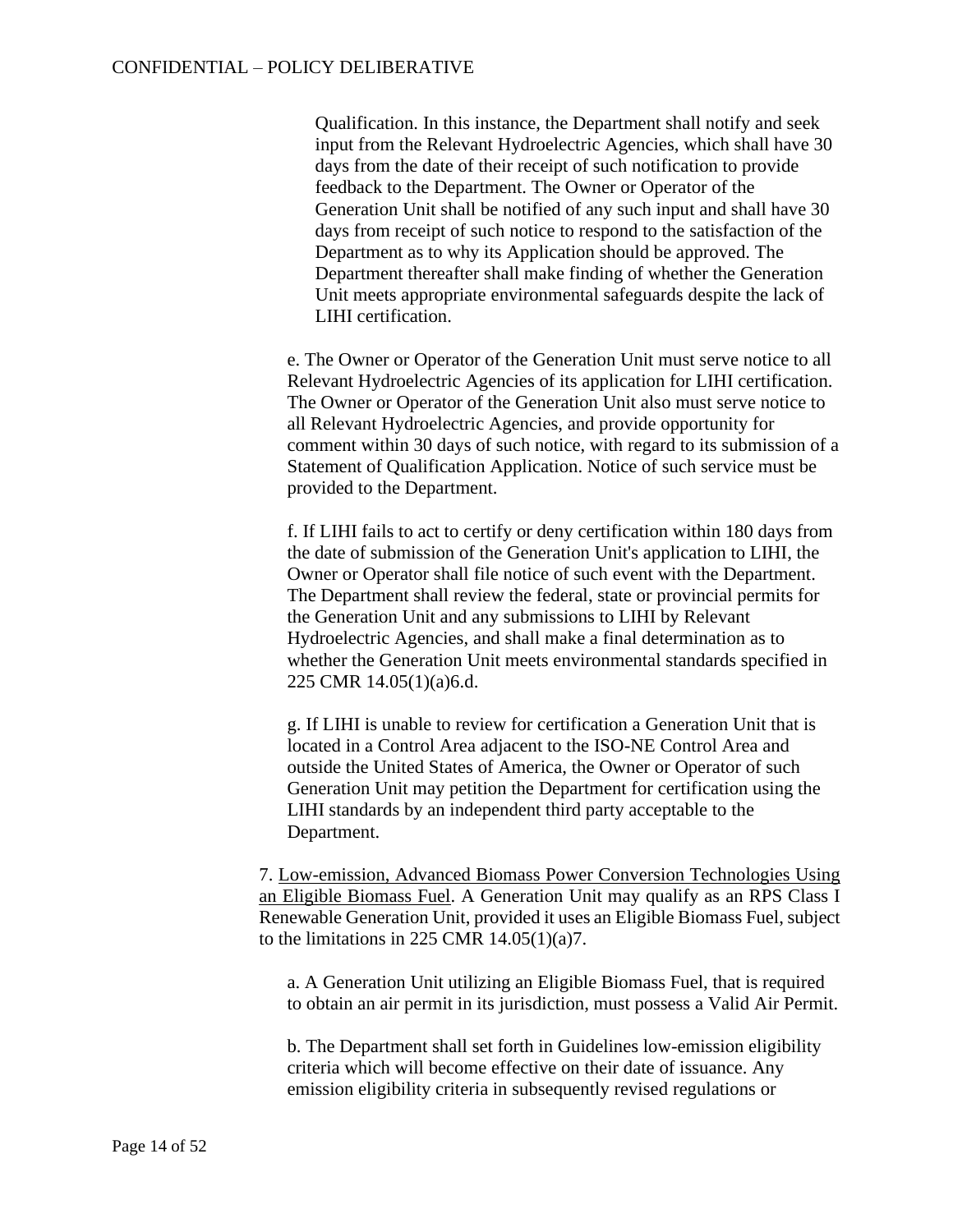Qualification. In this instance, the Department shall notify and seek input from the Relevant Hydroelectric Agencies, which shall have 30 days from the date of their receipt of such notification to provide feedback to the Department. The Owner or Operator of the Generation Unit shall be notified of any such input and shall have 30 days from receipt of such notice to respond to the satisfaction of the Department as to why its Application should be approved. The Department thereafter shall make finding of whether the Generation Unit meets appropriate environmental safeguards despite the lack of LIHI certification.

e. The Owner or Operator of the Generation Unit must serve notice to all Relevant Hydroelectric Agencies of its application for LIHI certification. The Owner or Operator of the Generation Unit also must serve notice to all Relevant Hydroelectric Agencies, and provide opportunity for comment within 30 days of such notice, with regard to its submission of a Statement of Qualification Application. Notice of such service must be provided to the Department.

f. If LIHI fails to act to certify or deny certification within 180 days from the date of submission of the Generation Unit's application to LIHI, the Owner or Operator shall file notice of such event with the Department. The Department shall review the federal, state or provincial permits for the Generation Unit and any submissions to LIHI by Relevant Hydroelectric Agencies, and shall make a final determination as to whether the Generation Unit meets environmental standards specified in 225 CMR 14.05(1)(a)6.d.

g. If LIHI is unable to review for certification a Generation Unit that is located in a Control Area adjacent to the ISO-NE Control Area and outside the United States of America, the Owner or Operator of such Generation Unit may petition the Department for certification using the LIHI standards by an independent third party acceptable to the Department.

7. Low-emission, Advanced Biomass Power Conversion Technologies Using an Eligible Biomass Fuel. A Generation Unit may qualify as an RPS Class I Renewable Generation Unit, provided it uses an Eligible Biomass Fuel, subject to the limitations in 225 CMR 14.05(1)(a)7.

a. A Generation Unit utilizing an Eligible Biomass Fuel, that is required to obtain an air permit in its jurisdiction, must possess a Valid Air Permit.

b. The Department shall set forth in Guidelines low-emission eligibility criteria which will become effective on their date of issuance. Any emission eligibility criteria in subsequently revised regulations or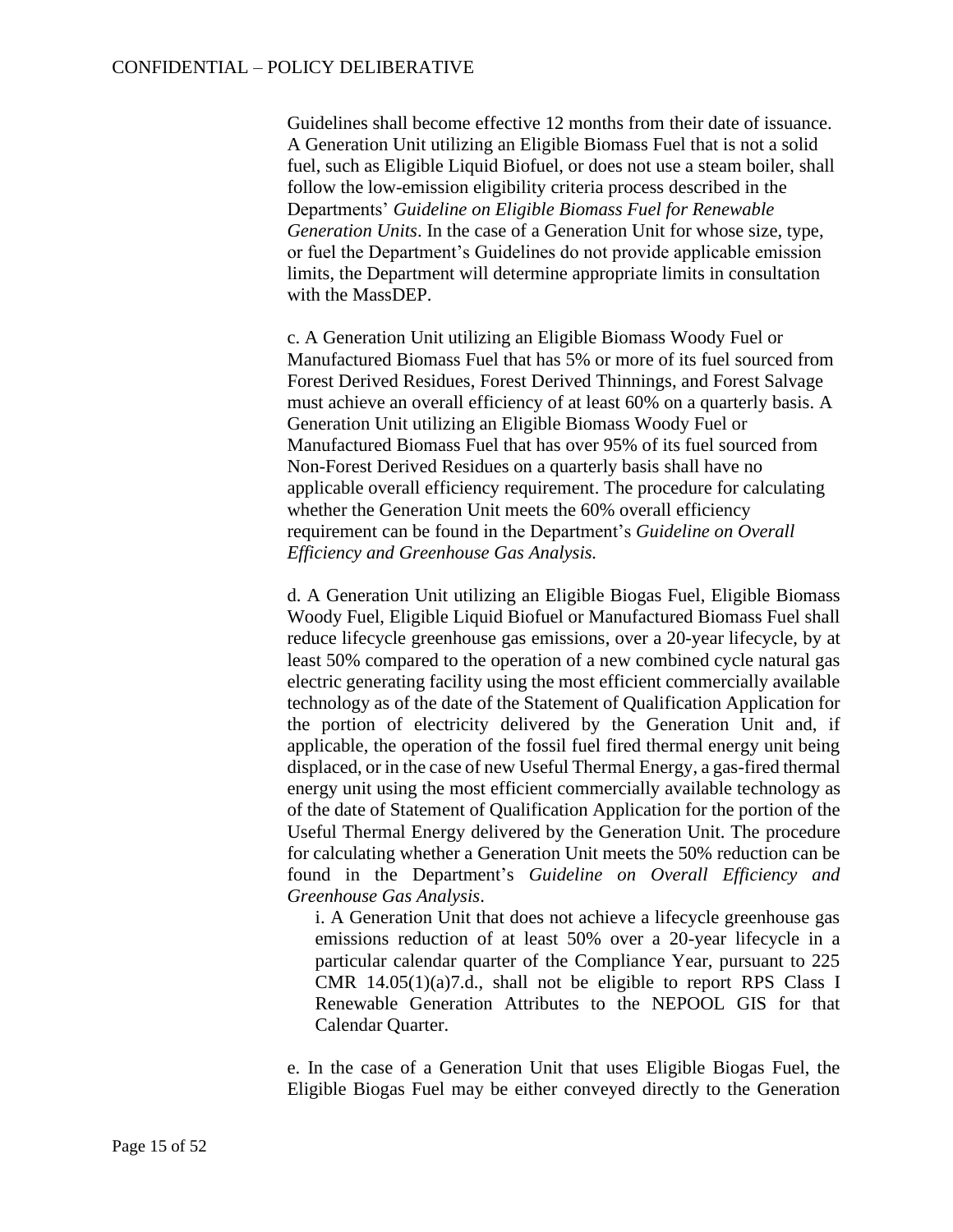Guidelines shall become effective 12 months from their date of issuance. A Generation Unit utilizing an Eligible Biomass Fuel that is not a solid fuel, such as Eligible Liquid Biofuel, or does not use a steam boiler, shall follow the low-emission eligibility criteria process described in the Departments' *Guideline on Eligible Biomass Fuel for Renewable Generation Units*. In the case of a Generation Unit for whose size, type, or fuel the Department's Guidelines do not provide applicable emission limits, the Department will determine appropriate limits in consultation with the MassDEP.

c. A Generation Unit utilizing an Eligible Biomass Woody Fuel or Manufactured Biomass Fuel that has 5% or more of its fuel sourced from Forest Derived Residues, Forest Derived Thinnings, and Forest Salvage must achieve an overall efficiency of at least 60% on a quarterly basis. A Generation Unit utilizing an Eligible Biomass Woody Fuel or Manufactured Biomass Fuel that has over 95% of its fuel sourced from Non-Forest Derived Residues on a quarterly basis shall have no applicable overall efficiency requirement. The procedure for calculating whether the Generation Unit meets the 60% overall efficiency requirement can be found in the Department's *Guideline on Overall Efficiency and Greenhouse Gas Analysis.*

d. A Generation Unit utilizing an Eligible Biogas Fuel, Eligible Biomass Woody Fuel, Eligible Liquid Biofuel or Manufactured Biomass Fuel shall reduce lifecycle greenhouse gas emissions, over a 20-year lifecycle, by at least 50% compared to the operation of a new combined cycle natural gas electric generating facility using the most efficient commercially available technology as of the date of the Statement of Qualification Application for the portion of electricity delivered by the Generation Unit and, if applicable, the operation of the fossil fuel fired thermal energy unit being displaced, or in the case of new Useful Thermal Energy, a gas-fired thermal energy unit using the most efficient commercially available technology as of the date of Statement of Qualification Application for the portion of the Useful Thermal Energy delivered by the Generation Unit. The procedure for calculating whether a Generation Unit meets the 50% reduction can be found in the Department's *Guideline on Overall Efficiency and Greenhouse Gas Analysis*.

i. A Generation Unit that does not achieve a lifecycle greenhouse gas emissions reduction of at least 50% over a 20-year lifecycle in a particular calendar quarter of the Compliance Year, pursuant to 225 CMR 14.05(1)(a)7.d., shall not be eligible to report RPS Class I Renewable Generation Attributes to the NEPOOL GIS for that Calendar Quarter.

e. In the case of a Generation Unit that uses Eligible Biogas Fuel, the Eligible Biogas Fuel may be either conveyed directly to the Generation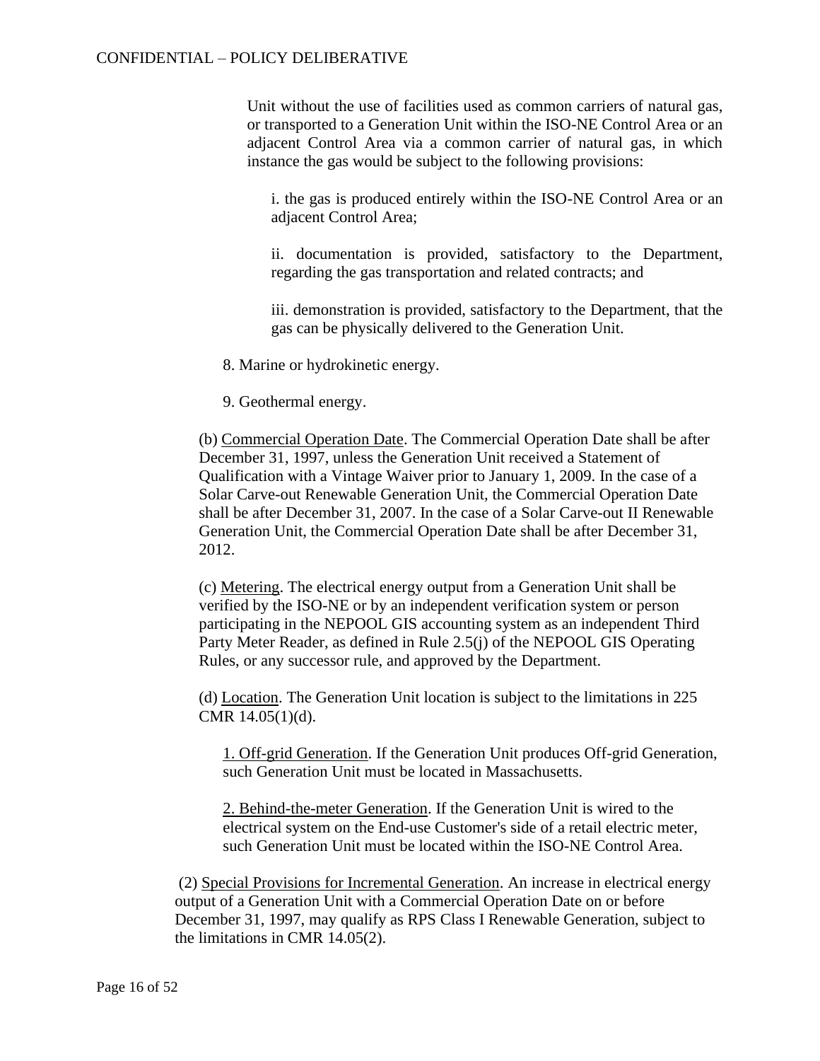Unit without the use of facilities used as common carriers of natural gas, or transported to a Generation Unit within the ISO-NE Control Area or an adjacent Control Area via a common carrier of natural gas, in which instance the gas would be subject to the following provisions:

i. the gas is produced entirely within the ISO-NE Control Area or an adjacent Control Area;

ii. documentation is provided, satisfactory to the Department, regarding the gas transportation and related contracts; and

iii. demonstration is provided, satisfactory to the Department, that the gas can be physically delivered to the Generation Unit.

8. Marine or hydrokinetic energy.

9. Geothermal energy.

(b) Commercial Operation Date. The Commercial Operation Date shall be after December 31, 1997, unless the Generation Unit received a Statement of Qualification with a Vintage Waiver prior to January 1, 2009. In the case of a Solar Carve-out Renewable Generation Unit, the Commercial Operation Date shall be after December 31, 2007. In the case of a Solar Carve-out II Renewable Generation Unit, the Commercial Operation Date shall be after December 31, 2012.

(c) Metering. The electrical energy output from a Generation Unit shall be verified by the ISO-NE or by an independent verification system or person participating in the NEPOOL GIS accounting system as an independent Third Party Meter Reader, as defined in Rule 2.5(j) of the NEPOOL GIS Operating Rules, or any successor rule, and approved by the Department.

(d) Location. The Generation Unit location is subject to the limitations in 225 CMR 14.05(1)(d).

1. Off-grid Generation. If the Generation Unit produces Off-grid Generation, such Generation Unit must be located in Massachusetts.

2. Behind-the-meter Generation. If the Generation Unit is wired to the electrical system on the End-use Customer's side of a retail electric meter, such Generation Unit must be located within the ISO-NE Control Area.

(2) Special Provisions for Incremental Generation. An increase in electrical energy output of a Generation Unit with a Commercial Operation Date on or before December 31, 1997, may qualify as RPS Class I Renewable Generation, subject to the limitations in CMR 14.05(2).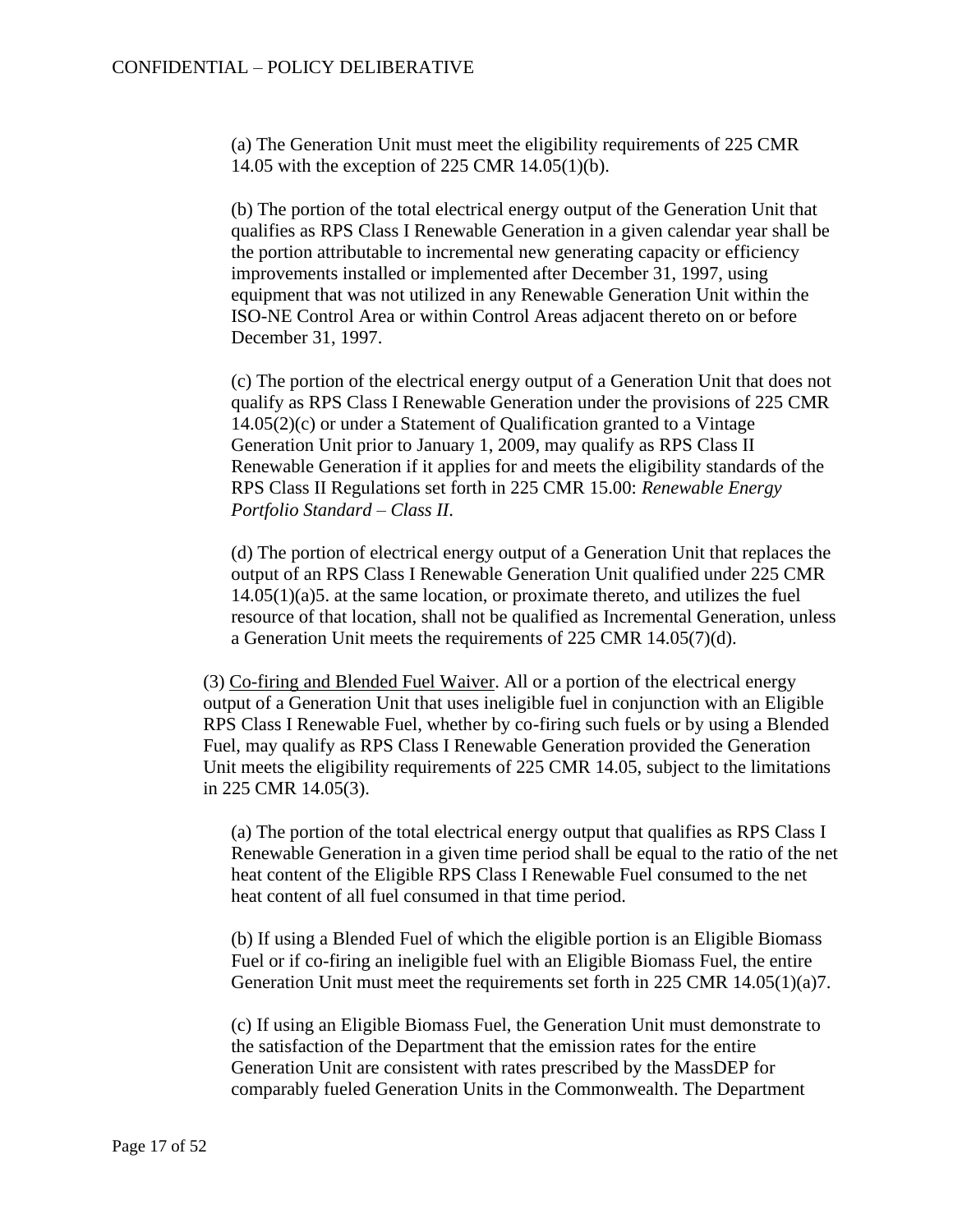(a) The Generation Unit must meet the eligibility requirements of 225 CMR 14.05 with the exception of 225 CMR 14.05(1)(b).

(b) The portion of the total electrical energy output of the Generation Unit that qualifies as RPS Class I Renewable Generation in a given calendar year shall be the portion attributable to incremental new generating capacity or efficiency improvements installed or implemented after December 31, 1997, using equipment that was not utilized in any Renewable Generation Unit within the ISO-NE Control Area or within Control Areas adjacent thereto on or before December 31, 1997.

(c) The portion of the electrical energy output of a Generation Unit that does not qualify as RPS Class I Renewable Generation under the provisions of 225 CMR 14.05(2)(c) or under a Statement of Qualification granted to a Vintage Generation Unit prior to January 1, 2009, may qualify as RPS Class II Renewable Generation if it applies for and meets the eligibility standards of the RPS Class II Regulations set forth in 225 CMR 15.00: *Renewable Energy Portfolio Standard – Class II*.

(d) The portion of electrical energy output of a Generation Unit that replaces the output of an RPS Class I Renewable Generation Unit qualified under 225 CMR 14.05(1)(a)5. at the same location, or proximate thereto, and utilizes the fuel resource of that location, shall not be qualified as Incremental Generation, unless a Generation Unit meets the requirements of 225 CMR 14.05(7)(d).

(3) Co-firing and Blended Fuel Waiver. All or a portion of the electrical energy output of a Generation Unit that uses ineligible fuel in conjunction with an Eligible RPS Class I Renewable Fuel, whether by co-firing such fuels or by using a Blended Fuel, may qualify as RPS Class I Renewable Generation provided the Generation Unit meets the eligibility requirements of 225 CMR 14.05, subject to the limitations in 225 CMR 14.05(3).

(a) The portion of the total electrical energy output that qualifies as RPS Class I Renewable Generation in a given time period shall be equal to the ratio of the net heat content of the Eligible RPS Class I Renewable Fuel consumed to the net heat content of all fuel consumed in that time period.

(b) If using a Blended Fuel of which the eligible portion is an Eligible Biomass Fuel or if co-firing an ineligible fuel with an Eligible Biomass Fuel, the entire Generation Unit must meet the requirements set forth in 225 CMR 14.05(1)(a)7.

(c) If using an Eligible Biomass Fuel, the Generation Unit must demonstrate to the satisfaction of the Department that the emission rates for the entire Generation Unit are consistent with rates prescribed by the MassDEP for comparably fueled Generation Units in the Commonwealth. The Department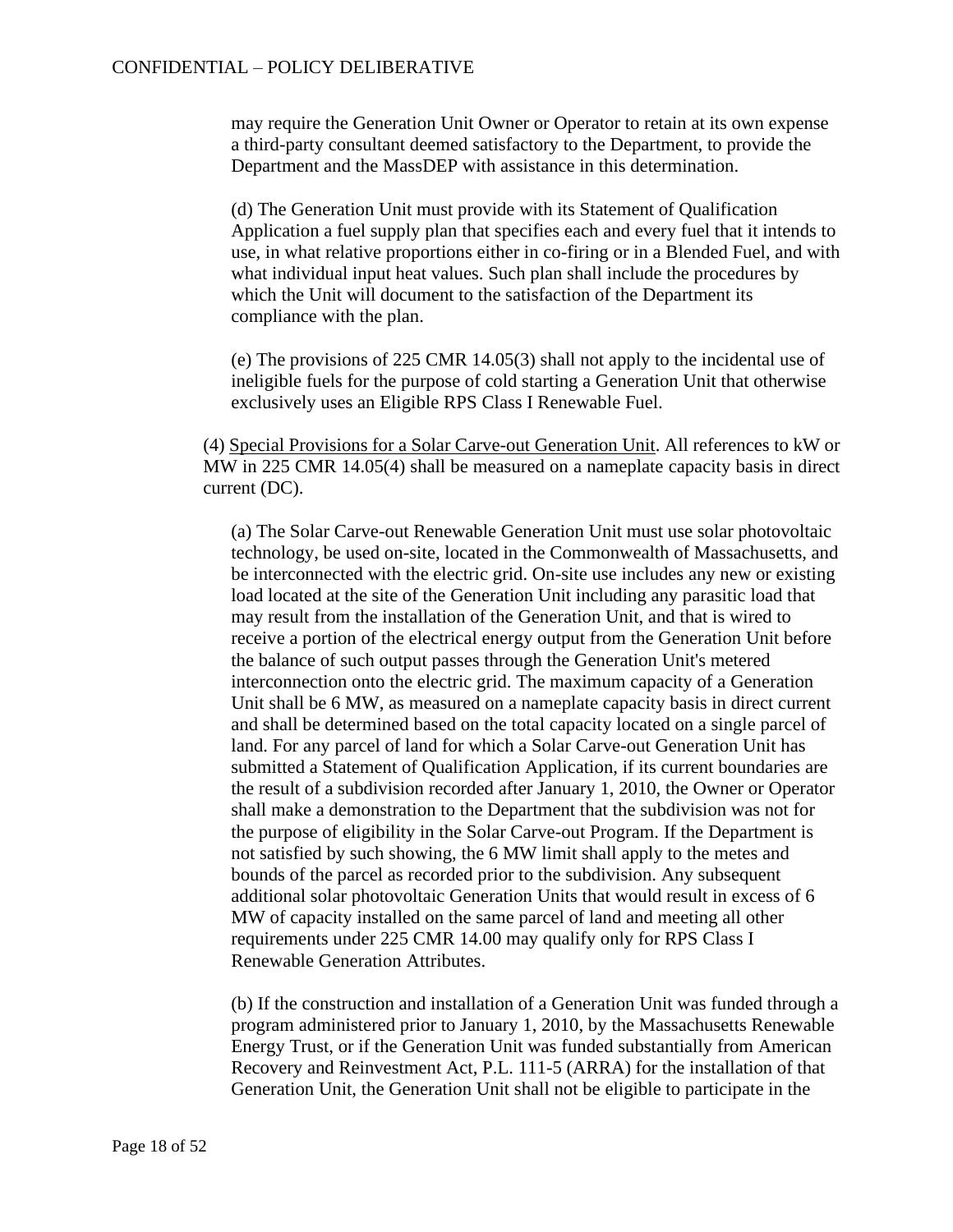may require the Generation Unit Owner or Operator to retain at its own expense a third-party consultant deemed satisfactory to the Department, to provide the Department and the MassDEP with assistance in this determination.

(d) The Generation Unit must provide with its Statement of Qualification Application a fuel supply plan that specifies each and every fuel that it intends to use, in what relative proportions either in co-firing or in a Blended Fuel, and with what individual input heat values. Such plan shall include the procedures by which the Unit will document to the satisfaction of the Department its compliance with the plan.

(e) The provisions of 225 CMR 14.05(3) shall not apply to the incidental use of ineligible fuels for the purpose of cold starting a Generation Unit that otherwise exclusively uses an Eligible RPS Class I Renewable Fuel.

(4) <u>Special Provisions for a Solar Carve-out Generation Unit</u>. All references to kW or MW in 225 CMR 14.05(4) shall be measured on a nameplate capacity basis in direct current (DC).

(a) The Solar Carve-out Renewable Generation Unit must use solar photovoltaic technology, be used on-site, located in the Commonwealth of Massachusetts, and be interconnected with the electric grid. On-site use includes any new or existing load located at the site of the Generation Unit including any parasitic load that may result from the installation of the Generation Unit, and that is wired to receive a portion of the electrical energy output from the Generation Unit before the balance of such output passes through the Generation Unit's metered interconnection onto the electric grid. The maximum capacity of a Generation Unit shall be 6 MW, as measured on a nameplate capacity basis in direct current and shall be determined based on the total capacity located on a single parcel of land. For any parcel of land for which a Solar Carve-out Generation Unit has submitted a Statement of Qualification Application, if its current boundaries are the result of a subdivision recorded after January 1, 2010, the Owner or Operator shall make a demonstration to the Department that the subdivision was not for the purpose of eligibility in the Solar Carve-out Program. If the Department is not satisfied by such showing, the 6 MW limit shall apply to the metes and bounds of the parcel as recorded prior to the subdivision. Any subsequent additional solar photovoltaic Generation Units that would result in excess of 6 MW of capacity installed on the same parcel of land and meeting all other requirements under 225 CMR 14.00 may qualify only for RPS Class I Renewable Generation Attributes.

(b) If the construction and installation of a Generation Unit was funded through a program administered prior to January 1, 2010, by the Massachusetts Renewable Energy Trust, or if the Generation Unit was funded substantially from American Recovery and Reinvestment Act, P.L. 111-5 (ARRA) for the installation of that Generation Unit, the Generation Unit shall not be eligible to participate in the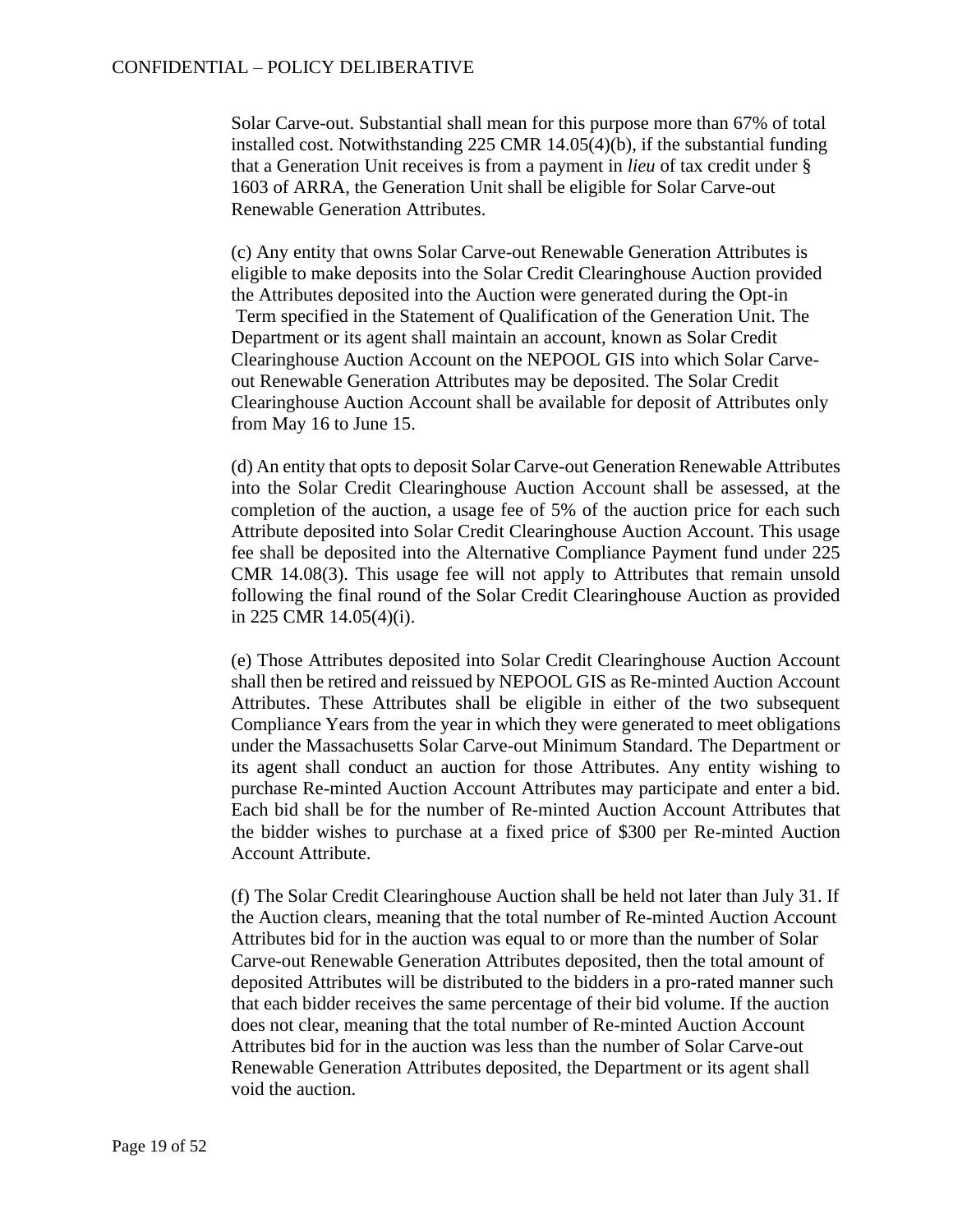Solar Carve-out. Substantial shall mean for this purpose more than 67% of total installed cost. Notwithstanding 225 CMR 14.05(4)(b), if the substantial funding that a Generation Unit receives is from a payment in *lieu* of tax credit under § 1603 of ARRA, the Generation Unit shall be eligible for Solar Carve-out Renewable Generation Attributes.

(c) Any entity that owns Solar Carve-out Renewable Generation Attributes is eligible to make deposits into the Solar Credit Clearinghouse Auction provided the Attributes deposited into the Auction were generated during the Opt-in Term specified in the Statement of Qualification of the Generation Unit. The Department or its agent shall maintain an account, known as Solar Credit Clearinghouse Auction Account on the NEPOOL GIS into which Solar Carve-out Renewable Generation Attributes may be deposited. The Solar Credit Clearinghouse Auction Account shall be available for deposit of Attributes only from May 16 to June 15.

(d) An entity that opts to deposit Solar Carve-out Generation Renewable Attributes into the Solar Credit Clearinghouse Auction Account shall be assessed, at the completion of the auction, a usage fee of 5% of the auction price for each such Attribute deposited into Solar Credit Clearinghouse Auction Account. This usage fee shall be deposited into the Alternative Compliance Payment fund under 225 CMR 14.08(3). This usage fee will not apply to Attributes that remain unsold following the final round of the Solar Credit Clearinghouse Auction as provided in 225 CMR 14.05(4)(i).

(e) Those Attributes deposited into Solar Credit Clearinghouse Auction Account shall then be retired and reissued by NEPOOL GIS as Re-minted Auction Account Attributes. These Attributes shall be eligible in either of the two subsequent Compliance Years from the year in which they were generated to meet obligations under the Massachusetts Solar Carve-out Minimum Standard. The Department or its agent shall conduct an auction for those Attributes. Any entity wishing to purchase Re-minted Auction Account Attributes may participate and enter a bid. Each bid shall be for the number of Re-minted Auction Account Attributes that the bidder wishes to purchase at a fixed price of $300 per Re-minted Auction Account Attribute.

(f) The Solar Credit Clearinghouse Auction shall be held not later than July 31. If the Auction clears, meaning that the total number of Re-minted Auction Account Attributes bid for in the auction was equal to or more than the number of Solar Carve-out Renewable Generation Attributes deposited, then the total amount of deposited Attributes will be distributed to the bidders in a pro-rated manner such that each bidder receives the same percentage of their bid volume. If the auction does not clear, meaning that the total number of Re-minted Auction Account Attributes bid for in the auction was less than the number of Solar Carve-out Renewable Generation Attributes deposited, the Department or its agent shall void the auction.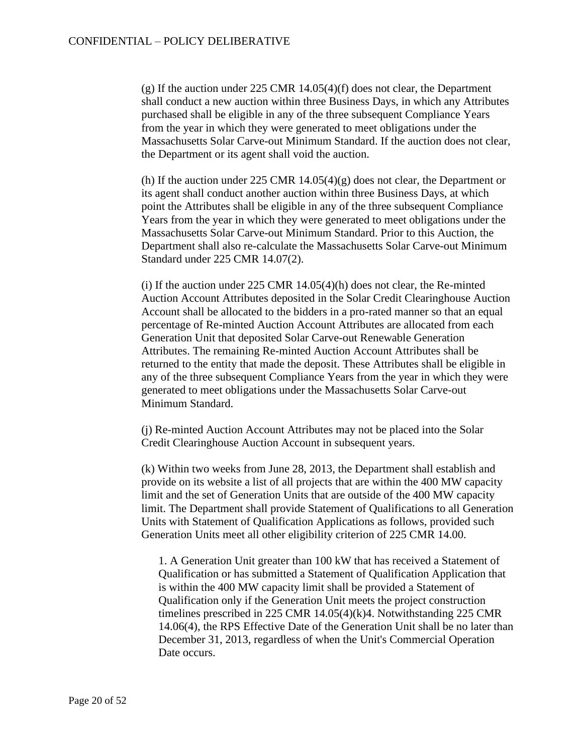(g) If the auction under 225 CMR 14.05(4)(f) does not clear, the Department shall conduct a new auction within three Business Days, in which any Attributes purchased shall be eligible in any of the three subsequent Compliance Years from the year in which they were generated to meet obligations under the Massachusetts Solar Carve-out Minimum Standard. If the auction does not clear, the Department or its agent shall void the auction.

(h) If the auction under 225 CMR 14.05(4)(g) does not clear, the Department or its agent shall conduct another auction within three Business Days, at which point the Attributes shall be eligible in any of the three subsequent Compliance Years from the year in which they were generated to meet obligations under the Massachusetts Solar Carve-out Minimum Standard. Prior to this Auction, the Department shall also re-calculate the Massachusetts Solar Carve-out Minimum Standard under 225 CMR 14.07(2).

(i) If the auction under 225 CMR 14.05(4)(h) does not clear, the Re-minted Auction Account Attributes deposited in the Solar Credit Clearinghouse Auction Account shall be allocated to the bidders in a pro-rated manner so that an equal percentage of Re-minted Auction Account Attributes are allocated from each Generation Unit that deposited Solar Carve-out Renewable Generation Attributes. The remaining Re-minted Auction Account Attributes shall be returned to the entity that made the deposit. These Attributes shall be eligible in any of the three subsequent Compliance Years from the year in which they were generated to meet obligations under the Massachusetts Solar Carve-out Minimum Standard.

(j) Re-minted Auction Account Attributes may not be placed into the Solar Credit Clearinghouse Auction Account in subsequent years.

(k) Within two weeks from June 28, 2013, the Department shall establish and provide on its website a list of all projects that are within the 400 MW capacity limit and the set of Generation Units that are outside of the 400 MW capacity limit. The Department shall provide Statement of Qualifications to all Generation Units with Statement of Qualification Applications as follows, provided such Generation Units meet all other eligibility criterion of 225 CMR 14.00.

1. A Generation Unit greater than 100 kW that has received a Statement of Qualification or has submitted a Statement of Qualification Application that is within the 400 MW capacity limit shall be provided a Statement of Qualification only if the Generation Unit meets the project construction timelines prescribed in 225 CMR 14.05(4)(k)4. Notwithstanding 225 CMR 14.06(4), the RPS Effective Date of the Generation Unit shall be no later than December 31, 2013, regardless of when the Unit's Commercial Operation Date occurs.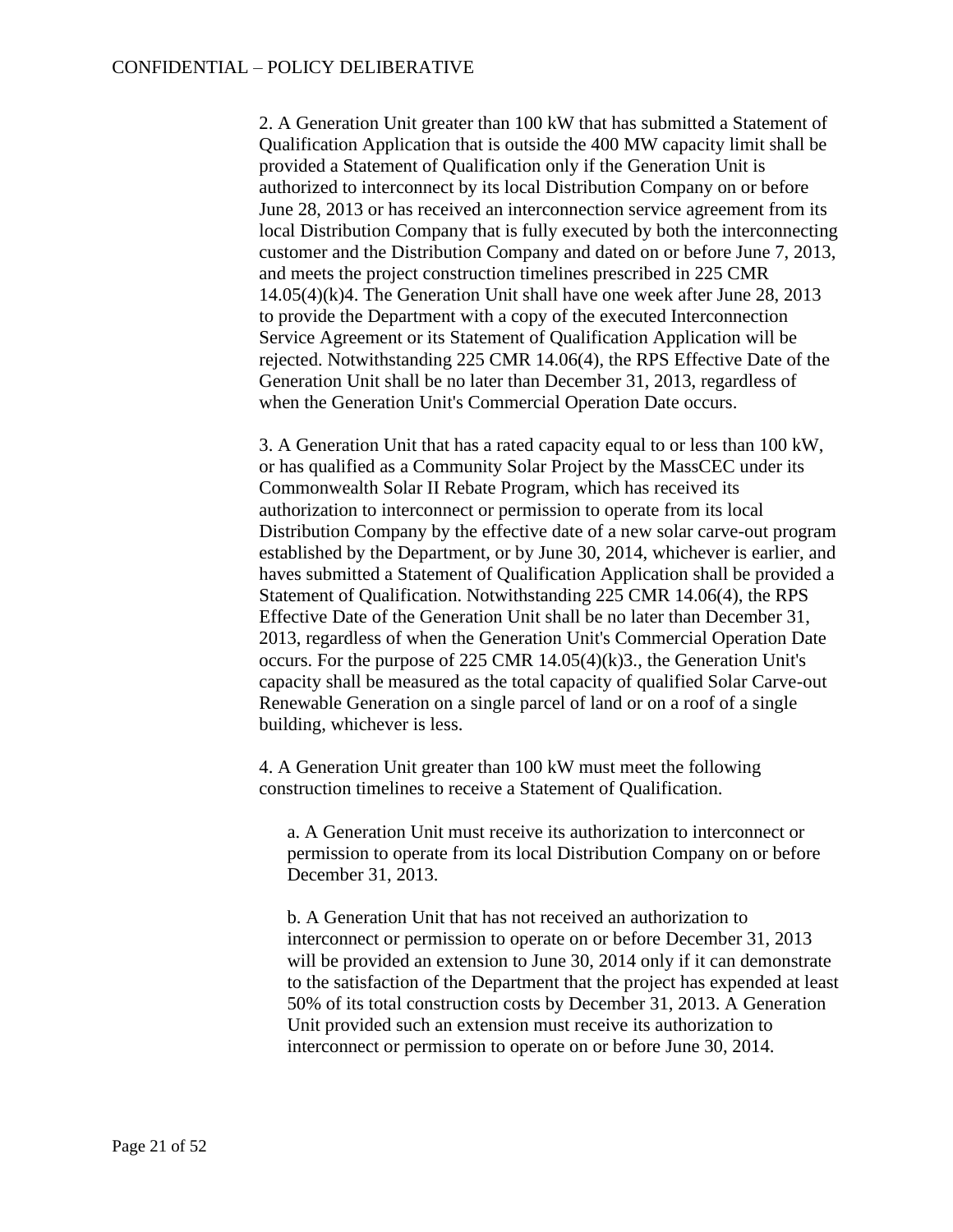2. A Generation Unit greater than 100 kW that has submitted a Statement of Qualification Application that is outside the 400 MW capacity limit shall be provided a Statement of Qualification only if the Generation Unit is authorized to interconnect by its local Distribution Company on or before June 28, 2013 or has received an interconnection service agreement from its local Distribution Company that is fully executed by both the interconnecting customer and the Distribution Company and dated on or before June 7, 2013, and meets the project construction timelines prescribed in 225 CMR 14.05(4)(k)4. The Generation Unit shall have one week after June 28, 2013 to provide the Department with a copy of the executed Interconnection Service Agreement or its Statement of Qualification Application will be rejected. Notwithstanding 225 CMR 14.06(4), the RPS Effective Date of the Generation Unit shall be no later than December 31, 2013, regardless of when the Generation Unit's Commercial Operation Date occurs.

3. A Generation Unit that has a rated capacity equal to or less than 100 kW, or has qualified as a Community Solar Project by the MassCEC under its Commonwealth Solar II Rebate Program, which has received its authorization to interconnect or permission to operate from its local Distribution Company by the effective date of a new solar carve-out program established by the Department, or by June 30, 2014, whichever is earlier, and haves submitted a Statement of Qualification Application shall be provided a Statement of Qualification. Notwithstanding 225 CMR 14.06(4), the RPS Effective Date of the Generation Unit shall be no later than December 31, 2013, regardless of when the Generation Unit's Commercial Operation Date occurs. For the purpose of 225 CMR 14.05(4)(k)3., the Generation Unit's capacity shall be measured as the total capacity of qualified Solar Carve-out Renewable Generation on a single parcel of land or on a roof of a single building, whichever is less.

4. A Generation Unit greater than 100 kW must meet the following construction timelines to receive a Statement of Qualification.

a. A Generation Unit must receive its authorization to interconnect or permission to operate from its local Distribution Company on or before December 31, 2013.

b. A Generation Unit that has not received an authorization to interconnect or permission to operate on or before December 31, 2013 will be provided an extension to June 30, 2014 only if it can demonstrate to the satisfaction of the Department that the project has expended at least 50% of its total construction costs by December 31, 2013. A Generation Unit provided such an extension must receive its authorization to interconnect or permission to operate on or before June 30, 2014.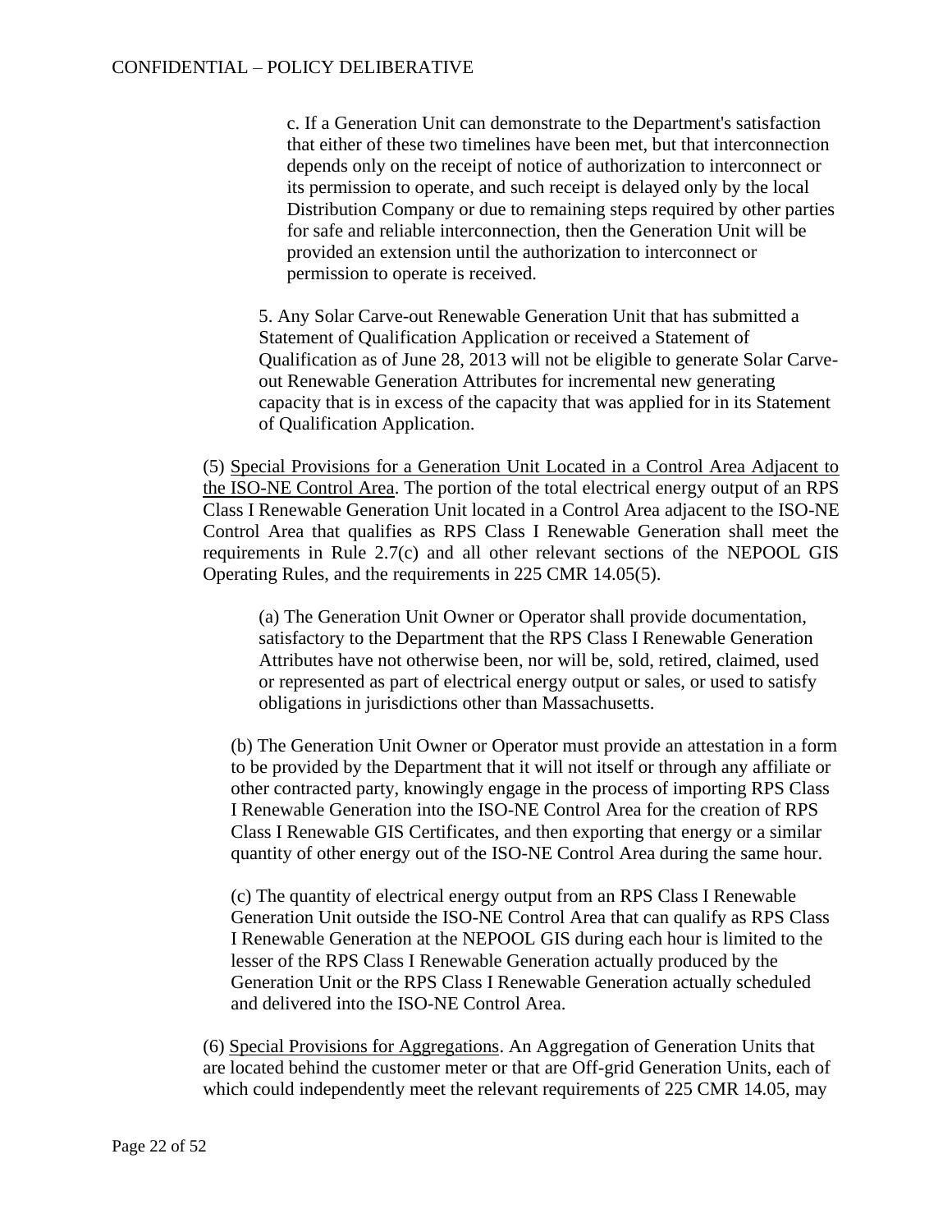c. If a Generation Unit can demonstrate to the Department's satisfaction that either of these two timelines have been met, but that interconnection depends only on the receipt of notice of authorization to interconnect or its permission to operate, and such receipt is delayed only by the local Distribution Company or due to remaining steps required by other parties for safe and reliable interconnection, then the Generation Unit will be provided an extension until the authorization to interconnect or permission to operate is received.

5. Any Solar Carve-out Renewable Generation Unit that has submitted a Statement of Qualification Application or received a Statement of Qualification as of June 28, 2013 will not be eligible to generate Solar Carve-out Renewable Generation Attributes for incremental new generating capacity that is in excess of the capacity that was applied for in its Statement of Qualification Application.

(5) Special Provisions for a Generation Unit Located in a Control Area Adjacent to the ISO-NE Control Area. The portion of the total electrical energy output of an RPS Class I Renewable Generation Unit located in a Control Area adjacent to the ISO-NE Control Area that qualifies as RPS Class I Renewable Generation shall meet the requirements in Rule 2.7(c) and all other relevant sections of the NEPOOL GIS Operating Rules, and the requirements in 225 CMR 14.05(5).

(a) The Generation Unit Owner or Operator shall provide documentation, satisfactory to the Department that the RPS Class I Renewable Generation Attributes have not otherwise been, nor will be, sold, retired, claimed, used or represented as part of electrical energy output or sales, or used to satisfy obligations in jurisdictions other than Massachusetts.

(b) The Generation Unit Owner or Operator must provide an attestation in a form to be provided by the Department that it will not itself or through any affiliate or other contracted party, knowingly engage in the process of importing RPS Class I Renewable Generation into the ISO-NE Control Area for the creation of RPS Class I Renewable GIS Certificates, and then exporting that energy or a similar quantity of other energy out of the ISO-NE Control Area during the same hour.

(c) The quantity of electrical energy output from an RPS Class I Renewable Generation Unit outside the ISO-NE Control Area that can qualify as RPS Class I Renewable Generation at the NEPOOL GIS during each hour is limited to the lesser of the RPS Class I Renewable Generation actually produced by the Generation Unit or the RPS Class I Renewable Generation actually scheduled and delivered into the ISO-NE Control Area.

(6) Special Provisions for Aggregations. An Aggregation of Generation Units that are located behind the customer meter or that are Off-grid Generation Units, each of which could independently meet the relevant requirements of 225 CMR 14.05, may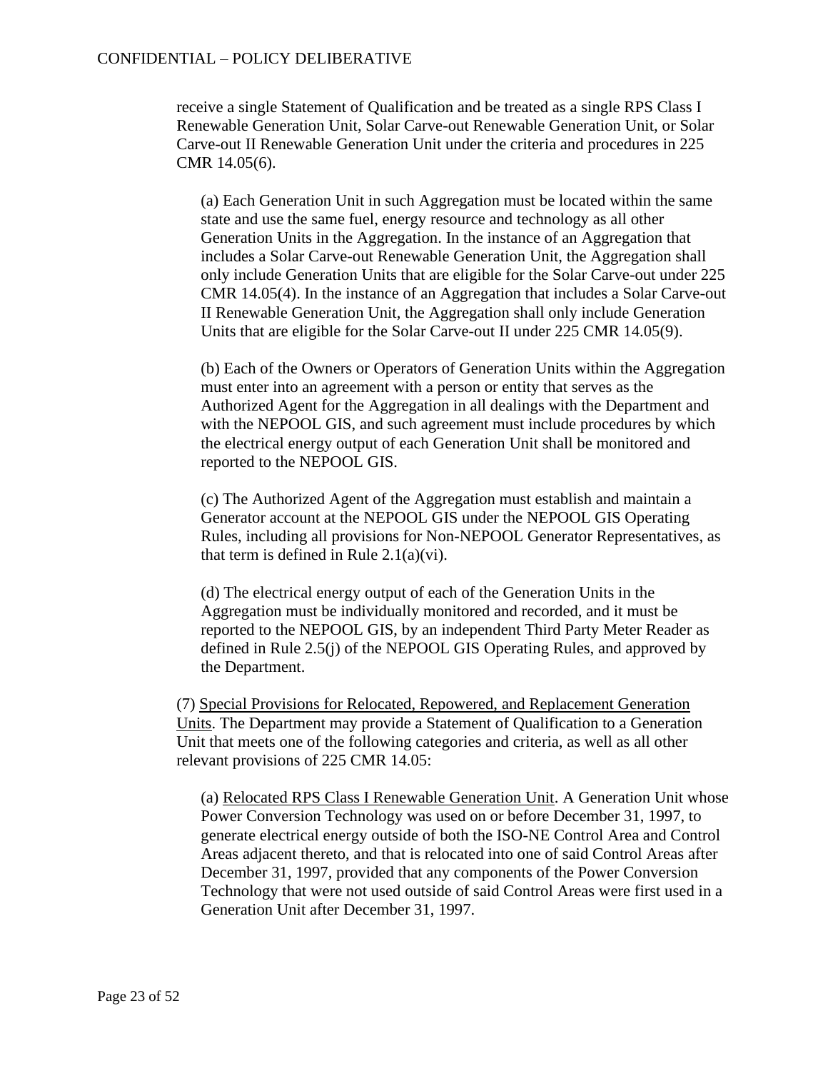receive a single Statement of Qualification and be treated as a single RPS Class I Renewable Generation Unit, Solar Carve-out Renewable Generation Unit, or Solar Carve-out II Renewable Generation Unit under the criteria and procedures in 225 CMR 14.05(6).

(a) Each Generation Unit in such Aggregation must be located within the same state and use the same fuel, energy resource and technology as all other Generation Units in the Aggregation. In the instance of an Aggregation that includes a Solar Carve-out Renewable Generation Unit, the Aggregation shall only include Generation Units that are eligible for the Solar Carve-out under 225 CMR 14.05(4). In the instance of an Aggregation that includes a Solar Carve-out II Renewable Generation Unit, the Aggregation shall only include Generation Units that are eligible for the Solar Carve-out II under 225 CMR 14.05(9).

(b) Each of the Owners or Operators of Generation Units within the Aggregation must enter into an agreement with a person or entity that serves as the Authorized Agent for the Aggregation in all dealings with the Department and with the NEPOOL GIS, and such agreement must include procedures by which the electrical energy output of each Generation Unit shall be monitored and reported to the NEPOOL GIS.

(c) The Authorized Agent of the Aggregation must establish and maintain a Generator account at the NEPOOL GIS under the NEPOOL GIS Operating Rules, including all provisions for Non-NEPOOL Generator Representatives, as that term is defined in Rule 2.1(a)(vi).

(d) The electrical energy output of each of the Generation Units in the Aggregation must be individually monitored and recorded, and it must be reported to the NEPOOL GIS, by an independent Third Party Meter Reader as defined in Rule 2.5(j) of the NEPOOL GIS Operating Rules, and approved by the Department.

(7) Special Provisions for Relocated, Repowered, and Replacement Generation Units. The Department may provide a Statement of Qualification to a Generation Unit that meets one of the following categories and criteria, as well as all other relevant provisions of 225 CMR 14.05:

(a) Relocated RPS Class I Renewable Generation Unit. A Generation Unit whose Power Conversion Technology was used on or before December 31, 1997, to generate electrical energy outside of both the ISO-NE Control Area and Control Areas adjacent thereto, and that is relocated into one of said Control Areas after December 31, 1997, provided that any components of the Power Conversion Technology that were not used outside of said Control Areas were first used in a Generation Unit after December 31, 1997.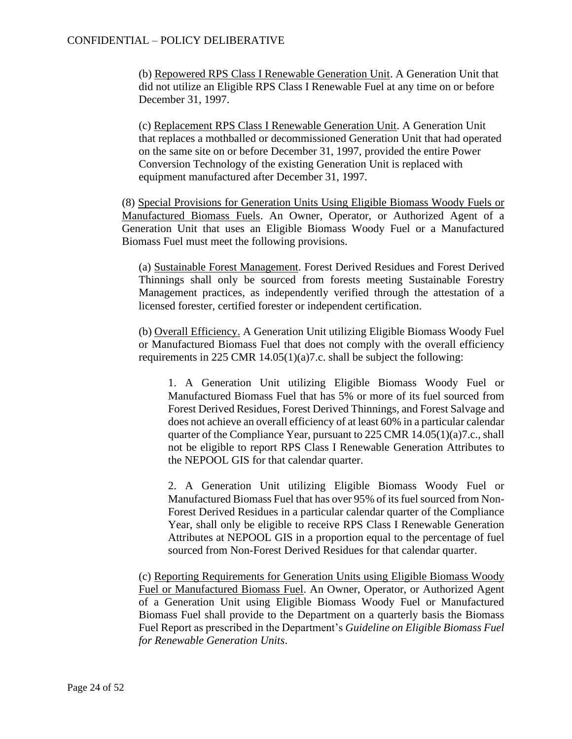(b) Repowered RPS Class I Renewable Generation Unit. A Generation Unit that did not utilize an Eligible RPS Class I Renewable Fuel at any time on or before December 31, 1997.

(c) Replacement RPS Class I Renewable Generation Unit. A Generation Unit that replaces a mothballed or decommissioned Generation Unit that had operated on the same site on or before December 31, 1997, provided the entire Power Conversion Technology of the existing Generation Unit is replaced with equipment manufactured after December 31, 1997.

(8) Special Provisions for Generation Units Using Eligible Biomass Woody Fuels or Manufactured Biomass Fuels. An Owner, Operator, or Authorized Agent of a Generation Unit that uses an Eligible Biomass Woody Fuel or a Manufactured Biomass Fuel must meet the following provisions.

(a) Sustainable Forest Management. Forest Derived Residues and Forest Derived Thinnings shall only be sourced from forests meeting Sustainable Forestry Management practices, as independently verified through the attestation of a licensed forester, certified forester or independent certification.

(b) Overall Efficiency. A Generation Unit utilizing Eligible Biomass Woody Fuel or Manufactured Biomass Fuel that does not comply with the overall efficiency requirements in 225 CMR 14.05(1)(a)7.c. shall be subject the following:

1. A Generation Unit utilizing Eligible Biomass Woody Fuel or Manufactured Biomass Fuel that has 5% or more of its fuel sourced from Forest Derived Residues, Forest Derived Thinnings, and Forest Salvage and does not achieve an overall efficiency of at least 60% in a particular calendar quarter of the Compliance Year, pursuant to 225 CMR 14.05(1)(a)7.c., shall not be eligible to report RPS Class I Renewable Generation Attributes to the NEPOOL GIS for that calendar quarter.

2. A Generation Unit utilizing Eligible Biomass Woody Fuel or Manufactured Biomass Fuel that has over 95% of its fuel sourced from Non-Forest Derived Residues in a particular calendar quarter of the Compliance Year, shall only be eligible to receive RPS Class I Renewable Generation Attributes at NEPOOL GIS in a proportion equal to the percentage of fuel sourced from Non-Forest Derived Residues for that calendar quarter.

(c) Reporting Requirements for Generation Units using Eligible Biomass Woody Fuel or Manufactured Biomass Fuel. An Owner, Operator, or Authorized Agent of a Generation Unit using Eligible Biomass Woody Fuel or Manufactured Biomass Fuel shall provide to the Department on a quarterly basis the Biomass Fuel Report as prescribed in the Department's *Guideline on Eligible Biomass Fuel for Renewable Generation Units*.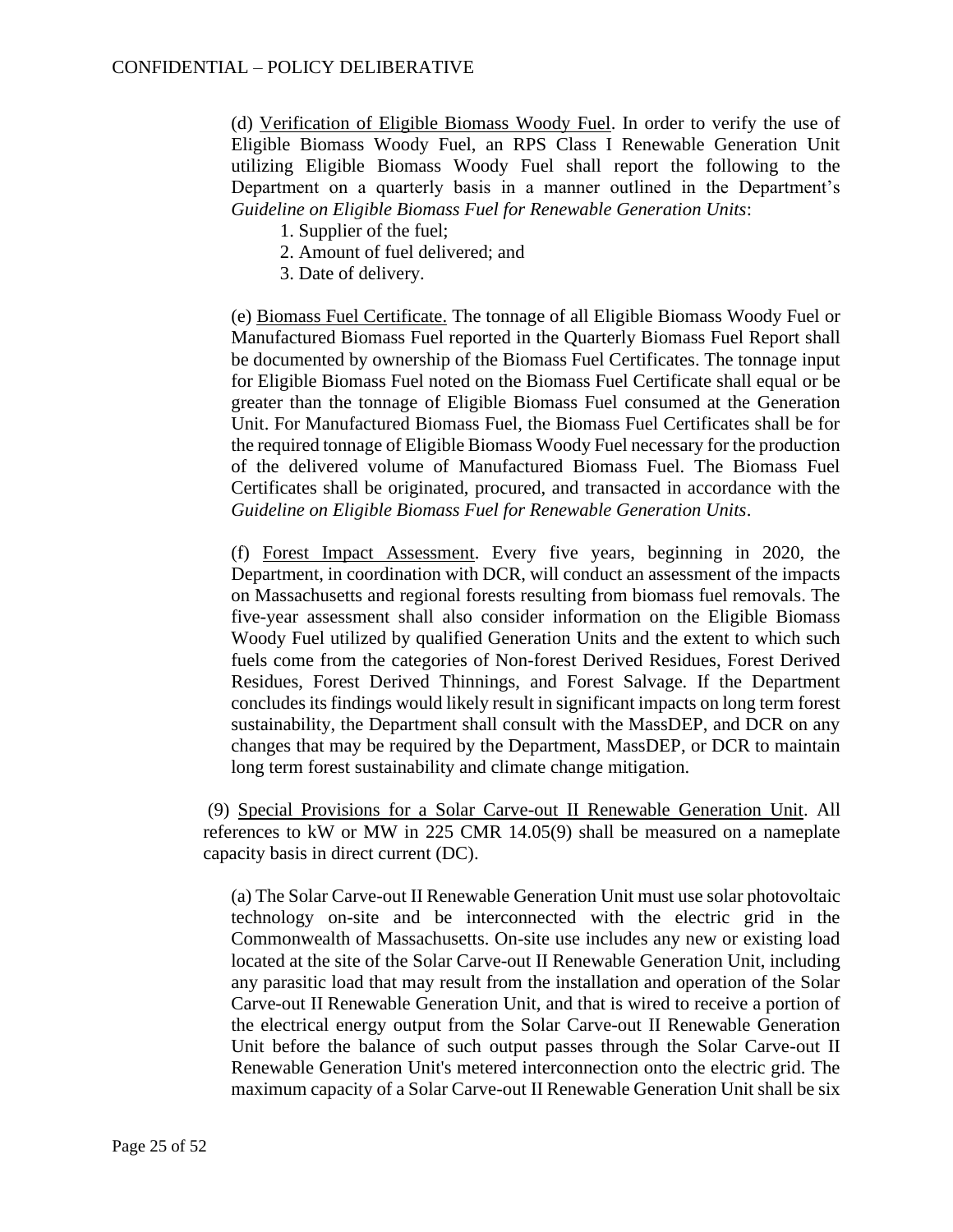(d) Verification of Eligible Biomass Woody Fuel. In order to verify the use of Eligible Biomass Woody Fuel, an RPS Class I Renewable Generation Unit utilizing Eligible Biomass Woody Fuel shall report the following to the Department on a quarterly basis in a manner outlined in the Department's *Guideline on Eligible Biomass Fuel for Renewable Generation Units*:

1. Supplier of the fuel;
2. Amount of fuel delivered; and
3. Date of delivery.

(e) Biomass Fuel Certificate. The tonnage of all Eligible Biomass Woody Fuel or Manufactured Biomass Fuel reported in the Quarterly Biomass Fuel Report shall be documented by ownership of the Biomass Fuel Certificates. The tonnage input for Eligible Biomass Fuel noted on the Biomass Fuel Certificate shall equal or be greater than the tonnage of Eligible Biomass Fuel consumed at the Generation Unit. For Manufactured Biomass Fuel, the Biomass Fuel Certificates shall be for the required tonnage of Eligible Biomass Woody Fuel necessary for the production of the delivered volume of Manufactured Biomass Fuel. The Biomass Fuel Certificates shall be originated, procured, and transacted in accordance with the *Guideline on Eligible Biomass Fuel for Renewable Generation Units*.

(f) Forest Impact Assessment. Every five years, beginning in 2020, the Department, in coordination with DCR, will conduct an assessment of the impacts on Massachusetts and regional forests resulting from biomass fuel removals. The five-year assessment shall also consider information on the Eligible Biomass Woody Fuel utilized by qualified Generation Units and the extent to which such fuels come from the categories of Non-forest Derived Residues, Forest Derived Residues, Forest Derived Thinnings, and Forest Salvage. If the Department concludes its findings would likely result in significant impacts on long term forest sustainability, the Department shall consult with the MassDEP, and DCR on any changes that may be required by the Department, MassDEP, or DCR to maintain long term forest sustainability and climate change mitigation.

(9) Special Provisions for a Solar Carve-out II Renewable Generation Unit. All references to kW or MW in 225 CMR 14.05(9) shall be measured on a nameplate capacity basis in direct current (DC).

(a) The Solar Carve-out II Renewable Generation Unit must use solar photovoltaic technology on-site and be interconnected with the electric grid in the Commonwealth of Massachusetts. On-site use includes any new or existing load located at the site of the Solar Carve-out II Renewable Generation Unit, including any parasitic load that may result from the installation and operation of the Solar Carve-out II Renewable Generation Unit, and that is wired to receive a portion of the electrical energy output from the Solar Carve-out II Renewable Generation Unit before the balance of such output passes through the Solar Carve-out II Renewable Generation Unit's metered interconnection onto the electric grid. The maximum capacity of a Solar Carve-out II Renewable Generation Unit shall be six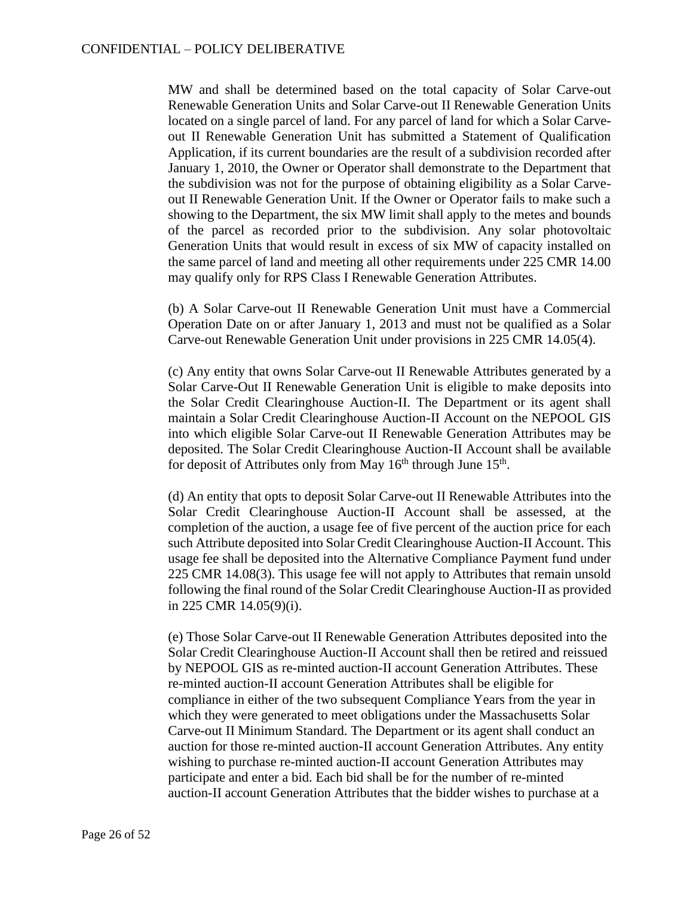MW and shall be determined based on the total capacity of Solar Carve-out Renewable Generation Units and Solar Carve-out II Renewable Generation Units located on a single parcel of land. For any parcel of land for which a Solar Carve-out II Renewable Generation Unit has submitted a Statement of Qualification Application, if its current boundaries are the result of a subdivision recorded after January 1, 2010, the Owner or Operator shall demonstrate to the Department that the subdivision was not for the purpose of obtaining eligibility as a Solar Carve-out II Renewable Generation Unit. If the Owner or Operator fails to make such a showing to the Department, the six MW limit shall apply to the metes and bounds of the parcel as recorded prior to the subdivision. Any solar photovoltaic Generation Units that would result in excess of six MW of capacity installed on the same parcel of land and meeting all other requirements under 225 CMR 14.00 may qualify only for RPS Class I Renewable Generation Attributes.

(b) A Solar Carve-out II Renewable Generation Unit must have a Commercial Operation Date on or after January 1, 2013 and must not be qualified as a Solar Carve-out Renewable Generation Unit under provisions in 225 CMR 14.05(4).

(c) Any entity that owns Solar Carve-out II Renewable Attributes generated by a Solar Carve-Out II Renewable Generation Unit is eligible to make deposits into the Solar Credit Clearinghouse Auction-II. The Department or its agent shall maintain a Solar Credit Clearinghouse Auction-II Account on the NEPOOL GIS into which eligible Solar Carve-out II Renewable Generation Attributes may be deposited. The Solar Credit Clearinghouse Auction-II Account shall be available for deposit of Attributes only from May 16th through June 15th.

(d) An entity that opts to deposit Solar Carve-out II Renewable Attributes into the Solar Credit Clearinghouse Auction-II Account shall be assessed, at the completion of the auction, a usage fee of five percent of the auction price for each such Attribute deposited into Solar Credit Clearinghouse Auction-II Account. This usage fee shall be deposited into the Alternative Compliance Payment fund under 225 CMR 14.08(3). This usage fee will not apply to Attributes that remain unsold following the final round of the Solar Credit Clearinghouse Auction-II as provided in 225 CMR 14.05(9)(i).

(e) Those Solar Carve-out II Renewable Generation Attributes deposited into the Solar Credit Clearinghouse Auction-II Account shall then be retired and reissued by NEPOOL GIS as re-minted auction-II account Generation Attributes. These re-minted auction-II account Generation Attributes shall be eligible for compliance in either of the two subsequent Compliance Years from the year in which they were generated to meet obligations under the Massachusetts Solar Carve-out II Minimum Standard. The Department or its agent shall conduct an auction for those re-minted auction-II account Generation Attributes. Any entity wishing to purchase re-minted auction-II account Generation Attributes may participate and enter a bid. Each bid shall be for the number of re-minted auction-II account Generation Attributes that the bidder wishes to purchase at a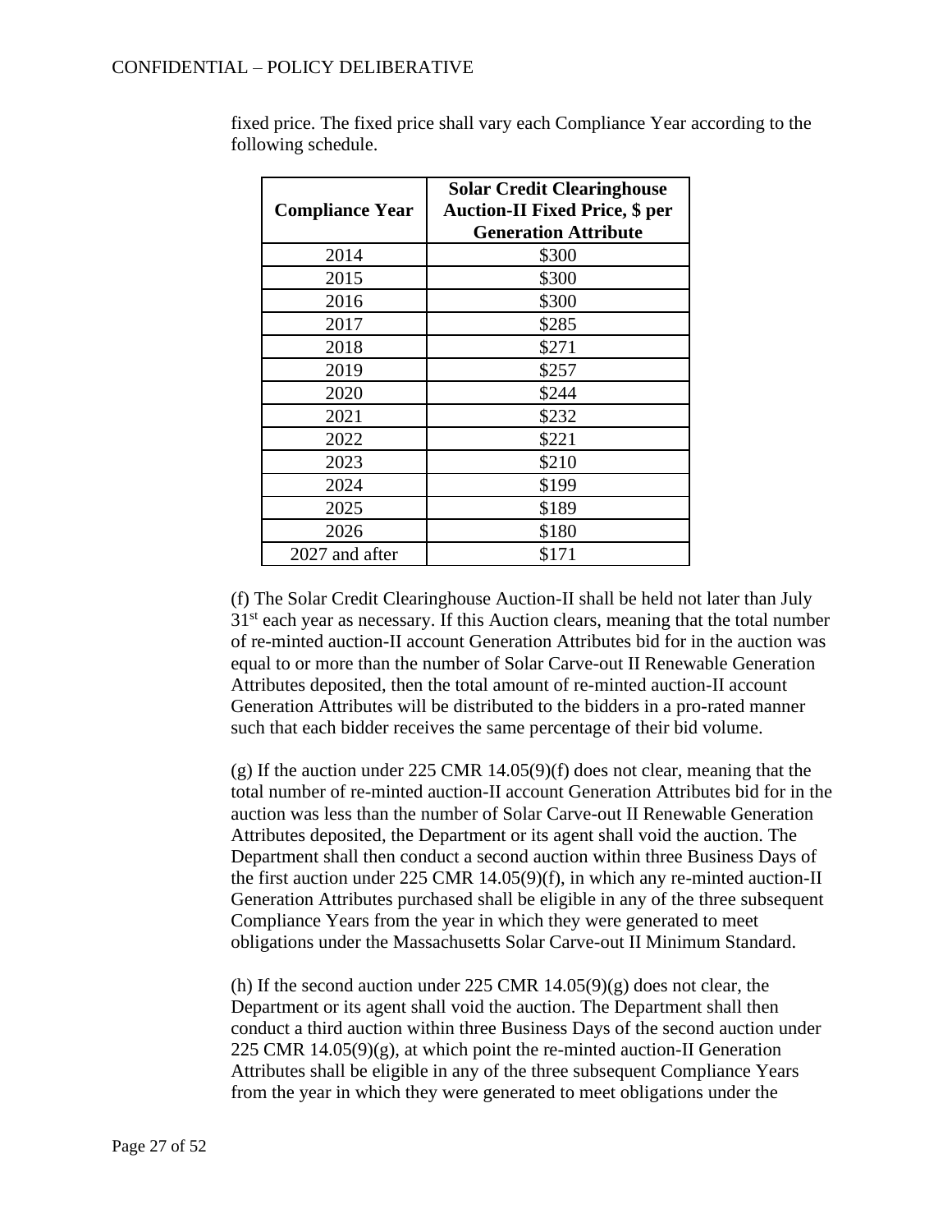fixed price. The fixed price shall vary each Compliance Year according to the following schedule.

| Compliance Year | Solar Credit Clearinghouse Auction-II Fixed Price, $ per Generation Attribute |
|---|---|
| 2014 | $300 |
| 2015 | $300 |
| 2016 | $300 |
| 2017 | $285 |
| 2018 | $271 |
| 2019 | $257 |
| 2020 | $244 |
| 2021 | $232 |
| 2022 | $221 |
| 2023 | $210 |
| 2024 | $199 |
| 2025 | $189 |
| 2026 | $180 |
| 2027 and after | $171 |

(f) The Solar Credit Clearinghouse Auction-II shall be held not later than July 31st each year as necessary. If this Auction clears, meaning that the total number of re-minted auction-II account Generation Attributes bid for in the auction was equal to or more than the number of Solar Carve-out II Renewable Generation Attributes deposited, then the total amount of re-minted auction-II account Generation Attributes will be distributed to the bidders in a pro-rated manner such that each bidder receives the same percentage of their bid volume.

(g) If the auction under 225 CMR 14.05(9)(f) does not clear, meaning that the total number of re-minted auction-II account Generation Attributes bid for in the auction was less than the number of Solar Carve-out II Renewable Generation Attributes deposited, the Department or its agent shall void the auction. The Department shall then conduct a second auction within three Business Days of the first auction under 225 CMR 14.05(9)(f), in which any re-minted auction-II Generation Attributes purchased shall be eligible in any of the three subsequent Compliance Years from the year in which they were generated to meet obligations under the Massachusetts Solar Carve-out II Minimum Standard.

(h) If the second auction under 225 CMR 14.05(9)(g) does not clear, the Department or its agent shall void the auction. The Department shall then conduct a third auction within three Business Days of the second auction under 225 CMR 14.05(9)(g), at which point the re-minted auction-II Generation Attributes shall be eligible in any of the three subsequent Compliance Years from the year in which they were generated to meet obligations under the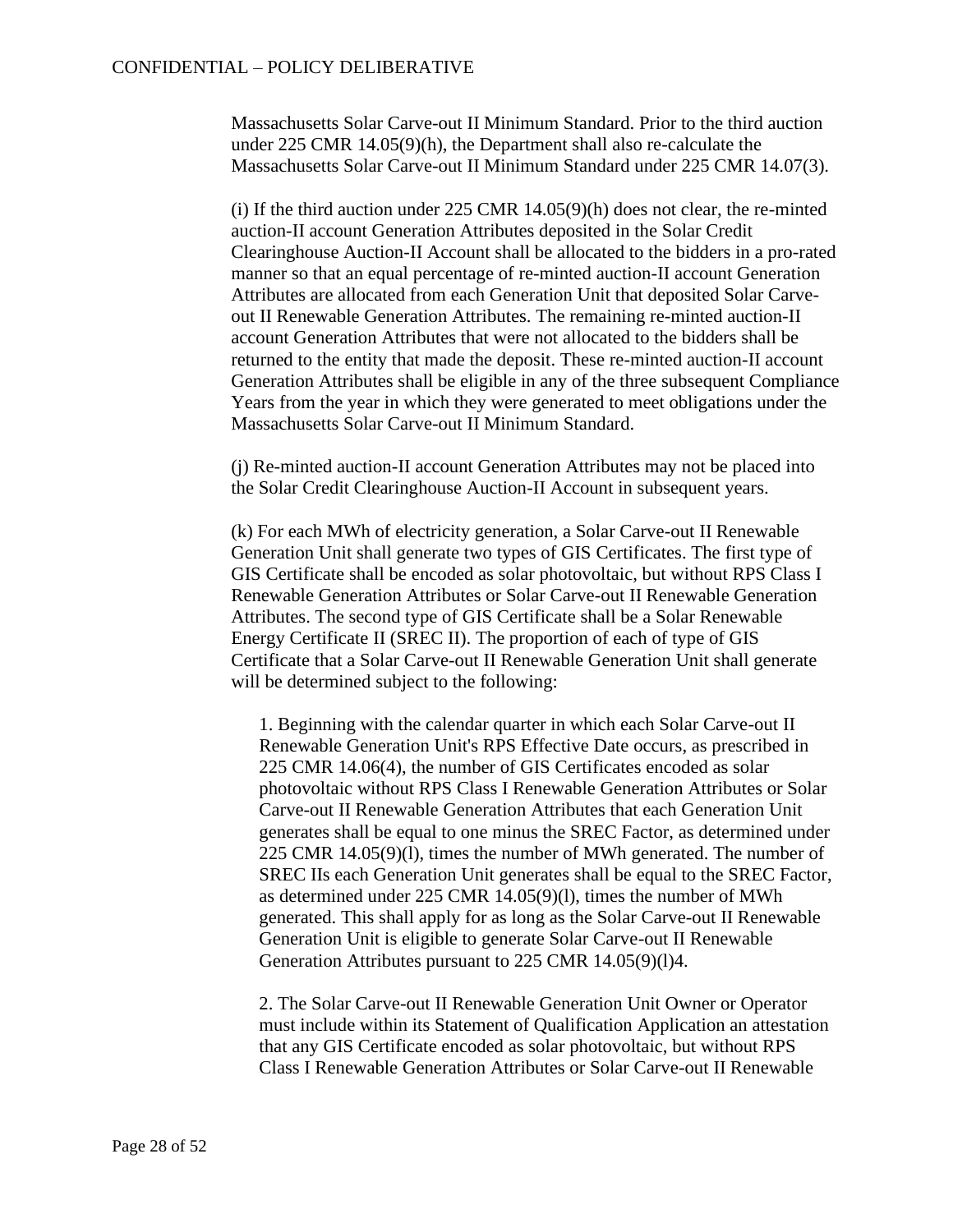Massachusetts Solar Carve-out II Minimum Standard. Prior to the third auction under 225 CMR 14.05(9)(h), the Department shall also re-calculate the Massachusetts Solar Carve-out II Minimum Standard under 225 CMR 14.07(3).

(i) If the third auction under 225 CMR 14.05(9)(h) does not clear, the re-minted auction-II account Generation Attributes deposited in the Solar Credit Clearinghouse Auction-II Account shall be allocated to the bidders in a pro-rated manner so that an equal percentage of re-minted auction-II account Generation Attributes are allocated from each Generation Unit that deposited Solar Carve-out II Renewable Generation Attributes. The remaining re-minted auction-II account Generation Attributes that were not allocated to the bidders shall be returned to the entity that made the deposit. These re-minted auction-II account Generation Attributes shall be eligible in any of the three subsequent Compliance Years from the year in which they were generated to meet obligations under the Massachusetts Solar Carve-out II Minimum Standard.

(j) Re-minted auction-II account Generation Attributes may not be placed into the Solar Credit Clearinghouse Auction-II Account in subsequent years.

(k) For each MWh of electricity generation, a Solar Carve-out II Renewable Generation Unit shall generate two types of GIS Certificates. The first type of GIS Certificate shall be encoded as solar photovoltaic, but without RPS Class I Renewable Generation Attributes or Solar Carve-out II Renewable Generation Attributes. The second type of GIS Certificate shall be a Solar Renewable Energy Certificate II (SREC II). The proportion of each of type of GIS Certificate that a Solar Carve-out II Renewable Generation Unit shall generate will be determined subject to the following:

1. Beginning with the calendar quarter in which each Solar Carve-out II Renewable Generation Unit's RPS Effective Date occurs, as prescribed in 225 CMR 14.06(4), the number of GIS Certificates encoded as solar photovoltaic without RPS Class I Renewable Generation Attributes or Solar Carve-out II Renewable Generation Attributes that each Generation Unit generates shall be equal to one minus the SREC Factor, as determined under 225 CMR 14.05(9)(l), times the number of MWh generated. The number of SREC IIs each Generation Unit generates shall be equal to the SREC Factor, as determined under 225 CMR 14.05(9)(l), times the number of MWh generated. This shall apply for as long as the Solar Carve-out II Renewable Generation Unit is eligible to generate Solar Carve-out II Renewable Generation Attributes pursuant to 225 CMR 14.05(9)(l)4.

2. The Solar Carve-out II Renewable Generation Unit Owner or Operator must include within its Statement of Qualification Application an attestation that any GIS Certificate encoded as solar photovoltaic, but without RPS Class I Renewable Generation Attributes or Solar Carve-out II Renewable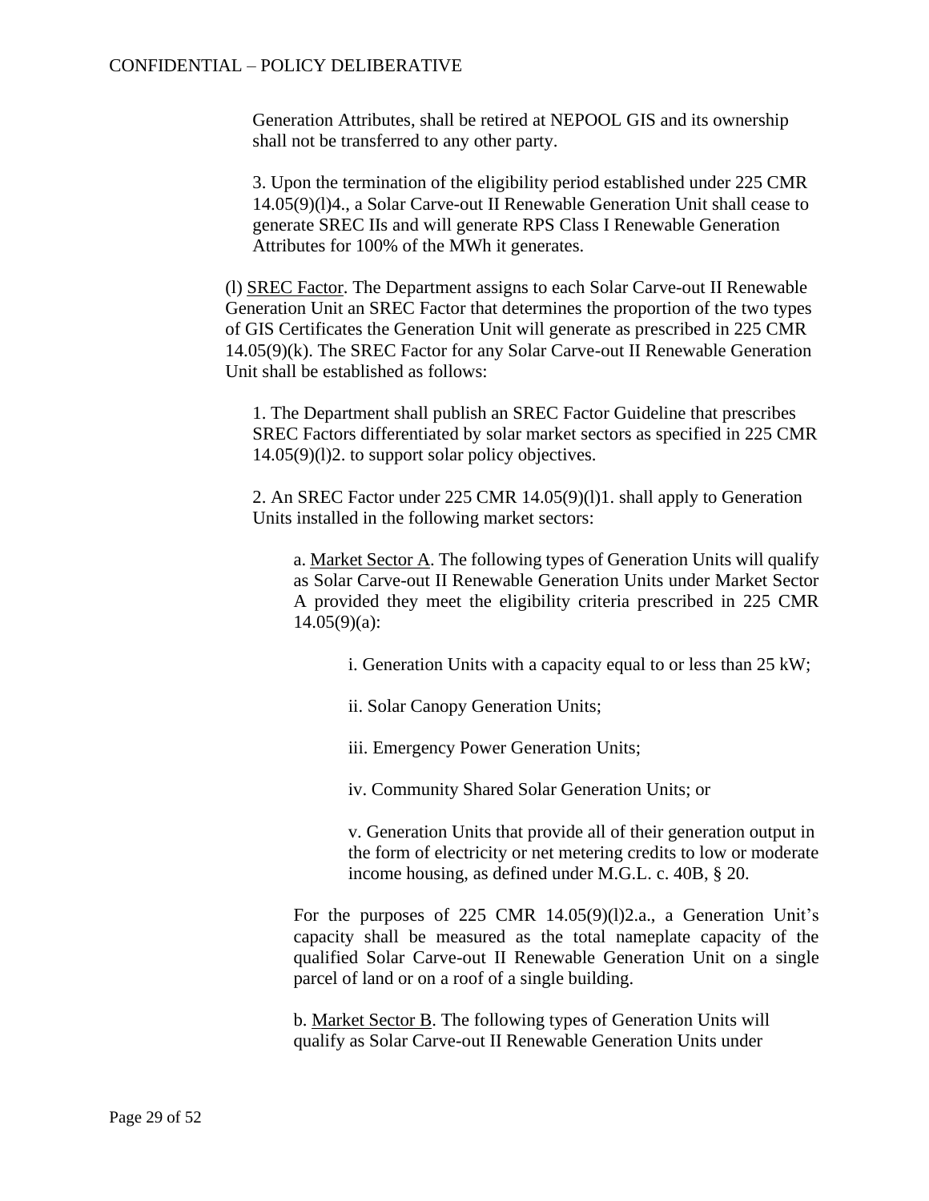Generation Attributes, shall be retired at NEPOOL GIS and its ownership shall not be transferred to any other party.

3. Upon the termination of the eligibility period established under 225 CMR 14.05(9)(l)4., a Solar Carve-out II Renewable Generation Unit shall cease to generate SREC IIs and will generate RPS Class I Renewable Generation Attributes for 100% of the MWh it generates.

(l) <u>SREC Factor</u>. The Department assigns to each Solar Carve-out II Renewable Generation Unit an SREC Factor that determines the proportion of the two types of GIS Certificates the Generation Unit will generate as prescribed in 225 CMR 14.05(9)(k). The SREC Factor for any Solar Carve-out II Renewable Generation Unit shall be established as follows:

1. The Department shall publish an SREC Factor Guideline that prescribes SREC Factors differentiated by solar market sectors as specified in 225 CMR 14.05(9)(l)2. to support solar policy objectives.

2. An SREC Factor under 225 CMR 14.05(9)(l)1. shall apply to Generation Units installed in the following market sectors:

a. <u>Market Sector A</u>. The following types of Generation Units will qualify as Solar Carve-out II Renewable Generation Units under Market Sector A provided they meet the eligibility criteria prescribed in 225 CMR 14.05(9)(a):

i. Generation Units with a capacity equal to or less than 25 kW;

ii. Solar Canopy Generation Units;

iii. Emergency Power Generation Units;

iv. Community Shared Solar Generation Units; or

v. Generation Units that provide all of their generation output in the form of electricity or net metering credits to low or moderate income housing, as defined under M.G.L. c. 40B, § 20.

For the purposes of 225 CMR 14.05(9)(l)2.a., a Generation Unit's capacity shall be measured as the total nameplate capacity of the qualified Solar Carve-out II Renewable Generation Unit on a single parcel of land or on a roof of a single building.

b. <u>Market Sector B</u>. The following types of Generation Units will qualify as Solar Carve-out II Renewable Generation Units under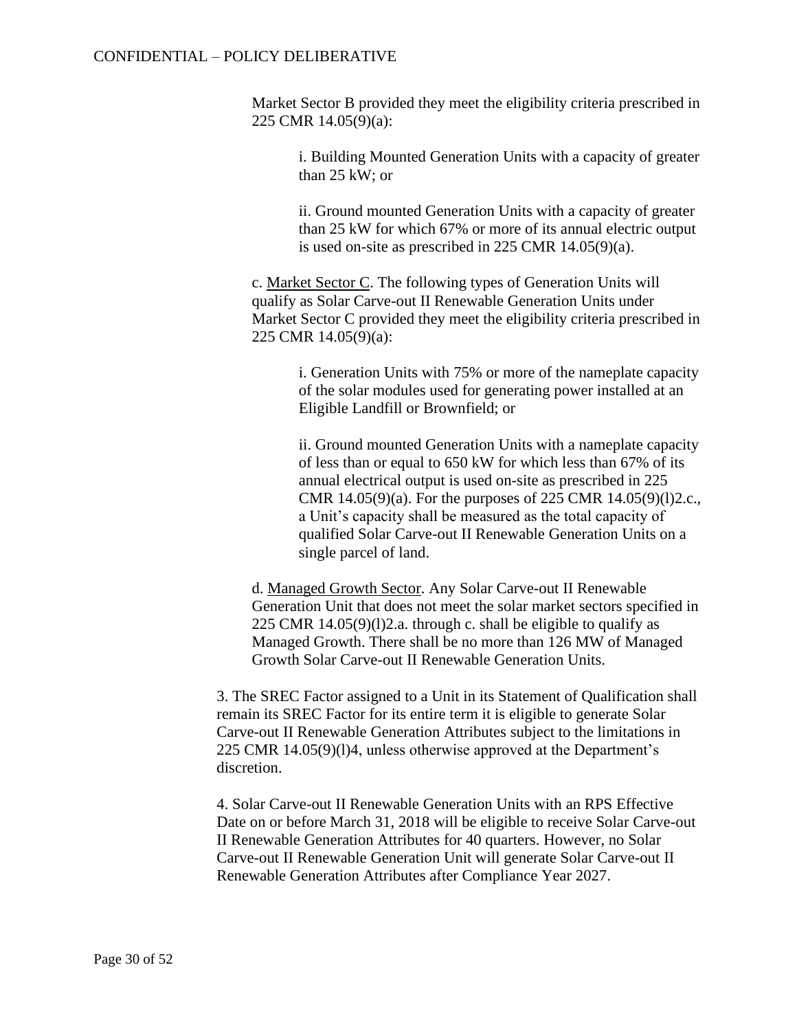Market Sector B provided they meet the eligibility criteria prescribed in 225 CMR 14.05(9)(a):

> i. Building Mounted Generation Units with a capacity of greater than 25 kW; or
>
> ii. Ground mounted Generation Units with a capacity of greater than 25 kW for which 67% or more of its annual electric output is used on-site as prescribed in 225 CMR 14.05(9)(a).

c. <u>Market Sector C</u>. The following types of Generation Units will qualify as Solar Carve-out II Renewable Generation Units under Market Sector C provided they meet the eligibility criteria prescribed in 225 CMR 14.05(9)(a):

> i. Generation Units with 75% or more of the nameplate capacity of the solar modules used for generating power installed at an Eligible Landfill or Brownfield; or
>
> ii. Ground mounted Generation Units with a nameplate capacity of less than or equal to 650 kW for which less than 67% of its annual electrical output is used on-site as prescribed in 225 CMR 14.05(9)(a). For the purposes of 225 CMR 14.05(9)(l)2.c., a Unit's capacity shall be measured as the total capacity of qualified Solar Carve-out II Renewable Generation Units on a single parcel of land.

d. <u>Managed Growth Sector</u>. Any Solar Carve-out II Renewable Generation Unit that does not meet the solar market sectors specified in 225 CMR 14.05(9)(l)2.a. through c. shall be eligible to qualify as Managed Growth. There shall be no more than 126 MW of Managed Growth Solar Carve-out II Renewable Generation Units.

3. The SREC Factor assigned to a Unit in its Statement of Qualification shall remain its SREC Factor for its entire term it is eligible to generate Solar Carve-out II Renewable Generation Attributes subject to the limitations in 225 CMR 14.05(9)(l)4, unless otherwise approved at the Department's discretion.

4. Solar Carve-out II Renewable Generation Units with an RPS Effective Date on or before March 31, 2018 will be eligible to receive Solar Carve-out II Renewable Generation Attributes for 40 quarters. However, no Solar Carve-out II Renewable Generation Unit will generate Solar Carve-out II Renewable Generation Attributes after Compliance Year 2027.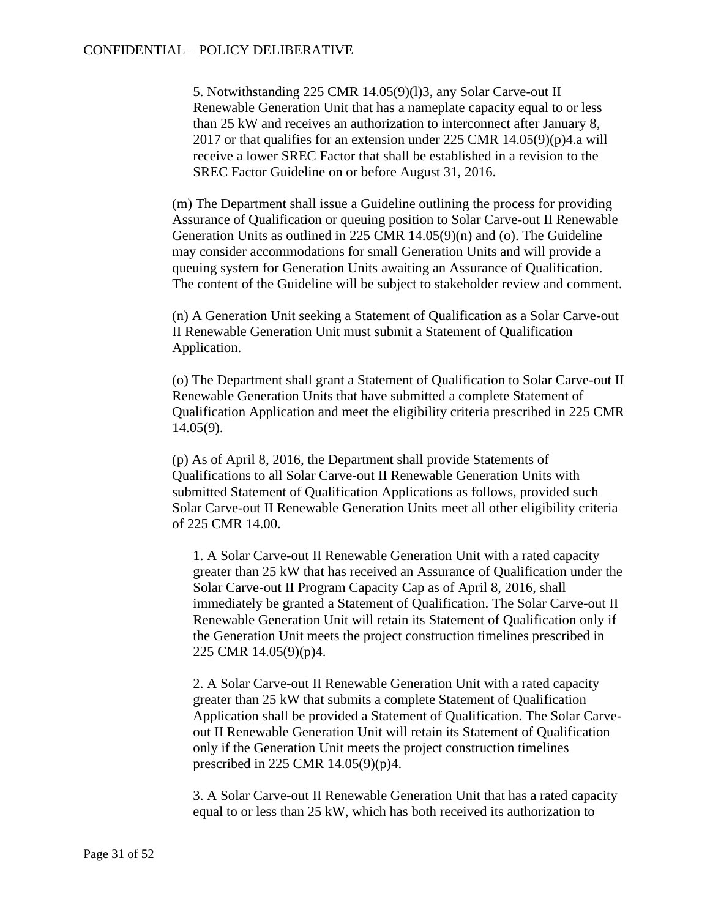5. Notwithstanding 225 CMR 14.05(9)(l)3, any Solar Carve-out II Renewable Generation Unit that has a nameplate capacity equal to or less than 25 kW and receives an authorization to interconnect after January 8, 2017 or that qualifies for an extension under 225 CMR 14.05(9)(p)4.a will receive a lower SREC Factor that shall be established in a revision to the SREC Factor Guideline on or before August 31, 2016.

(m) The Department shall issue a Guideline outlining the process for providing Assurance of Qualification or queuing position to Solar Carve-out II Renewable Generation Units as outlined in 225 CMR 14.05(9)(n) and (o). The Guideline may consider accommodations for small Generation Units and will provide a queuing system for Generation Units awaiting an Assurance of Qualification. The content of the Guideline will be subject to stakeholder review and comment.

(n) A Generation Unit seeking a Statement of Qualification as a Solar Carve-out II Renewable Generation Unit must submit a Statement of Qualification Application.

(o) The Department shall grant a Statement of Qualification to Solar Carve-out II Renewable Generation Units that have submitted a complete Statement of Qualification Application and meet the eligibility criteria prescribed in 225 CMR 14.05(9).

(p) As of April 8, 2016, the Department shall provide Statements of Qualifications to all Solar Carve-out II Renewable Generation Units with submitted Statement of Qualification Applications as follows, provided such Solar Carve-out II Renewable Generation Units meet all other eligibility criteria of 225 CMR 14.00.

1. A Solar Carve-out II Renewable Generation Unit with a rated capacity greater than 25 kW that has received an Assurance of Qualification under the Solar Carve-out II Program Capacity Cap as of April 8, 2016, shall immediately be granted a Statement of Qualification. The Solar Carve-out II Renewable Generation Unit will retain its Statement of Qualification only if the Generation Unit meets the project construction timelines prescribed in 225 CMR 14.05(9)(p)4.

2. A Solar Carve-out II Renewable Generation Unit with a rated capacity greater than 25 kW that submits a complete Statement of Qualification Application shall be provided a Statement of Qualification. The Solar Carve-out II Renewable Generation Unit will retain its Statement of Qualification only if the Generation Unit meets the project construction timelines prescribed in 225 CMR 14.05(9)(p)4.

3. A Solar Carve-out II Renewable Generation Unit that has a rated capacity equal to or less than 25 kW, which has both received its authorization to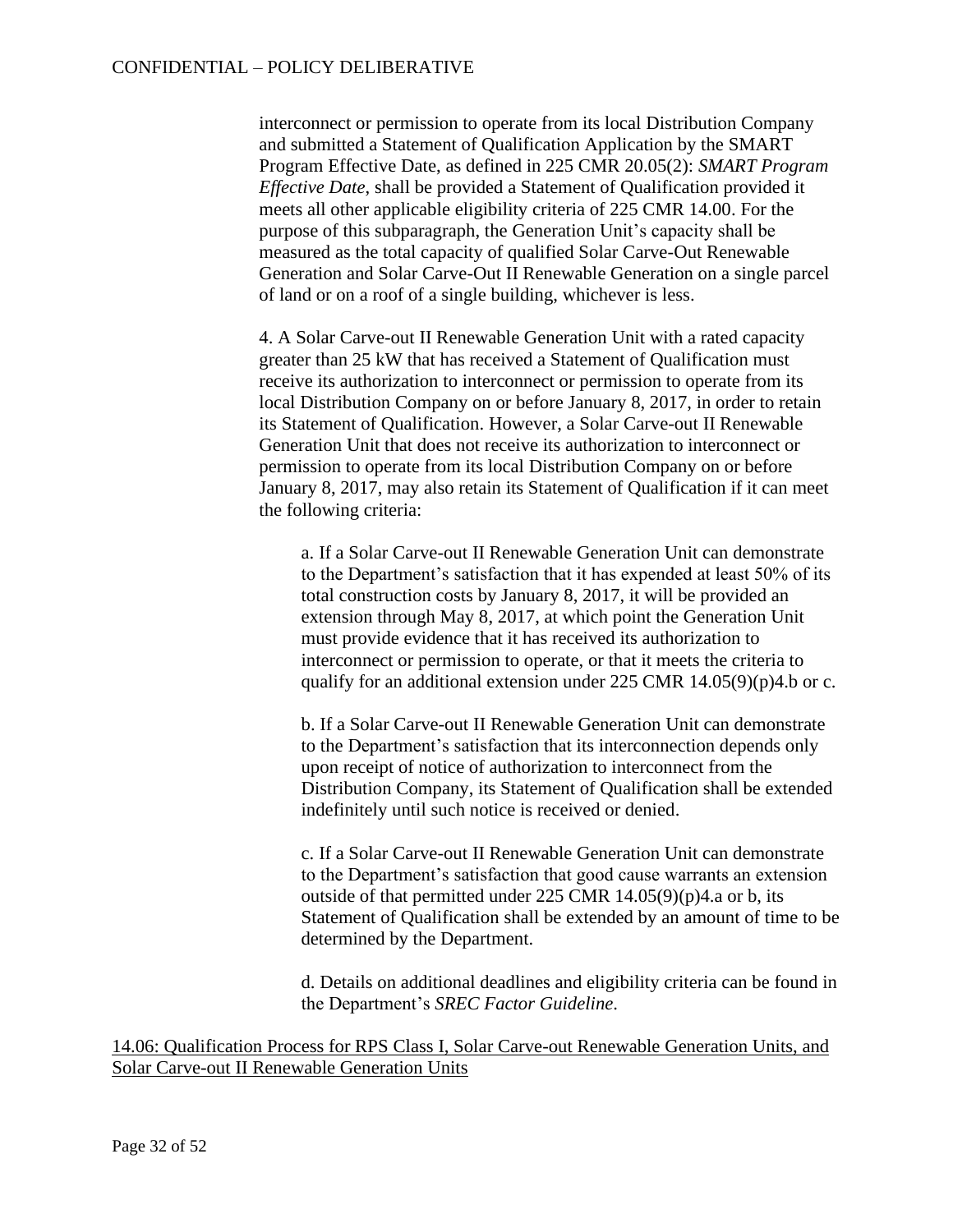interconnect or permission to operate from its local Distribution Company and submitted a Statement of Qualification Application by the SMART Program Effective Date, as defined in 225 CMR 20.05(2): *SMART Program Effective Date*, shall be provided a Statement of Qualification provided it meets all other applicable eligibility criteria of 225 CMR 14.00. For the purpose of this subparagraph, the Generation Unit's capacity shall be measured as the total capacity of qualified Solar Carve-Out Renewable Generation and Solar Carve-Out II Renewable Generation on a single parcel of land or on a roof of a single building, whichever is less.

4. A Solar Carve-out II Renewable Generation Unit with a rated capacity greater than 25 kW that has received a Statement of Qualification must receive its authorization to interconnect or permission to operate from its local Distribution Company on or before January 8, 2017, in order to retain its Statement of Qualification. However, a Solar Carve-out II Renewable Generation Unit that does not receive its authorization to interconnect or permission to operate from its local Distribution Company on or before January 8, 2017, may also retain its Statement of Qualification if it can meet the following criteria:

a. If a Solar Carve-out II Renewable Generation Unit can demonstrate to the Department's satisfaction that it has expended at least 50% of its total construction costs by January 8, 2017, it will be provided an extension through May 8, 2017, at which point the Generation Unit must provide evidence that it has received its authorization to interconnect or permission to operate, or that it meets the criteria to qualify for an additional extension under 225 CMR 14.05(9)(p)4.b or c.

b. If a Solar Carve-out II Renewable Generation Unit can demonstrate to the Department's satisfaction that its interconnection depends only upon receipt of notice of authorization to interconnect from the Distribution Company, its Statement of Qualification shall be extended indefinitely until such notice is received or denied.

c. If a Solar Carve-out II Renewable Generation Unit can demonstrate to the Department's satisfaction that good cause warrants an extension outside of that permitted under 225 CMR 14.05(9)(p)4.a or b, its Statement of Qualification shall be extended by an amount of time to be determined by the Department.

d. Details on additional deadlines and eligibility criteria can be found in the Department's *SREC Factor Guideline*.

<u>14.06: Qualification Process for RPS Class I, Solar Carve-out Renewable Generation Units, and Solar Carve-out II Renewable Generation Units</u>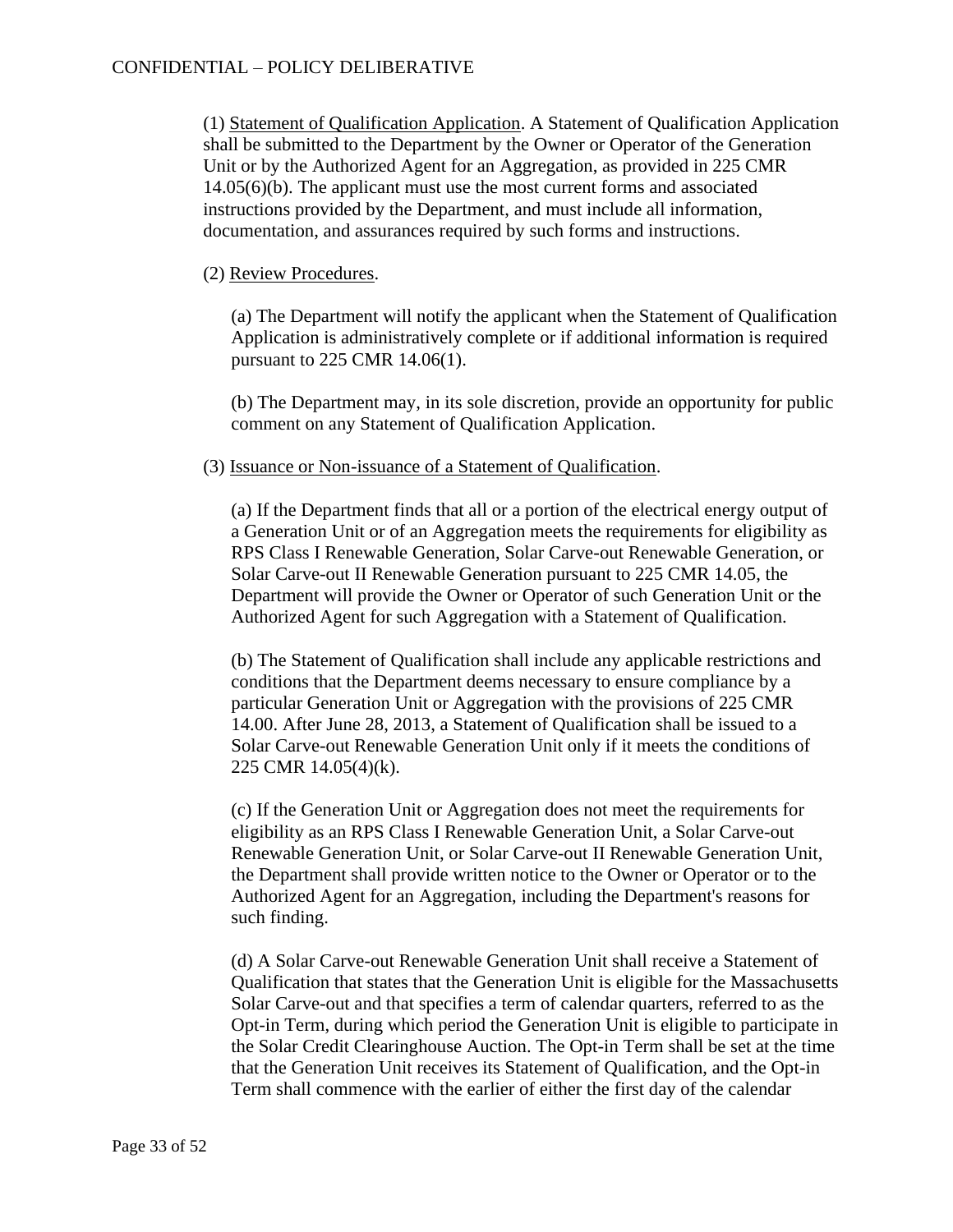(1) Statement of Qualification Application. A Statement of Qualification Application shall be submitted to the Department by the Owner or Operator of the Generation Unit or by the Authorized Agent for an Aggregation, as provided in 225 CMR 14.05(6)(b). The applicant must use the most current forms and associated instructions provided by the Department, and must include all information, documentation, and assurances required by such forms and instructions.

(2) Review Procedures.

(a) The Department will notify the applicant when the Statement of Qualification Application is administratively complete or if additional information is required pursuant to 225 CMR 14.06(1).

(b) The Department may, in its sole discretion, provide an opportunity for public comment on any Statement of Qualification Application.

(3) Issuance or Non-issuance of a Statement of Qualification.

(a) If the Department finds that all or a portion of the electrical energy output of a Generation Unit or of an Aggregation meets the requirements for eligibility as RPS Class I Renewable Generation, Solar Carve-out Renewable Generation, or Solar Carve-out II Renewable Generation pursuant to 225 CMR 14.05, the Department will provide the Owner or Operator of such Generation Unit or the Authorized Agent for such Aggregation with a Statement of Qualification.

(b) The Statement of Qualification shall include any applicable restrictions and conditions that the Department deems necessary to ensure compliance by a particular Generation Unit or Aggregation with the provisions of 225 CMR 14.00. After June 28, 2013, a Statement of Qualification shall be issued to a Solar Carve-out Renewable Generation Unit only if it meets the conditions of 225 CMR 14.05(4)(k).

(c) If the Generation Unit or Aggregation does not meet the requirements for eligibility as an RPS Class I Renewable Generation Unit, a Solar Carve-out Renewable Generation Unit, or Solar Carve-out II Renewable Generation Unit, the Department shall provide written notice to the Owner or Operator or to the Authorized Agent for an Aggregation, including the Department's reasons for such finding.

(d) A Solar Carve-out Renewable Generation Unit shall receive a Statement of Qualification that states that the Generation Unit is eligible for the Massachusetts Solar Carve-out and that specifies a term of calendar quarters, referred to as the Opt-in Term, during which period the Generation Unit is eligible to participate in the Solar Credit Clearinghouse Auction. The Opt-in Term shall be set at the time that the Generation Unit receives its Statement of Qualification, and the Opt-in Term shall commence with the earlier of either the first day of the calendar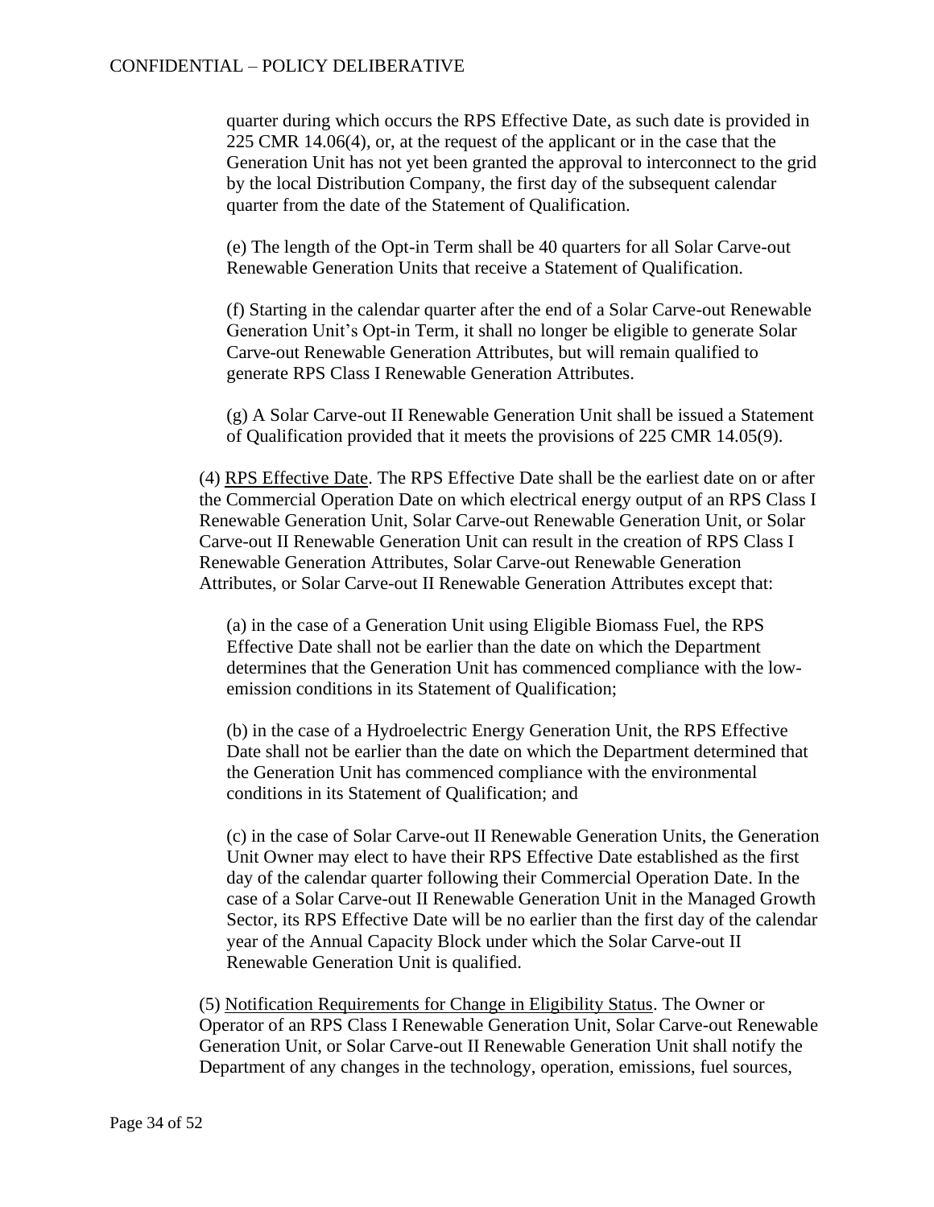quarter during which occurs the RPS Effective Date, as such date is provided in 225 CMR 14.06(4), or, at the request of the applicant or in the case that the Generation Unit has not yet been granted the approval to interconnect to the grid by the local Distribution Company, the first day of the subsequent calendar quarter from the date of the Statement of Qualification.

(e) The length of the Opt-in Term shall be 40 quarters for all Solar Carve-out Renewable Generation Units that receive a Statement of Qualification.

(f) Starting in the calendar quarter after the end of a Solar Carve-out Renewable Generation Unit's Opt-in Term, it shall no longer be eligible to generate Solar Carve-out Renewable Generation Attributes, but will remain qualified to generate RPS Class I Renewable Generation Attributes.

(g) A Solar Carve-out II Renewable Generation Unit shall be issued a Statement of Qualification provided that it meets the provisions of 225 CMR 14.05(9).

(4) <u>RPS Effective Date</u>. The RPS Effective Date shall be the earliest date on or after the Commercial Operation Date on which electrical energy output of an RPS Class I Renewable Generation Unit, Solar Carve-out Renewable Generation Unit, or Solar Carve-out II Renewable Generation Unit can result in the creation of RPS Class I Renewable Generation Attributes, Solar Carve-out Renewable Generation Attributes, or Solar Carve-out II Renewable Generation Attributes except that:

(a) in the case of a Generation Unit using Eligible Biomass Fuel, the RPS Effective Date shall not be earlier than the date on which the Department determines that the Generation Unit has commenced compliance with the low-emission conditions in its Statement of Qualification;

(b) in the case of a Hydroelectric Energy Generation Unit, the RPS Effective Date shall not be earlier than the date on which the Department determined that the Generation Unit has commenced compliance with the environmental conditions in its Statement of Qualification; and

(c) in the case of Solar Carve-out II Renewable Generation Units, the Generation Unit Owner may elect to have their RPS Effective Date established as the first day of the calendar quarter following their Commercial Operation Date. In the case of a Solar Carve-out II Renewable Generation Unit in the Managed Growth Sector, its RPS Effective Date will be no earlier than the first day of the calendar year of the Annual Capacity Block under which the Solar Carve-out II Renewable Generation Unit is qualified.

(5) <u>Notification Requirements for Change in Eligibility Status</u>. The Owner or Operator of an RPS Class I Renewable Generation Unit, Solar Carve-out Renewable Generation Unit, or Solar Carve-out II Renewable Generation Unit shall notify the Department of any changes in the technology, operation, emissions, fuel sources,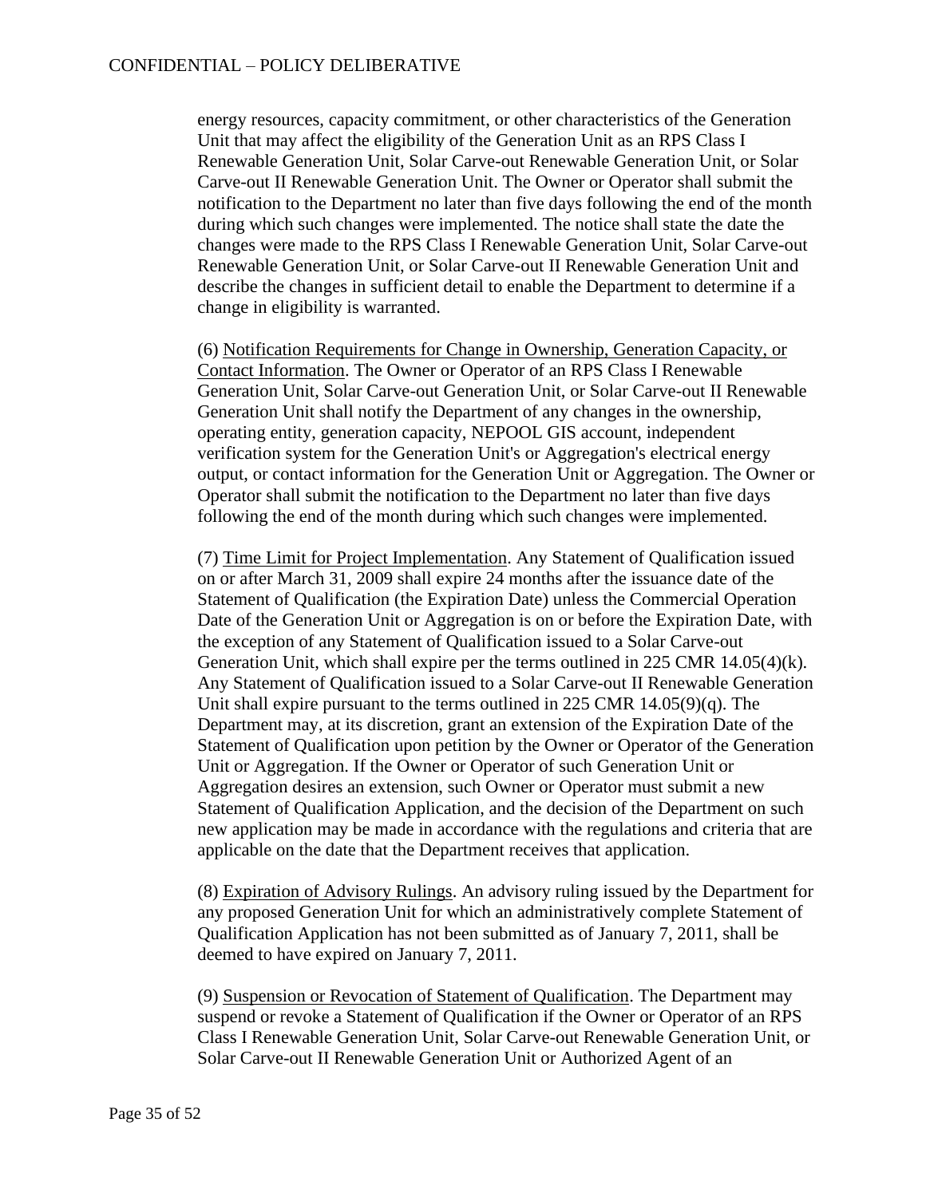energy resources, capacity commitment, or other characteristics of the Generation Unit that may affect the eligibility of the Generation Unit as an RPS Class I Renewable Generation Unit, Solar Carve-out Renewable Generation Unit, or Solar Carve-out II Renewable Generation Unit. The Owner or Operator shall submit the notification to the Department no later than five days following the end of the month during which such changes were implemented. The notice shall state the date the changes were made to the RPS Class I Renewable Generation Unit, Solar Carve-out Renewable Generation Unit, or Solar Carve-out II Renewable Generation Unit and describe the changes in sufficient detail to enable the Department to determine if a change in eligibility is warranted.

(6) Notification Requirements for Change in Ownership, Generation Capacity, or Contact Information. The Owner or Operator of an RPS Class I Renewable Generation Unit, Solar Carve-out Generation Unit, or Solar Carve-out II Renewable Generation Unit shall notify the Department of any changes in the ownership, operating entity, generation capacity, NEPOOL GIS account, independent verification system for the Generation Unit's or Aggregation's electrical energy output, or contact information for the Generation Unit or Aggregation. The Owner or Operator shall submit the notification to the Department no later than five days following the end of the month during which such changes were implemented.

(7) Time Limit for Project Implementation. Any Statement of Qualification issued on or after March 31, 2009 shall expire 24 months after the issuance date of the Statement of Qualification (the Expiration Date) unless the Commercial Operation Date of the Generation Unit or Aggregation is on or before the Expiration Date, with the exception of any Statement of Qualification issued to a Solar Carve-out Generation Unit, which shall expire per the terms outlined in 225 CMR 14.05(4)(k). Any Statement of Qualification issued to a Solar Carve-out II Renewable Generation Unit shall expire pursuant to the terms outlined in 225 CMR 14.05(9)(q). The Department may, at its discretion, grant an extension of the Expiration Date of the Statement of Qualification upon petition by the Owner or Operator of the Generation Unit or Aggregation. If the Owner or Operator of such Generation Unit or Aggregation desires an extension, such Owner or Operator must submit a new Statement of Qualification Application, and the decision of the Department on such new application may be made in accordance with the regulations and criteria that are applicable on the date that the Department receives that application.

(8) Expiration of Advisory Rulings. An advisory ruling issued by the Department for any proposed Generation Unit for which an administratively complete Statement of Qualification Application has not been submitted as of January 7, 2011, shall be deemed to have expired on January 7, 2011.

(9) Suspension or Revocation of Statement of Qualification. The Department may suspend or revoke a Statement of Qualification if the Owner or Operator of an RPS Class I Renewable Generation Unit, Solar Carve-out Renewable Generation Unit, or Solar Carve-out II Renewable Generation Unit or Authorized Agent of an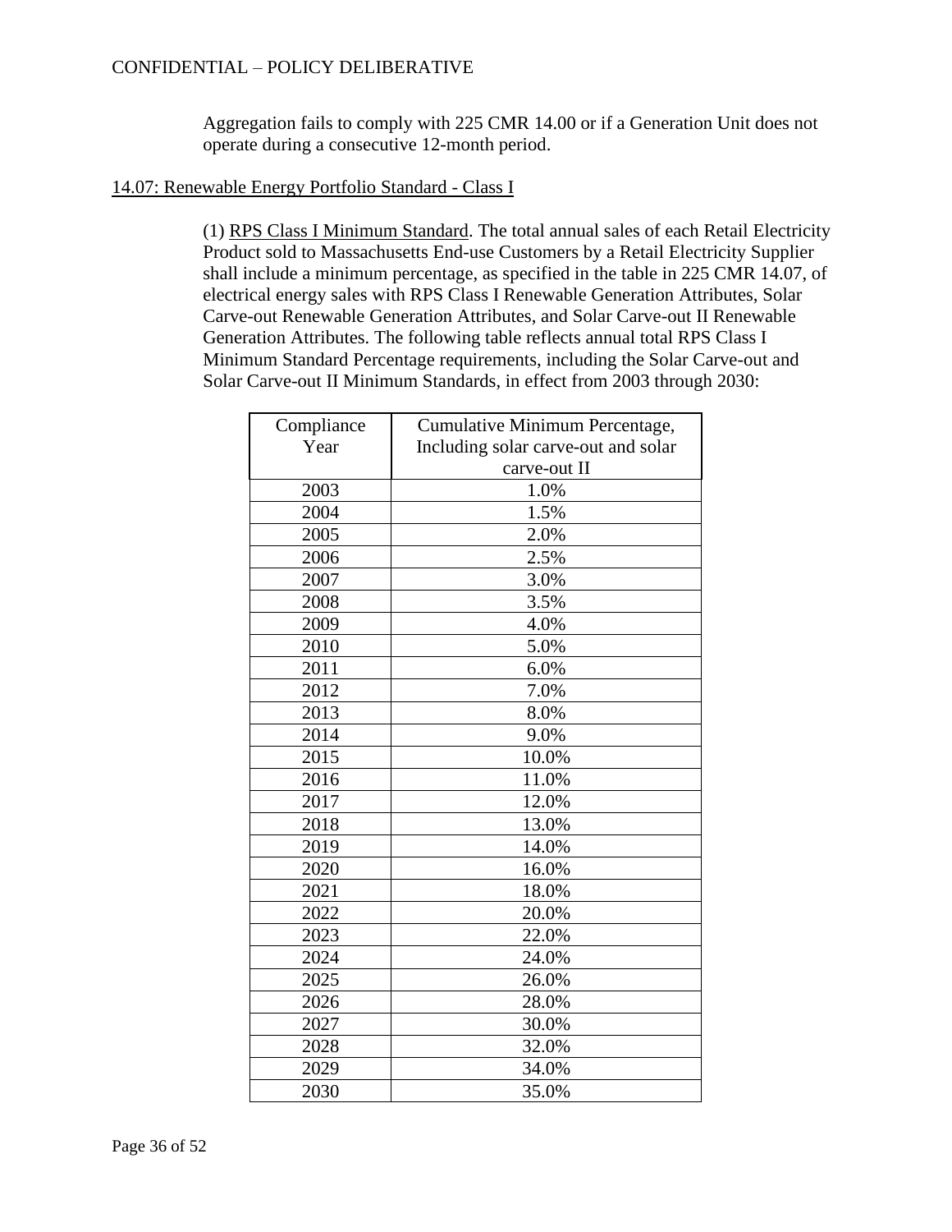Aggregation fails to comply with 225 CMR 14.00 or if a Generation Unit does not operate during a consecutive 12-month period.

14.07: Renewable Energy Portfolio Standard - Class I

(1) RPS Class I Minimum Standard. The total annual sales of each Retail Electricity Product sold to Massachusetts End-use Customers by a Retail Electricity Supplier shall include a minimum percentage, as specified in the table in 225 CMR 14.07, of electrical energy sales with RPS Class I Renewable Generation Attributes, Solar Carve-out Renewable Generation Attributes, and Solar Carve-out II Renewable Generation Attributes. The following table reflects annual total RPS Class I Minimum Standard Percentage requirements, including the Solar Carve-out and Solar Carve-out II Minimum Standards, in effect from 2003 through 2030:

| Compliance Year | Cumulative Minimum Percentage, Including solar carve-out and solar carve-out II |
|---|---|
| 2003 | 1.0% |
| 2004 | 1.5% |
| 2005 | 2.0% |
| 2006 | 2.5% |
| 2007 | 3.0% |
| 2008 | 3.5% |
| 2009 | 4.0% |
| 2010 | 5.0% |
| 2011 | 6.0% |
| 2012 | 7.0% |
| 2013 | 8.0% |
| 2014 | 9.0% |
| 2015 | 10.0% |
| 2016 | 11.0% |
| 2017 | 12.0% |
| 2018 | 13.0% |
| 2019 | 14.0% |
| 2020 | 16.0% |
| 2021 | 18.0% |
| 2022 | 20.0% |
| 2023 | 22.0% |
| 2024 | 24.0% |
| 2025 | 26.0% |
| 2026 | 28.0% |
| 2027 | 30.0% |
| 2028 | 32.0% |
| 2029 | 34.0% |
| 2030 | 35.0% |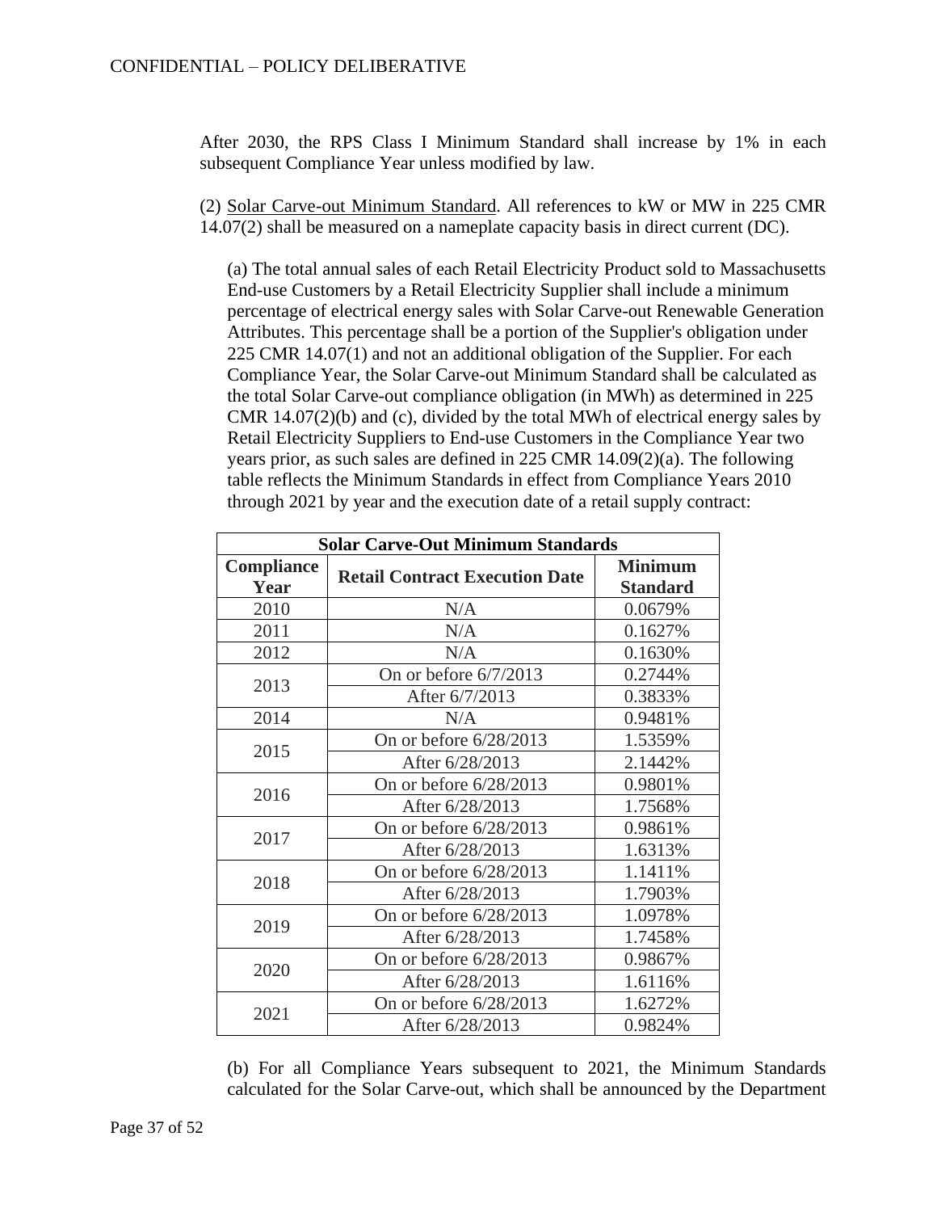After 2030, the RPS Class I Minimum Standard shall increase by 1% in each subsequent Compliance Year unless modified by law.

(2) Solar Carve-out Minimum Standard. All references to kW or MW in 225 CMR 14.07(2) shall be measured on a nameplate capacity basis in direct current (DC).

(a) The total annual sales of each Retail Electricity Product sold to Massachusetts End-use Customers by a Retail Electricity Supplier shall include a minimum percentage of electrical energy sales with Solar Carve-out Renewable Generation Attributes. This percentage shall be a portion of the Supplier's obligation under 225 CMR 14.07(1) and not an additional obligation of the Supplier. For each Compliance Year, the Solar Carve-out Minimum Standard shall be calculated as the total Solar Carve-out compliance obligation (in MWh) as determined in 225 CMR 14.07(2)(b) and (c), divided by the total MWh of electrical energy sales by Retail Electricity Suppliers to End-use Customers in the Compliance Year two years prior, as such sales are defined in 225 CMR 14.09(2)(a). The following table reflects the Minimum Standards in effect from Compliance Years 2010 through 2021 by year and the execution date of a retail supply contract:

| Solar Carve-Out Minimum Standards | | |
|---|---|---|
| **Compliance Year** | **Retail Contract Execution Date** | **Minimum Standard** |
| 2010 | N/A | 0.0679% |
| 2011 | N/A | 0.1627% |
| 2012 | N/A | 0.1630% |
| 2013 | On or before 6/7/2013 | 0.2744% |
| | After 6/7/2013 | 0.3833% |
| 2014 | N/A | 0.9481% |
| 2015 | On or before 6/28/2013 | 1.5359% |
| | After 6/28/2013 | 2.1442% |
| 2016 | On or before 6/28/2013 | 0.9801% |
| | After 6/28/2013 | 1.7568% |
| 2017 | On or before 6/28/2013 | 0.9861% |
| | After 6/28/2013 | 1.6313% |
| 2018 | On or before 6/28/2013 | 1.1411% |
| | After 6/28/2013 | 1.7903% |
| 2019 | On or before 6/28/2013 | 1.0978% |
| | After 6/28/2013 | 1.7458% |
| 2020 | On or before 6/28/2013 | 0.9867% |
| | After 6/28/2013 | 1.6116% |
| 2021 | On or before 6/28/2013 | 1.6272% |
| | After 6/28/2013 | 0.9824% |

(b) For all Compliance Years subsequent to 2021, the Minimum Standards calculated for the Solar Carve-out, which shall be announced by the Department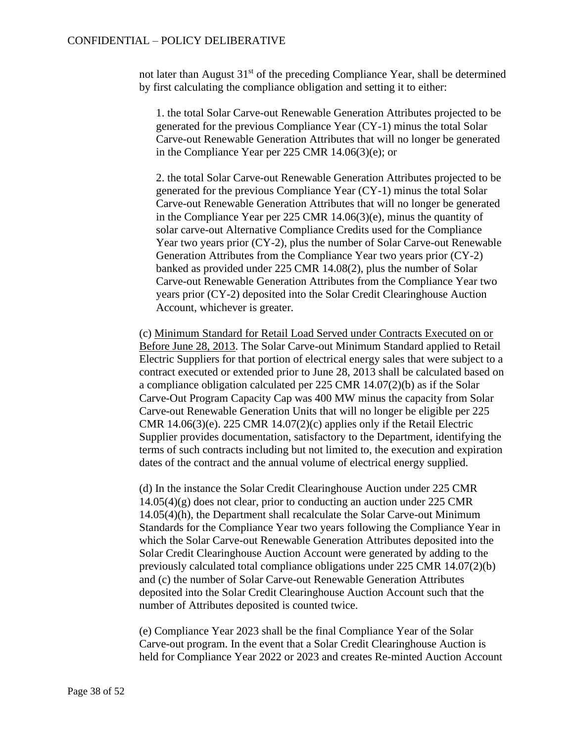not later than August 31st of the preceding Compliance Year, shall be determined by first calculating the compliance obligation and setting it to either:

1. the total Solar Carve-out Renewable Generation Attributes projected to be generated for the previous Compliance Year (CY-1) minus the total Solar Carve-out Renewable Generation Attributes that will no longer be generated in the Compliance Year per 225 CMR 14.06(3)(e); or

2. the total Solar Carve-out Renewable Generation Attributes projected to be generated for the previous Compliance Year (CY-1) minus the total Solar Carve-out Renewable Generation Attributes that will no longer be generated in the Compliance Year per 225 CMR 14.06(3)(e), minus the quantity of solar carve-out Alternative Compliance Credits used for the Compliance Year two years prior (CY-2), plus the number of Solar Carve-out Renewable Generation Attributes from the Compliance Year two years prior (CY-2) banked as provided under 225 CMR 14.08(2), plus the number of Solar Carve-out Renewable Generation Attributes from the Compliance Year two years prior (CY-2) deposited into the Solar Credit Clearinghouse Auction Account, whichever is greater.

(c) Minimum Standard for Retail Load Served under Contracts Executed on or Before June 28, 2013. The Solar Carve-out Minimum Standard applied to Retail Electric Suppliers for that portion of electrical energy sales that were subject to a contract executed or extended prior to June 28, 2013 shall be calculated based on a compliance obligation calculated per 225 CMR 14.07(2)(b) as if the Solar Carve-Out Program Capacity Cap was 400 MW minus the capacity from Solar Carve-out Renewable Generation Units that will no longer be eligible per 225 CMR 14.06(3)(e). 225 CMR 14.07(2)(c) applies only if the Retail Electric Supplier provides documentation, satisfactory to the Department, identifying the terms of such contracts including but not limited to, the execution and expiration dates of the contract and the annual volume of electrical energy supplied.

(d) In the instance the Solar Credit Clearinghouse Auction under 225 CMR 14.05(4)(g) does not clear, prior to conducting an auction under 225 CMR 14.05(4)(h), the Department shall recalculate the Solar Carve-out Minimum Standards for the Compliance Year two years following the Compliance Year in which the Solar Carve-out Renewable Generation Attributes deposited into the Solar Credit Clearinghouse Auction Account were generated by adding to the previously calculated total compliance obligations under 225 CMR 14.07(2)(b) and (c) the number of Solar Carve-out Renewable Generation Attributes deposited into the Solar Credit Clearinghouse Auction Account such that the number of Attributes deposited is counted twice.

(e) Compliance Year 2023 shall be the final Compliance Year of the Solar Carve-out program. In the event that a Solar Credit Clearinghouse Auction is held for Compliance Year 2022 or 2023 and creates Re-minted Auction Account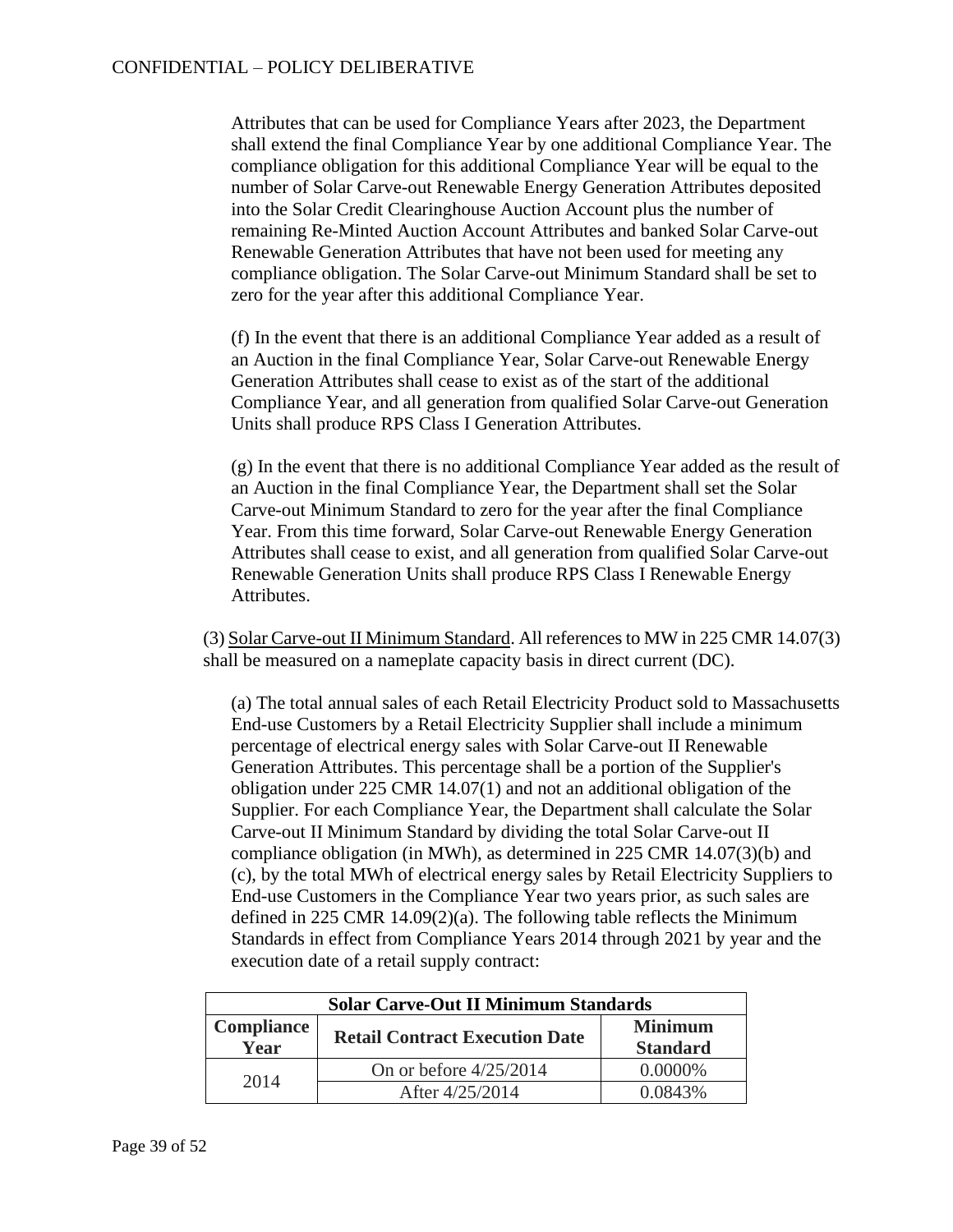Attributes that can be used for Compliance Years after 2023, the Department shall extend the final Compliance Year by one additional Compliance Year. The compliance obligation for this additional Compliance Year will be equal to the number of Solar Carve-out Renewable Energy Generation Attributes deposited into the Solar Credit Clearinghouse Auction Account plus the number of remaining Re-Minted Auction Account Attributes and banked Solar Carve-out Renewable Generation Attributes that have not been used for meeting any compliance obligation. The Solar Carve-out Minimum Standard shall be set to zero for the year after this additional Compliance Year.

(f) In the event that there is an additional Compliance Year added as a result of an Auction in the final Compliance Year, Solar Carve-out Renewable Energy Generation Attributes shall cease to exist as of the start of the additional Compliance Year, and all generation from qualified Solar Carve-out Generation Units shall produce RPS Class I Generation Attributes.

(g) In the event that there is no additional Compliance Year added as the result of an Auction in the final Compliance Year, the Department shall set the Solar Carve-out Minimum Standard to zero for the year after the final Compliance Year. From this time forward, Solar Carve-out Renewable Energy Generation Attributes shall cease to exist, and all generation from qualified Solar Carve-out Renewable Generation Units shall produce RPS Class I Renewable Energy Attributes.

(3) <u>Solar Carve-out II Minimum Standard</u>. All references to MW in 225 CMR 14.07(3) shall be measured on a nameplate capacity basis in direct current (DC).

(a) The total annual sales of each Retail Electricity Product sold to Massachusetts End-use Customers by a Retail Electricity Supplier shall include a minimum percentage of electrical energy sales with Solar Carve-out II Renewable Generation Attributes. This percentage shall be a portion of the Supplier's obligation under 225 CMR 14.07(1) and not an additional obligation of the Supplier. For each Compliance Year, the Department shall calculate the Solar Carve-out II Minimum Standard by dividing the total Solar Carve-out II compliance obligation (in MWh), as determined in 225 CMR 14.07(3)(b) and (c), by the total MWh of electrical energy sales by Retail Electricity Suppliers to End-use Customers in the Compliance Year two years prior, as such sales are defined in 225 CMR 14.09(2)(a). The following table reflects the Minimum Standards in effect from Compliance Years 2014 through 2021 by year and the execution date of a retail supply contract:

| **Solar Carve-Out II Minimum Standards** | | |
|---|---|---|
| **Compliance Year** | **Retail Contract Execution Date** | **Minimum Standard** |
| 2014 | On or before 4/25/2014 | 0.0000% |
| | After 4/25/2014 | 0.0843% |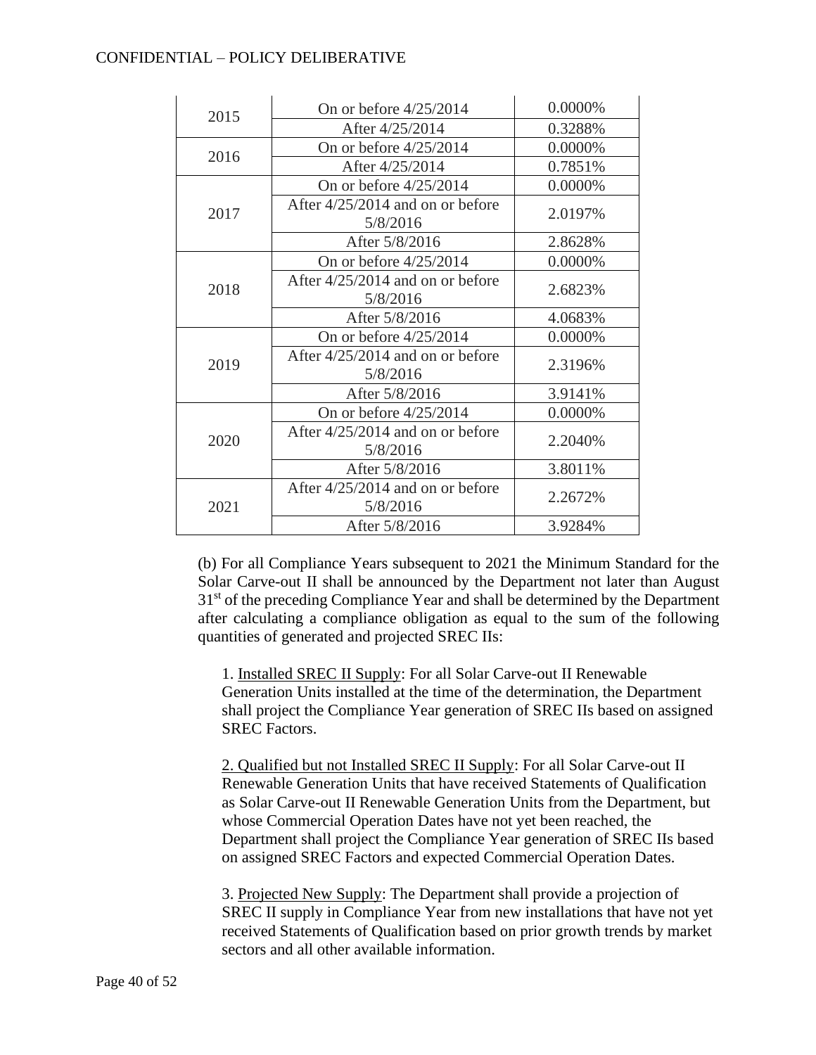| | | |
|---|---|---|
| 2015 | On or before 4/25/2014 | 0.0000% |
| | After 4/25/2014 | 0.3288% |
| 2016 | On or before 4/25/2014 | 0.0000% |
| | After 4/25/2014 | 0.7851% |
| 2017 | On or before 4/25/2014 | 0.0000% |
| | After 4/25/2014 and on or before 5/8/2016 | 2.0197% |
| | After 5/8/2016 | 2.8628% |
| 2018 | On or before 4/25/2014 | 0.0000% |
| | After 4/25/2014 and on or before 5/8/2016 | 2.6823% |
| | After 5/8/2016 | 4.0683% |
| 2019 | On or before 4/25/2014 | 0.0000% |
| | After 4/25/2014 and on or before 5/8/2016 | 2.3196% |
| | After 5/8/2016 | 3.9141% |
| 2020 | On or before 4/25/2014 | 0.0000% |
| | After 4/25/2014 and on or before 5/8/2016 | 2.2040% |
| | After 5/8/2016 | 3.8011% |
| 2021 | After 4/25/2014 and on or before 5/8/2016 | 2.2672% |
| | After 5/8/2016 | 3.9284% |

(b) For all Compliance Years subsequent to 2021 the Minimum Standard for the Solar Carve-out II shall be announced by the Department not later than August 31st of the preceding Compliance Year and shall be determined by the Department after calculating a compliance obligation as equal to the sum of the following quantities of generated and projected SREC IIs:

1. Installed SREC II Supply: For all Solar Carve-out II Renewable Generation Units installed at the time of the determination, the Department shall project the Compliance Year generation of SREC IIs based on assigned SREC Factors.

2. Qualified but not Installed SREC II Supply: For all Solar Carve-out II Renewable Generation Units that have received Statements of Qualification as Solar Carve-out II Renewable Generation Units from the Department, but whose Commercial Operation Dates have not yet been reached, the Department shall project the Compliance Year generation of SREC IIs based on assigned SREC Factors and expected Commercial Operation Dates.

3. Projected New Supply: The Department shall provide a projection of SREC II supply in Compliance Year from new installations that have not yet received Statements of Qualification based on prior growth trends by market sectors and all other available information.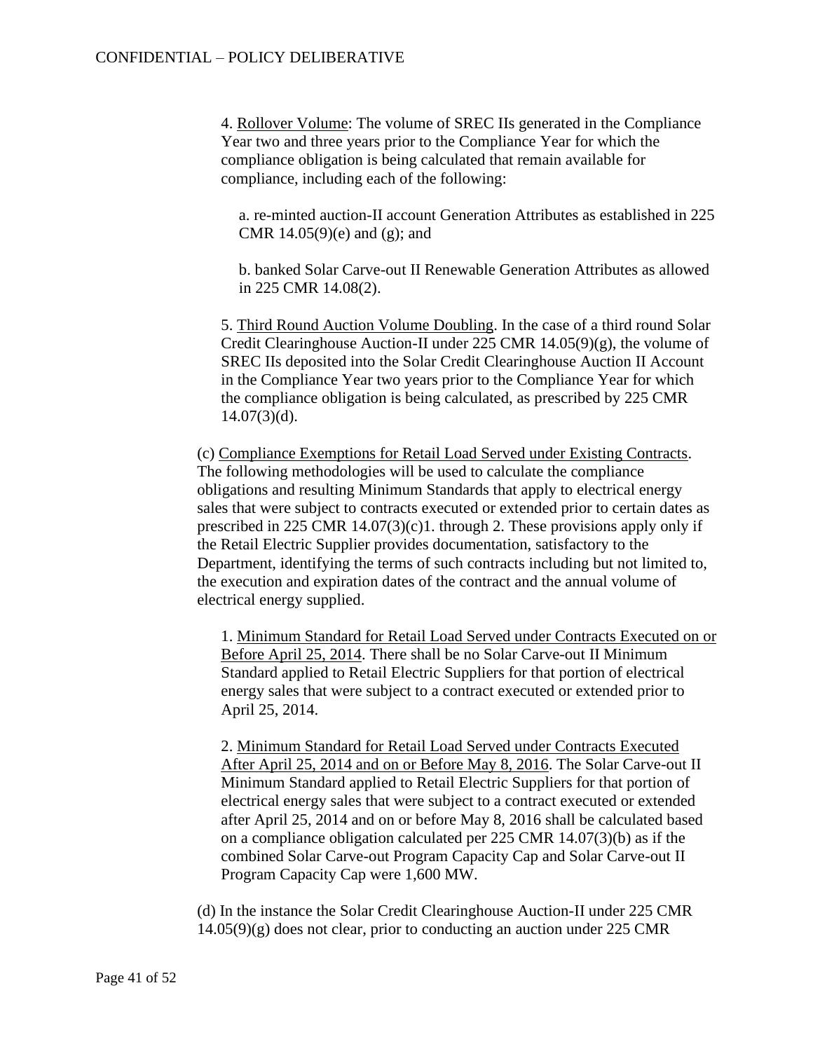4. Rollover Volume: The volume of SREC IIs generated in the Compliance Year two and three years prior to the Compliance Year for which the compliance obligation is being calculated that remain available for compliance, including each of the following:

a. re-minted auction-II account Generation Attributes as established in 225 CMR 14.05(9)(e) and (g); and

b. banked Solar Carve-out II Renewable Generation Attributes as allowed in 225 CMR 14.08(2).

5. Third Round Auction Volume Doubling. In the case of a third round Solar Credit Clearinghouse Auction-II under 225 CMR 14.05(9)(g), the volume of SREC IIs deposited into the Solar Credit Clearinghouse Auction II Account in the Compliance Year two years prior to the Compliance Year for which the compliance obligation is being calculated, as prescribed by 225 CMR 14.07(3)(d).

(c) Compliance Exemptions for Retail Load Served under Existing Contracts. The following methodologies will be used to calculate the compliance obligations and resulting Minimum Standards that apply to electrical energy sales that were subject to contracts executed or extended prior to certain dates as prescribed in 225 CMR 14.07(3)(c)1. through 2. These provisions apply only if the Retail Electric Supplier provides documentation, satisfactory to the Department, identifying the terms of such contracts including but not limited to, the execution and expiration dates of the contract and the annual volume of electrical energy supplied.

1. Minimum Standard for Retail Load Served under Contracts Executed on or Before April 25, 2014. There shall be no Solar Carve-out II Minimum Standard applied to Retail Electric Suppliers for that portion of electrical energy sales that were subject to a contract executed or extended prior to April 25, 2014.

2. Minimum Standard for Retail Load Served under Contracts Executed After April 25, 2014 and on or Before May 8, 2016. The Solar Carve-out II Minimum Standard applied to Retail Electric Suppliers for that portion of electrical energy sales that were subject to a contract executed or extended after April 25, 2014 and on or before May 8, 2016 shall be calculated based on a compliance obligation calculated per 225 CMR 14.07(3)(b) as if the combined Solar Carve-out Program Capacity Cap and Solar Carve-out II Program Capacity Cap were 1,600 MW.

(d) In the instance the Solar Credit Clearinghouse Auction-II under 225 CMR 14.05(9)(g) does not clear, prior to conducting an auction under 225 CMR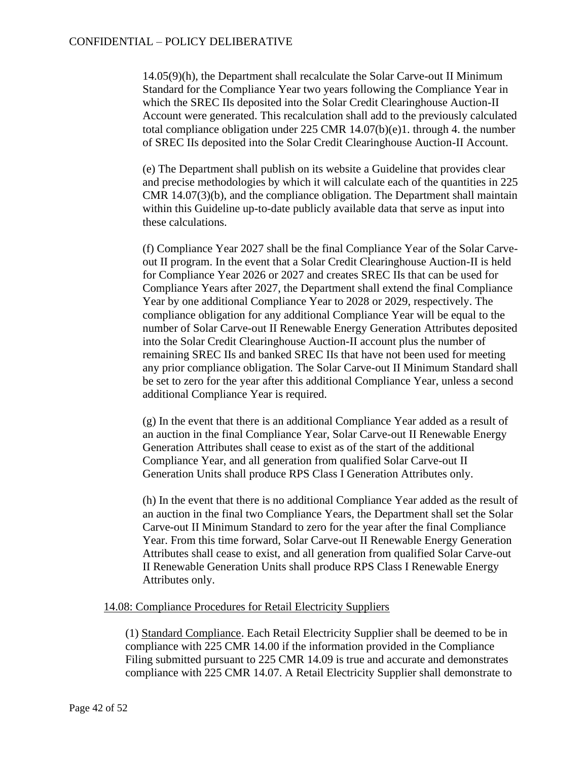14.05(9)(h), the Department shall recalculate the Solar Carve-out II Minimum Standard for the Compliance Year two years following the Compliance Year in which the SREC IIs deposited into the Solar Credit Clearinghouse Auction-II Account were generated. This recalculation shall add to the previously calculated total compliance obligation under 225 CMR 14.07(b)(e)1. through 4. the number of SREC IIs deposited into the Solar Credit Clearinghouse Auction-II Account.

(e) The Department shall publish on its website a Guideline that provides clear and precise methodologies by which it will calculate each of the quantities in 225 CMR 14.07(3)(b), and the compliance obligation. The Department shall maintain within this Guideline up-to-date publicly available data that serve as input into these calculations.

(f) Compliance Year 2027 shall be the final Compliance Year of the Solar Carve-out II program. In the event that a Solar Credit Clearinghouse Auction-II is held for Compliance Year 2026 or 2027 and creates SREC IIs that can be used for Compliance Years after 2027, the Department shall extend the final Compliance Year by one additional Compliance Year to 2028 or 2029, respectively. The compliance obligation for any additional Compliance Year will be equal to the number of Solar Carve-out II Renewable Energy Generation Attributes deposited into the Solar Credit Clearinghouse Auction-II account plus the number of remaining SREC IIs and banked SREC IIs that have not been used for meeting any prior compliance obligation. The Solar Carve-out II Minimum Standard shall be set to zero for the year after this additional Compliance Year, unless a second additional Compliance Year is required.

(g) In the event that there is an additional Compliance Year added as a result of an auction in the final Compliance Year, Solar Carve-out II Renewable Energy Generation Attributes shall cease to exist as of the start of the additional Compliance Year, and all generation from qualified Solar Carve-out II Generation Units shall produce RPS Class I Generation Attributes only.

(h) In the event that there is no additional Compliance Year added as the result of an auction in the final two Compliance Years, the Department shall set the Solar Carve-out II Minimum Standard to zero for the year after the final Compliance Year. From this time forward, Solar Carve-out II Renewable Energy Generation Attributes shall cease to exist, and all generation from qualified Solar Carve-out II Renewable Generation Units shall produce RPS Class I Renewable Energy Attributes only.

## 14.08: Compliance Procedures for Retail Electricity Suppliers

(1) Standard Compliance. Each Retail Electricity Supplier shall be deemed to be in compliance with 225 CMR 14.00 if the information provided in the Compliance Filing submitted pursuant to 225 CMR 14.09 is true and accurate and demonstrates compliance with 225 CMR 14.07. A Retail Electricity Supplier shall demonstrate to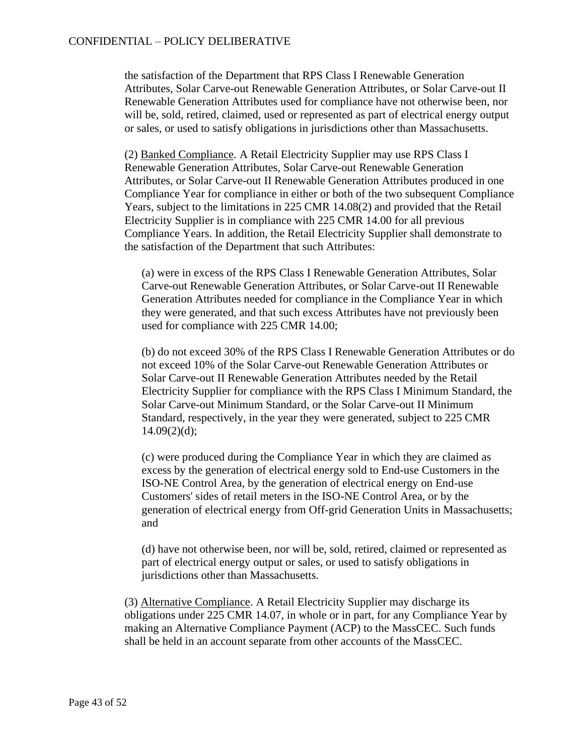the satisfaction of the Department that RPS Class I Renewable Generation Attributes, Solar Carve-out Renewable Generation Attributes, or Solar Carve-out II Renewable Generation Attributes used for compliance have not otherwise been, nor will be, sold, retired, claimed, used or represented as part of electrical energy output or sales, or used to satisfy obligations in jurisdictions other than Massachusetts.

(2) Banked Compliance. A Retail Electricity Supplier may use RPS Class I Renewable Generation Attributes, Solar Carve-out Renewable Generation Attributes, or Solar Carve-out II Renewable Generation Attributes produced in one Compliance Year for compliance in either or both of the two subsequent Compliance Years, subject to the limitations in 225 CMR 14.08(2) and provided that the Retail Electricity Supplier is in compliance with 225 CMR 14.00 for all previous Compliance Years. In addition, the Retail Electricity Supplier shall demonstrate to the satisfaction of the Department that such Attributes:

(a) were in excess of the RPS Class I Renewable Generation Attributes, Solar Carve-out Renewable Generation Attributes, or Solar Carve-out II Renewable Generation Attributes needed for compliance in the Compliance Year in which they were generated, and that such excess Attributes have not previously been used for compliance with 225 CMR 14.00;

(b) do not exceed 30% of the RPS Class I Renewable Generation Attributes or do not exceed 10% of the Solar Carve-out Renewable Generation Attributes or Solar Carve-out II Renewable Generation Attributes needed by the Retail Electricity Supplier for compliance with the RPS Class I Minimum Standard, the Solar Carve-out Minimum Standard, or the Solar Carve-out II Minimum Standard, respectively, in the year they were generated, subject to 225 CMR 14.09(2)(d);

(c) were produced during the Compliance Year in which they are claimed as excess by the generation of electrical energy sold to End-use Customers in the ISO-NE Control Area, by the generation of electrical energy on End-use Customers' sides of retail meters in the ISO-NE Control Area, or by the generation of electrical energy from Off-grid Generation Units in Massachusetts; and

(d) have not otherwise been, nor will be, sold, retired, claimed or represented as part of electrical energy output or sales, or used to satisfy obligations in jurisdictions other than Massachusetts.

(3) Alternative Compliance. A Retail Electricity Supplier may discharge its obligations under 225 CMR 14.07, in whole or in part, for any Compliance Year by making an Alternative Compliance Payment (ACP) to the MassCEC. Such funds shall be held in an account separate from other accounts of the MassCEC.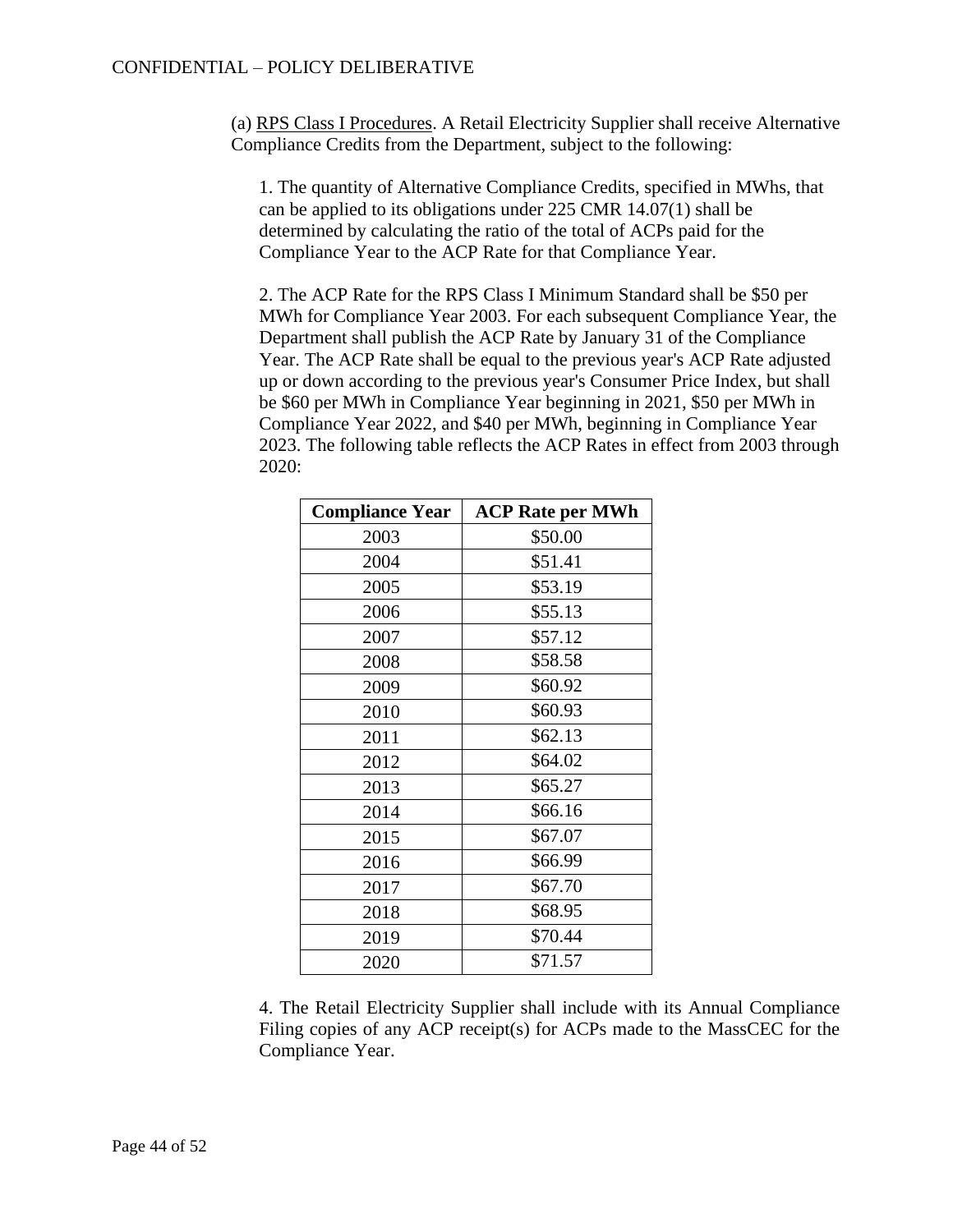(a) <u>RPS Class I Procedures</u>. A Retail Electricity Supplier shall receive Alternative Compliance Credits from the Department, subject to the following:

1. The quantity of Alternative Compliance Credits, specified in MWhs, that can be applied to its obligations under 225 CMR 14.07(1) shall be determined by calculating the ratio of the total of ACPs paid for the Compliance Year to the ACP Rate for that Compliance Year.

2. The ACP Rate for the RPS Class I Minimum Standard shall be $50 per MWh for Compliance Year 2003. For each subsequent Compliance Year, the Department shall publish the ACP Rate by January 31 of the Compliance Year. The ACP Rate shall be equal to the previous year's ACP Rate adjusted up or down according to the previous year's Consumer Price Index, but shall be $60 per MWh in Compliance Year beginning in 2021, $50 per MWh in Compliance Year 2022, and $40 per MWh, beginning in Compliance Year 2023. The following table reflects the ACP Rates in effect from 2003 through 2020:

| Compliance Year | ACP Rate per MWh |
|---|---|
| 2003 | $50.00 |
| 2004 | $51.41 |
| 2005 | $53.19 |
| 2006 | $55.13 |
| 2007 | $57.12 |
| 2008 | $58.58 |
| 2009 | $60.92 |
| 2010 | $60.93 |
| 2011 | $62.13 |
| 2012 | $64.02 |
| 2013 | $65.27 |
| 2014 | $66.16 |
| 2015 | $67.07 |
| 2016 | $66.99 |
| 2017 | $67.70 |
| 2018 | $68.95 |
| 2019 | $70.44 |
| 2020 | $71.57 |

4. The Retail Electricity Supplier shall include with its Annual Compliance Filing copies of any ACP receipt(s) for ACPs made to the MassCEC for the Compliance Year.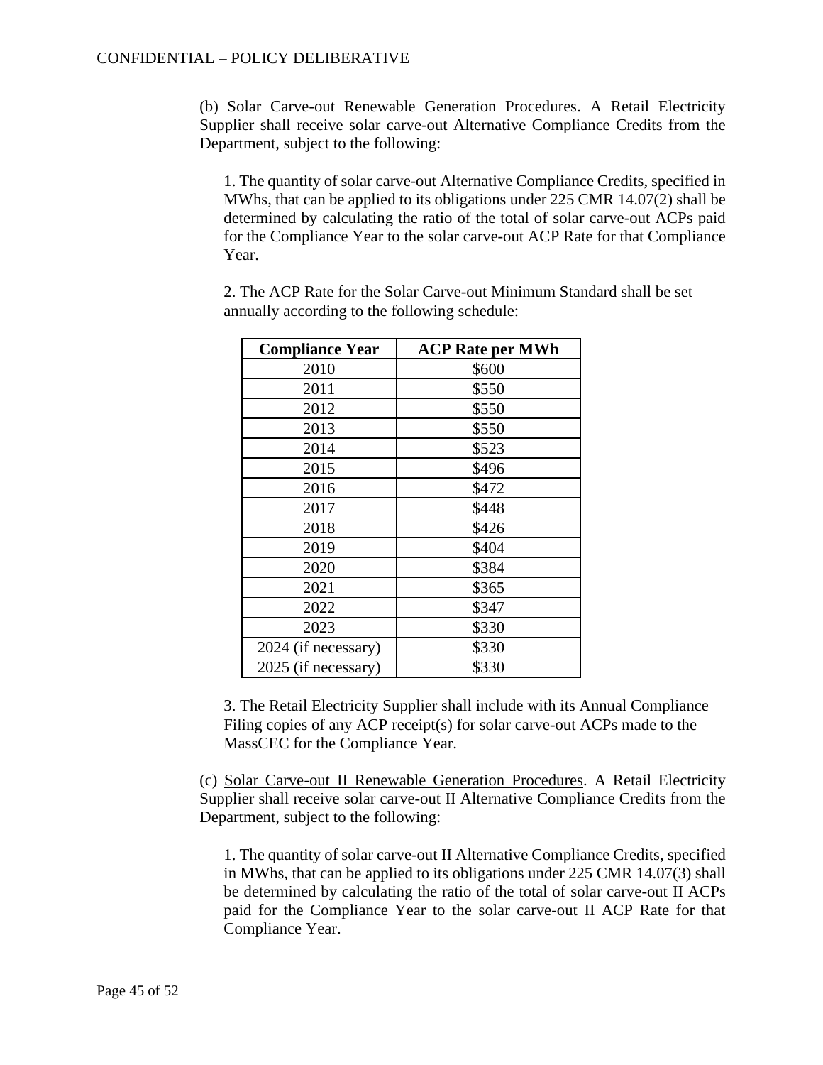(b) Solar Carve-out Renewable Generation Procedures. A Retail Electricity Supplier shall receive solar carve-out Alternative Compliance Credits from the Department, subject to the following:

1. The quantity of solar carve-out Alternative Compliance Credits, specified in MWhs, that can be applied to its obligations under 225 CMR 14.07(2) shall be determined by calculating the ratio of the total of solar carve-out ACPs paid for the Compliance Year to the solar carve-out ACP Rate for that Compliance Year.

2. The ACP Rate for the Solar Carve-out Minimum Standard shall be set annually according to the following schedule:

| Compliance Year | ACP Rate per MWh |
|---|---|
| 2010 | $600 |
| 2011 | $550 |
| 2012 | $550 |
| 2013 | $550 |
| 2014 | $523 |
| 2015 | $496 |
| 2016 | $472 |
| 2017 | $448 |
| 2018 | $426 |
| 2019 | $404 |
| 2020 | $384 |
| 2021 | $365 |
| 2022 | $347 |
| 2023 | $330 |
| 2024 (if necessary) | $330 |
| 2025 (if necessary) | $330 |

3. The Retail Electricity Supplier shall include with its Annual Compliance Filing copies of any ACP receipt(s) for solar carve-out ACPs made to the MassCEC for the Compliance Year.

(c) Solar Carve-out II Renewable Generation Procedures. A Retail Electricity Supplier shall receive solar carve-out II Alternative Compliance Credits from the Department, subject to the following:

1. The quantity of solar carve-out II Alternative Compliance Credits, specified in MWhs, that can be applied to its obligations under 225 CMR 14.07(3) shall be determined by calculating the ratio of the total of solar carve-out II ACPs paid for the Compliance Year to the solar carve-out II ACP Rate for that Compliance Year.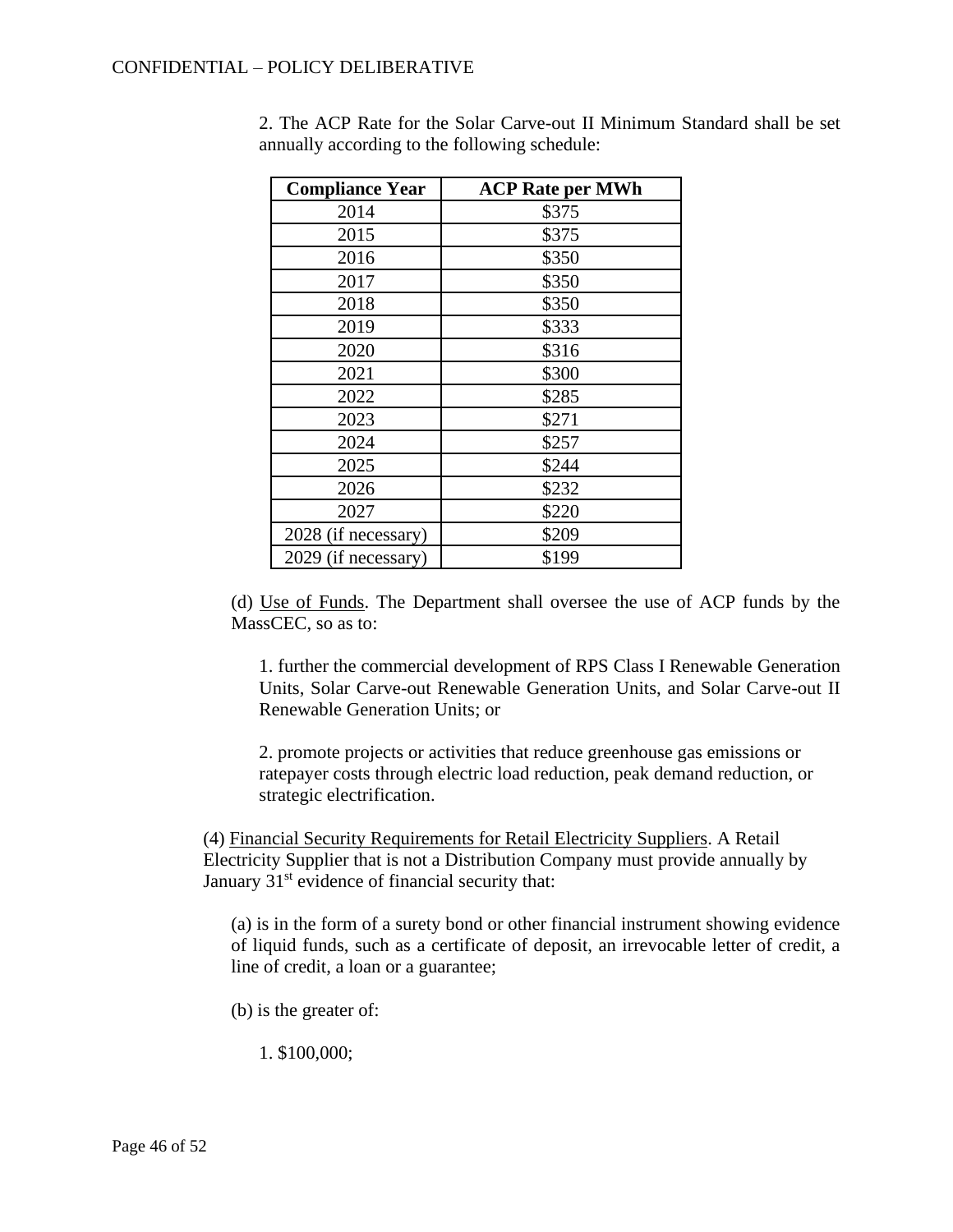2. The ACP Rate for the Solar Carve-out II Minimum Standard shall be set annually according to the following schedule:

| Compliance Year | ACP Rate per MWh |
|---|---|
| 2014 | $375 |
| 2015 | $375 |
| 2016 | $350 |
| 2017 | $350 |
| 2018 | $350 |
| 2019 | $333 |
| 2020 | $316 |
| 2021 | $300 |
| 2022 | $285 |
| 2023 | $271 |
| 2024 | $257 |
| 2025 | $244 |
| 2026 | $232 |
| 2027 | $220 |
| 2028 (if necessary) | $209 |
| 2029 (if necessary) | $199 |

(d) Use of Funds. The Department shall oversee the use of ACP funds by the MassCEC, so as to:

1. further the commercial development of RPS Class I Renewable Generation Units, Solar Carve-out Renewable Generation Units, and Solar Carve-out II Renewable Generation Units; or

2. promote projects or activities that reduce greenhouse gas emissions or ratepayer costs through electric load reduction, peak demand reduction, or strategic electrification.

(4) Financial Security Requirements for Retail Electricity Suppliers. A Retail Electricity Supplier that is not a Distribution Company must provide annually by January 31st evidence of financial security that:

(a) is in the form of a surety bond or other financial instrument showing evidence of liquid funds, such as a certificate of deposit, an irrevocable letter of credit, a line of credit, a loan or a guarantee;

(b) is the greater of:

1. $100,000;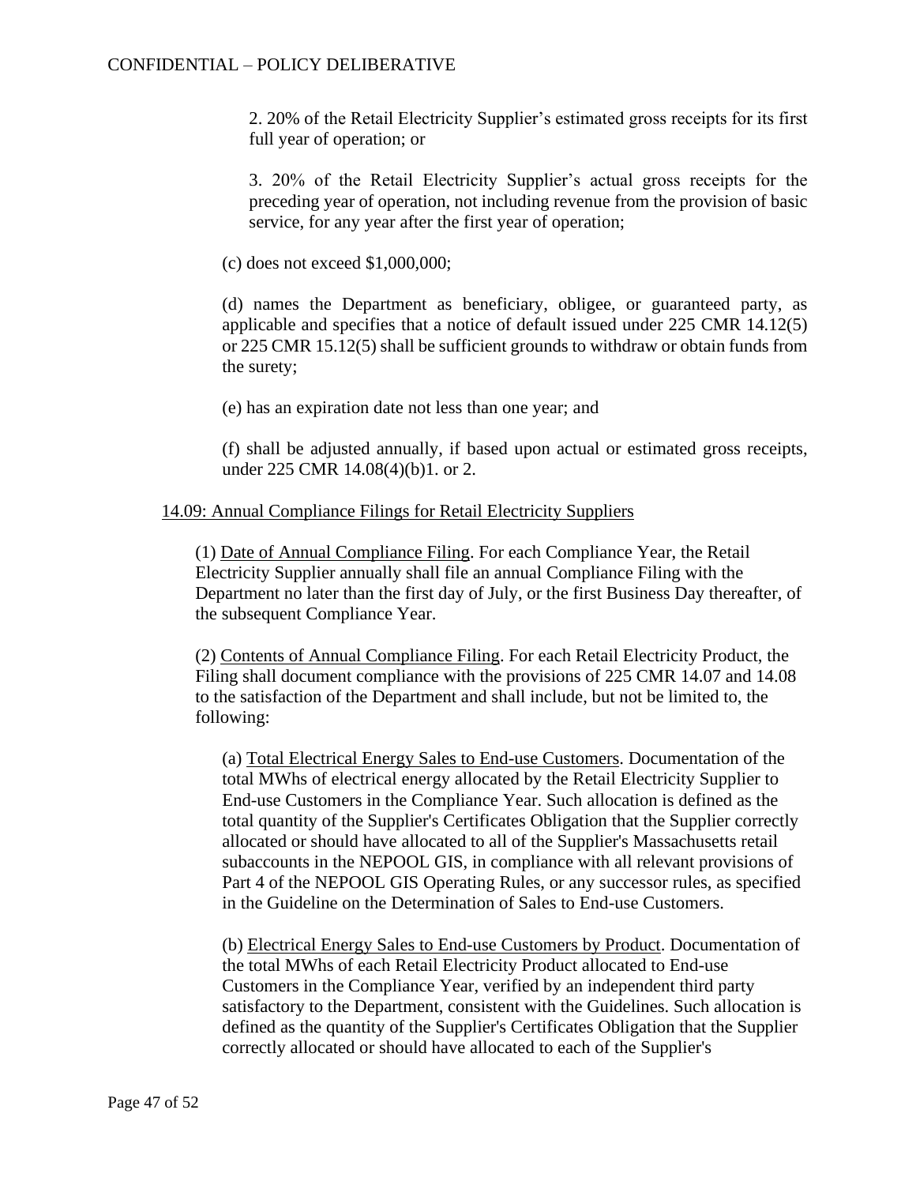2. 20% of the Retail Electricity Supplier's estimated gross receipts for its first full year of operation; or

3. 20% of the Retail Electricity Supplier's actual gross receipts for the preceding year of operation, not including revenue from the provision of basic service, for any year after the first year of operation;

(c) does not exceed $1,000,000;

(d) names the Department as beneficiary, obligee, or guaranteed party, as applicable and specifies that a notice of default issued under 225 CMR 14.12(5) or 225 CMR 15.12(5) shall be sufficient grounds to withdraw or obtain funds from the surety;

(e) has an expiration date not less than one year; and

(f) shall be adjusted annually, if based upon actual or estimated gross receipts, under 225 CMR 14.08(4)(b)1. or 2.

14.09: Annual Compliance Filings for Retail Electricity Suppliers

(1) Date of Annual Compliance Filing. For each Compliance Year, the Retail Electricity Supplier annually shall file an annual Compliance Filing with the Department no later than the first day of July, or the first Business Day thereafter, of the subsequent Compliance Year.

(2) Contents of Annual Compliance Filing. For each Retail Electricity Product, the Filing shall document compliance with the provisions of 225 CMR 14.07 and 14.08 to the satisfaction of the Department and shall include, but not be limited to, the following:

(a) Total Electrical Energy Sales to End-use Customers. Documentation of the total MWhs of electrical energy allocated by the Retail Electricity Supplier to End-use Customers in the Compliance Year. Such allocation is defined as the total quantity of the Supplier's Certificates Obligation that the Supplier correctly allocated or should have allocated to all of the Supplier's Massachusetts retail subaccounts in the NEPOOL GIS, in compliance with all relevant provisions of Part 4 of the NEPOOL GIS Operating Rules, or any successor rules, as specified in the Guideline on the Determination of Sales to End-use Customers.

(b) Electrical Energy Sales to End-use Customers by Product. Documentation of the total MWhs of each Retail Electricity Product allocated to End-use Customers in the Compliance Year, verified by an independent third party satisfactory to the Department, consistent with the Guidelines. Such allocation is defined as the quantity of the Supplier's Certificates Obligation that the Supplier correctly allocated or should have allocated to each of the Supplier's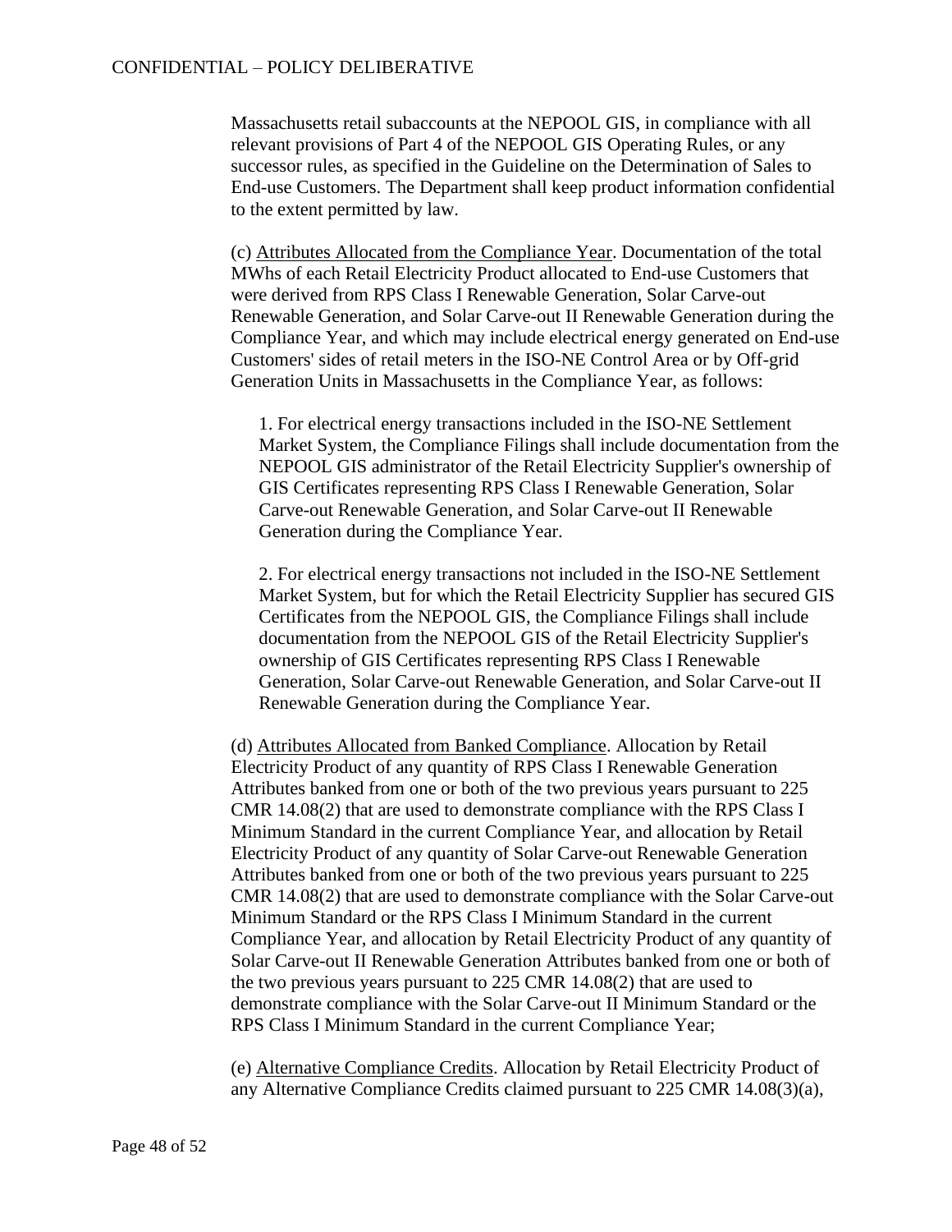Massachusetts retail subaccounts at the NEPOOL GIS, in compliance with all relevant provisions of Part 4 of the NEPOOL GIS Operating Rules, or any successor rules, as specified in the Guideline on the Determination of Sales to End-use Customers. The Department shall keep product information confidential to the extent permitted by law.

(c) Attributes Allocated from the Compliance Year. Documentation of the total MWhs of each Retail Electricity Product allocated to End-use Customers that were derived from RPS Class I Renewable Generation, Solar Carve-out Renewable Generation, and Solar Carve-out II Renewable Generation during the Compliance Year, and which may include electrical energy generated on End-use Customers' sides of retail meters in the ISO-NE Control Area or by Off-grid Generation Units in Massachusetts in the Compliance Year, as follows:

1. For electrical energy transactions included in the ISO-NE Settlement Market System, the Compliance Filings shall include documentation from the NEPOOL GIS administrator of the Retail Electricity Supplier's ownership of GIS Certificates representing RPS Class I Renewable Generation, Solar Carve-out Renewable Generation, and Solar Carve-out II Renewable Generation during the Compliance Year.

2. For electrical energy transactions not included in the ISO-NE Settlement Market System, but for which the Retail Electricity Supplier has secured GIS Certificates from the NEPOOL GIS, the Compliance Filings shall include documentation from the NEPOOL GIS of the Retail Electricity Supplier's ownership of GIS Certificates representing RPS Class I Renewable Generation, Solar Carve-out Renewable Generation, and Solar Carve-out II Renewable Generation during the Compliance Year.

(d) Attributes Allocated from Banked Compliance. Allocation by Retail Electricity Product of any quantity of RPS Class I Renewable Generation Attributes banked from one or both of the two previous years pursuant to 225 CMR 14.08(2) that are used to demonstrate compliance with the RPS Class I Minimum Standard in the current Compliance Year, and allocation by Retail Electricity Product of any quantity of Solar Carve-out Renewable Generation Attributes banked from one or both of the two previous years pursuant to 225 CMR 14.08(2) that are used to demonstrate compliance with the Solar Carve-out Minimum Standard or the RPS Class I Minimum Standard in the current Compliance Year, and allocation by Retail Electricity Product of any quantity of Solar Carve-out II Renewable Generation Attributes banked from one or both of the two previous years pursuant to 225 CMR 14.08(2) that are used to demonstrate compliance with the Solar Carve-out II Minimum Standard or the RPS Class I Minimum Standard in the current Compliance Year;

(e) Alternative Compliance Credits. Allocation by Retail Electricity Product of any Alternative Compliance Credits claimed pursuant to 225 CMR 14.08(3)(a),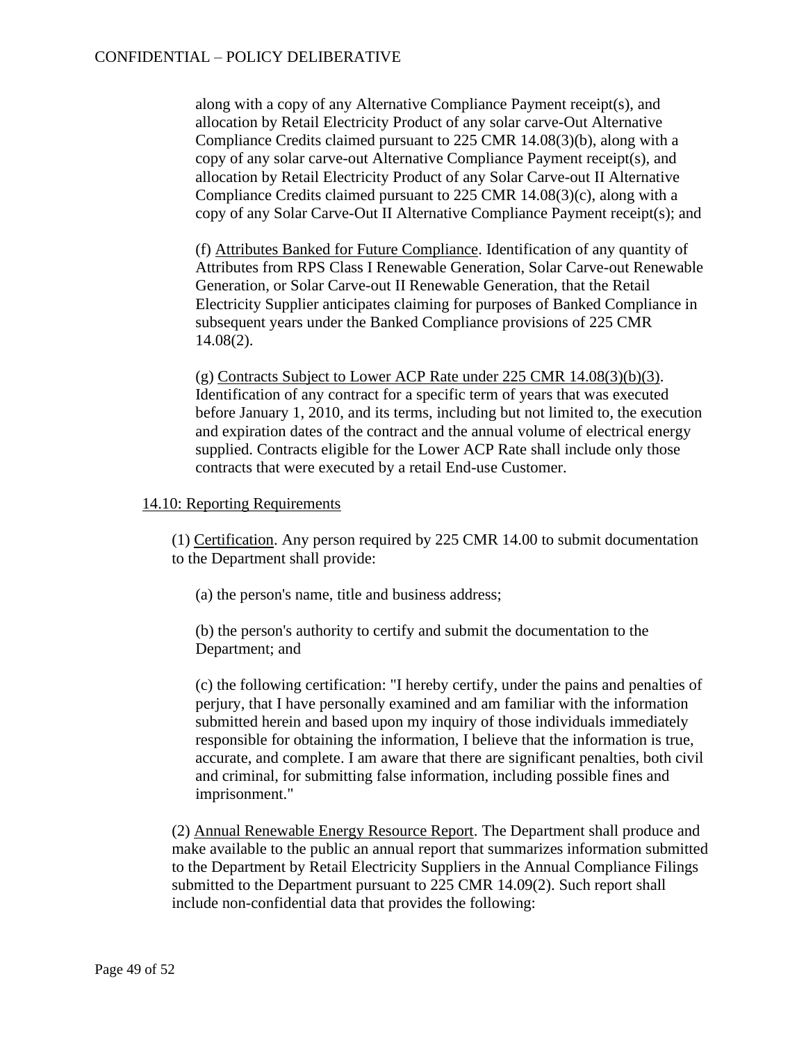along with a copy of any Alternative Compliance Payment receipt(s), and allocation by Retail Electricity Product of any solar carve-Out Alternative Compliance Credits claimed pursuant to 225 CMR 14.08(3)(b), along with a copy of any solar carve-out Alternative Compliance Payment receipt(s), and allocation by Retail Electricity Product of any Solar Carve-out II Alternative Compliance Credits claimed pursuant to 225 CMR 14.08(3)(c), along with a copy of any Solar Carve-Out II Alternative Compliance Payment receipt(s); and

(f) Attributes Banked for Future Compliance. Identification of any quantity of Attributes from RPS Class I Renewable Generation, Solar Carve-out Renewable Generation, or Solar Carve-out II Renewable Generation, that the Retail Electricity Supplier anticipates claiming for purposes of Banked Compliance in subsequent years under the Banked Compliance provisions of 225 CMR 14.08(2).

(g) Contracts Subject to Lower ACP Rate under 225 CMR 14.08(3)(b)(3). Identification of any contract for a specific term of years that was executed before January 1, 2010, and its terms, including but not limited to, the execution and expiration dates of the contract and the annual volume of electrical energy supplied. Contracts eligible for the Lower ACP Rate shall include only those contracts that were executed by a retail End-use Customer.

14.10: Reporting Requirements

(1) Certification. Any person required by 225 CMR 14.00 to submit documentation to the Department shall provide:

(a) the person's name, title and business address;

(b) the person's authority to certify and submit the documentation to the Department; and

(c) the following certification: "I hereby certify, under the pains and penalties of perjury, that I have personally examined and am familiar with the information submitted herein and based upon my inquiry of those individuals immediately responsible for obtaining the information, I believe that the information is true, accurate, and complete. I am aware that there are significant penalties, both civil and criminal, for submitting false information, including possible fines and imprisonment."

(2) Annual Renewable Energy Resource Report. The Department shall produce and make available to the public an annual report that summarizes information submitted to the Department by Retail Electricity Suppliers in the Annual Compliance Filings submitted to the Department pursuant to 225 CMR 14.09(2). Such report shall include non-confidential data that provides the following: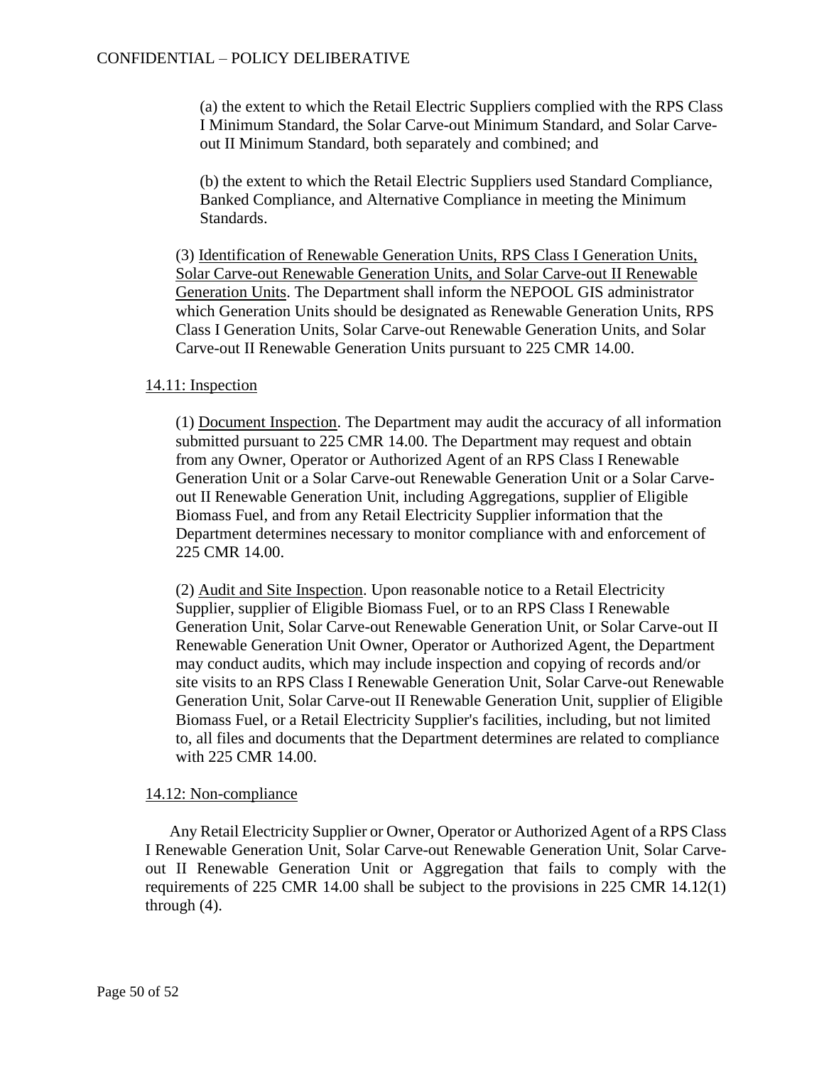(a) the extent to which the Retail Electric Suppliers complied with the RPS Class I Minimum Standard, the Solar Carve-out Minimum Standard, and Solar Carve-out II Minimum Standard, both separately and combined; and

(b) the extent to which the Retail Electric Suppliers used Standard Compliance, Banked Compliance, and Alternative Compliance in meeting the Minimum Standards.

(3) Identification of Renewable Generation Units, RPS Class I Generation Units, Solar Carve-out Renewable Generation Units, and Solar Carve-out II Renewable Generation Units. The Department shall inform the NEPOOL GIS administrator which Generation Units should be designated as Renewable Generation Units, RPS Class I Generation Units, Solar Carve-out Renewable Generation Units, and Solar Carve-out II Renewable Generation Units pursuant to 225 CMR 14.00.

### 14.11: Inspection

(1) Document Inspection. The Department may audit the accuracy of all information submitted pursuant to 225 CMR 14.00. The Department may request and obtain from any Owner, Operator or Authorized Agent of an RPS Class I Renewable Generation Unit or a Solar Carve-out Renewable Generation Unit or a Solar Carve-out II Renewable Generation Unit, including Aggregations, supplier of Eligible Biomass Fuel, and from any Retail Electricity Supplier information that the Department determines necessary to monitor compliance with and enforcement of 225 CMR 14.00.

(2) Audit and Site Inspection. Upon reasonable notice to a Retail Electricity Supplier, supplier of Eligible Biomass Fuel, or to an RPS Class I Renewable Generation Unit, Solar Carve-out Renewable Generation Unit, or Solar Carve-out II Renewable Generation Unit Owner, Operator or Authorized Agent, the Department may conduct audits, which may include inspection and copying of records and/or site visits to an RPS Class I Renewable Generation Unit, Solar Carve-out Renewable Generation Unit, Solar Carve-out II Renewable Generation Unit, supplier of Eligible Biomass Fuel, or a Retail Electricity Supplier's facilities, including, but not limited to, all files and documents that the Department determines are related to compliance with 225 CMR 14.00.

### 14.12: Non-compliance

Any Retail Electricity Supplier or Owner, Operator or Authorized Agent of a RPS Class I Renewable Generation Unit, Solar Carve-out Renewable Generation Unit, Solar Carve-out II Renewable Generation Unit or Aggregation that fails to comply with the requirements of 225 CMR 14.00 shall be subject to the provisions in 225 CMR 14.12(1) through (4).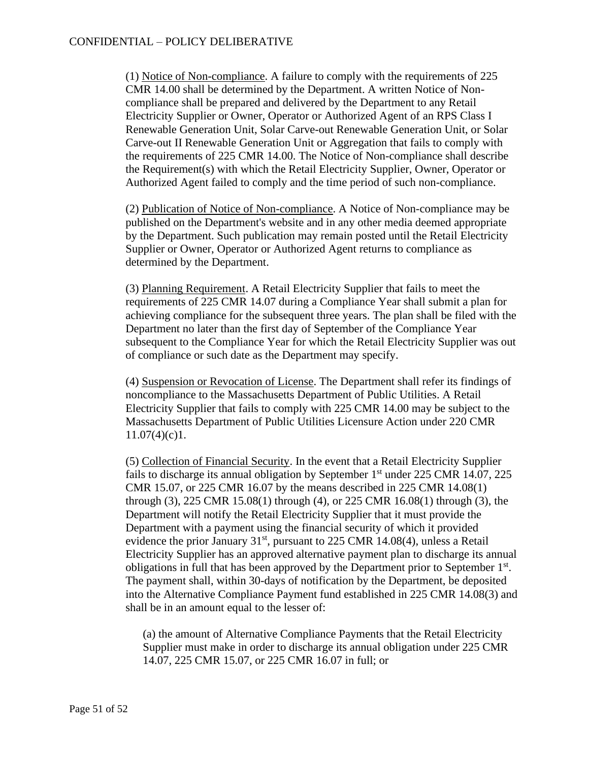(1) Notice of Non-compliance. A failure to comply with the requirements of 225 CMR 14.00 shall be determined by the Department. A written Notice of Non-compliance shall be prepared and delivered by the Department to any Retail Electricity Supplier or Owner, Operator or Authorized Agent of an RPS Class I Renewable Generation Unit, Solar Carve-out Renewable Generation Unit, or Solar Carve-out II Renewable Generation Unit or Aggregation that fails to comply with the requirements of 225 CMR 14.00. The Notice of Non-compliance shall describe the Requirement(s) with which the Retail Electricity Supplier, Owner, Operator or Authorized Agent failed to comply and the time period of such non-compliance.

(2) Publication of Notice of Non-compliance. A Notice of Non-compliance may be published on the Department's website and in any other media deemed appropriate by the Department. Such publication may remain posted until the Retail Electricity Supplier or Owner, Operator or Authorized Agent returns to compliance as determined by the Department.

(3) Planning Requirement. A Retail Electricity Supplier that fails to meet the requirements of 225 CMR 14.07 during a Compliance Year shall submit a plan for achieving compliance for the subsequent three years. The plan shall be filed with the Department no later than the first day of September of the Compliance Year subsequent to the Compliance Year for which the Retail Electricity Supplier was out of compliance or such date as the Department may specify.

(4) Suspension or Revocation of License. The Department shall refer its findings of noncompliance to the Massachusetts Department of Public Utilities. A Retail Electricity Supplier that fails to comply with 225 CMR 14.00 may be subject to the Massachusetts Department of Public Utilities Licensure Action under 220 CMR 11.07(4)(c)1.

(5) Collection of Financial Security. In the event that a Retail Electricity Supplier fails to discharge its annual obligation by September 1st under 225 CMR 14.07, 225 CMR 15.07, or 225 CMR 16.07 by the means described in 225 CMR 14.08(1) through (3), 225 CMR 15.08(1) through (4), or 225 CMR 16.08(1) through (3), the Department will notify the Retail Electricity Supplier that it must provide the Department with a payment using the financial security of which it provided evidence the prior January 31st, pursuant to 225 CMR 14.08(4), unless a Retail Electricity Supplier has an approved alternative payment plan to discharge its annual obligations in full that has been approved by the Department prior to September 1st. The payment shall, within 30-days of notification by the Department, be deposited into the Alternative Compliance Payment fund established in 225 CMR 14.08(3) and shall be in an amount equal to the lesser of:

(a) the amount of Alternative Compliance Payments that the Retail Electricity Supplier must make in order to discharge its annual obligation under 225 CMR 14.07, 225 CMR 15.07, or 225 CMR 16.07 in full; or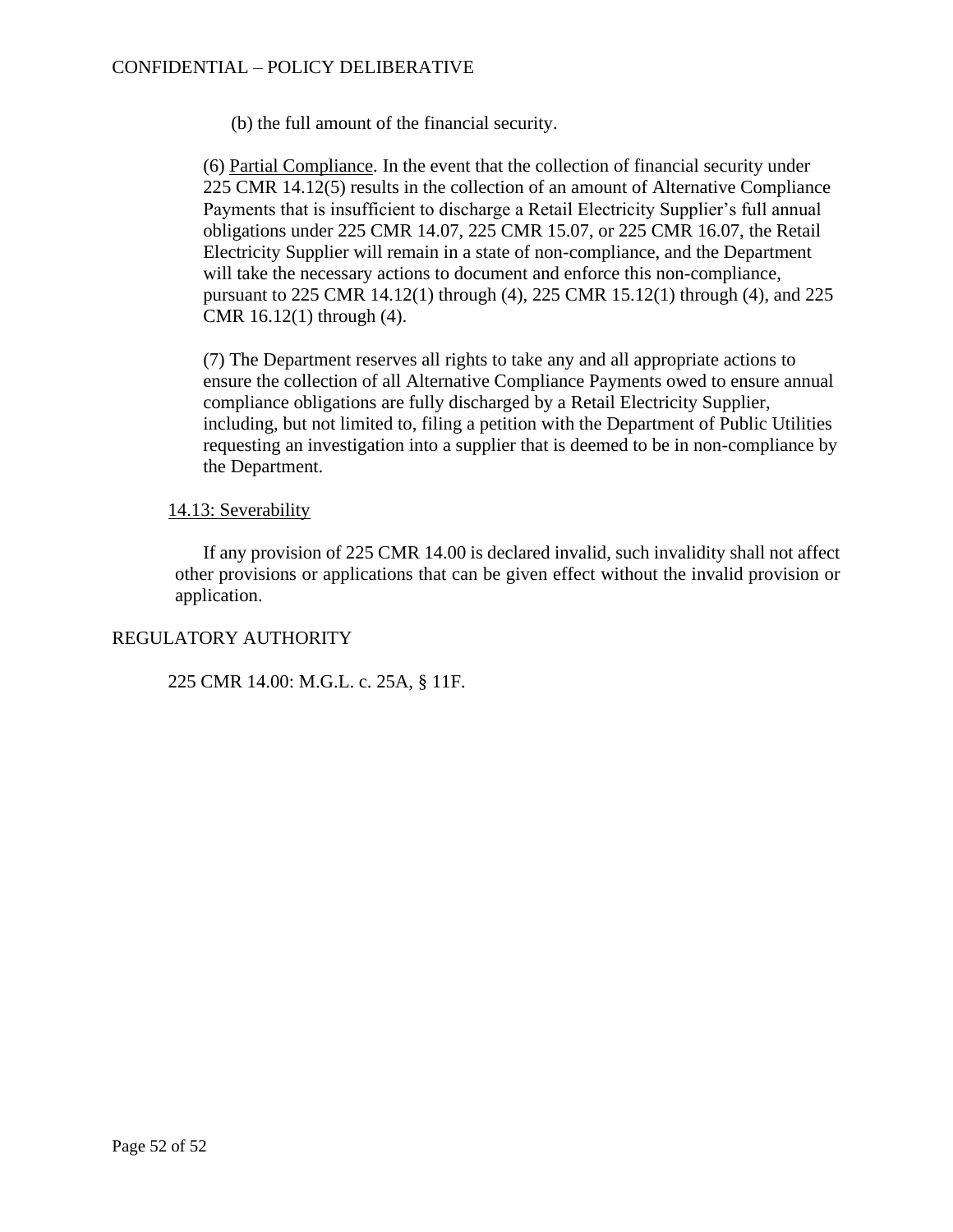(b) the full amount of the financial security.

(6) Partial Compliance. In the event that the collection of financial security under 225 CMR 14.12(5) results in the collection of an amount of Alternative Compliance Payments that is insufficient to discharge a Retail Electricity Supplier's full annual obligations under 225 CMR 14.07, 225 CMR 15.07, or 225 CMR 16.07, the Retail Electricity Supplier will remain in a state of non-compliance, and the Department will take the necessary actions to document and enforce this non-compliance, pursuant to 225 CMR 14.12(1) through (4), 225 CMR 15.12(1) through (4), and 225 CMR 16.12(1) through (4).

(7) The Department reserves all rights to take any and all appropriate actions to ensure the collection of all Alternative Compliance Payments owed to ensure annual compliance obligations are fully discharged by a Retail Electricity Supplier, including, but not limited to, filing a petition with the Department of Public Utilities requesting an investigation into a supplier that is deemed to be in non-compliance by the Department.

14.13: Severability

If any provision of 225 CMR 14.00 is declared invalid, such invalidity shall not affect other provisions or applications that can be given effect without the invalid provision or application.

REGULATORY AUTHORITY

225 CMR 14.00: M.G.L. c. 25A, § 11F.